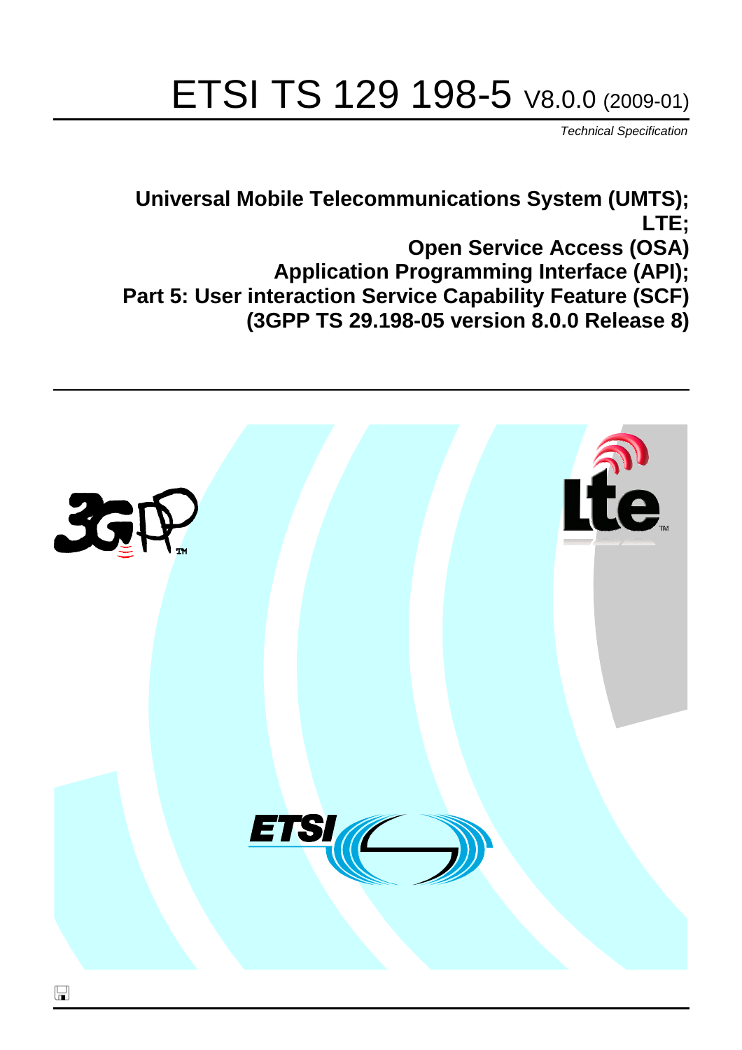# ETSI TS 129 198-5 V8.0.0 (2009-01)

*Technical Specification*

**Universal Mobile Telecommunications System (UMTS); LTE; Open Service Access (OSA) Application Programming Interface (API); Part 5: User interaction Service Capability Feature (SCF) (3GPP TS 29.198-05 version 8.0.0 Release 8)**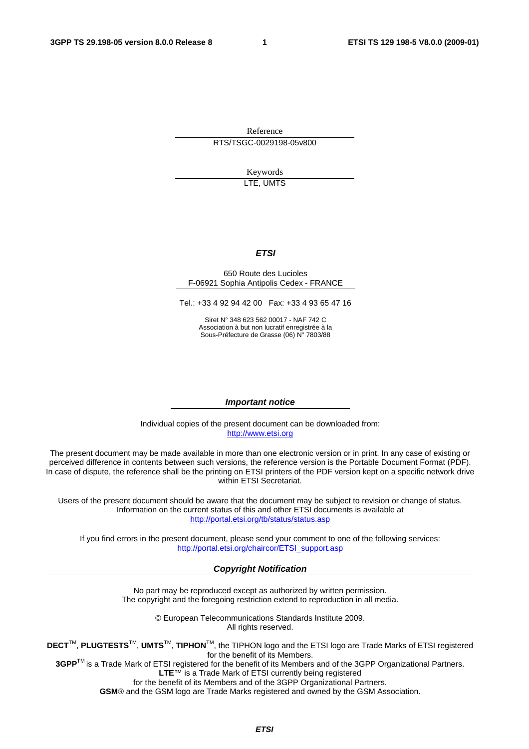Reference

RTS/TSGC-0029198-05v800

Keywords

LTE, UMTS

***ETSI***

650 Route des Lucioles
F-06921 Sophia Antipolis Cedex - FRANCE

Tel.: +33 4 92 94 42 00 Fax: +33 4 93 65 47 16

Siret N° 348 623 562 00017 - NAF 742 C
Association à but non lucratif enregistrée à la
Sous-Préfecture de Grasse (06) N° 7803/88

***Important notice***

Individual copies of the present document can be downloaded from:
http://www.etsi.org

The present document may be made available in more than one electronic version or in print. In any case of existing or perceived difference in contents between such versions, the reference version is the Portable Document Format (PDF). In case of dispute, the reference shall be the printing on ETSI printers of the PDF version kept on a specific network drive within ETSI Secretariat.

Users of the present document should be aware that the document may be subject to revision or change of status. Information on the current status of this and other ETSI documents is available at
http://portal.etsi.org/tb/status/status.asp

If you find errors in the present document, please send your comment to one of the following services:
http://portal.etsi.org/chaircor/ETSI_support.asp

***Copyright Notification***

No part may be reproduced except as authorized by written permission.
The copyright and the foregoing restriction extend to reproduction in all media.

© European Telecommunications Standards Institute 2009.
All rights reserved.

**DECT**TM, **PLUGTESTS**TM, **UMTS**TM, **TIPHON**TM, the TIPHON logo and the ETSI logo are Trade Marks of ETSI registered for the benefit of its Members.
**3GPP**TM is a Trade Mark of ETSI registered for the benefit of its Members and of the 3GPP Organizational Partners.
**LTE**™ is a Trade Mark of ETSI currently being registered
for the benefit of its Members and of the 3GPP Organizational Partners.
**GSM**® and the GSM logo are Trade Marks registered and owned by the GSM Association.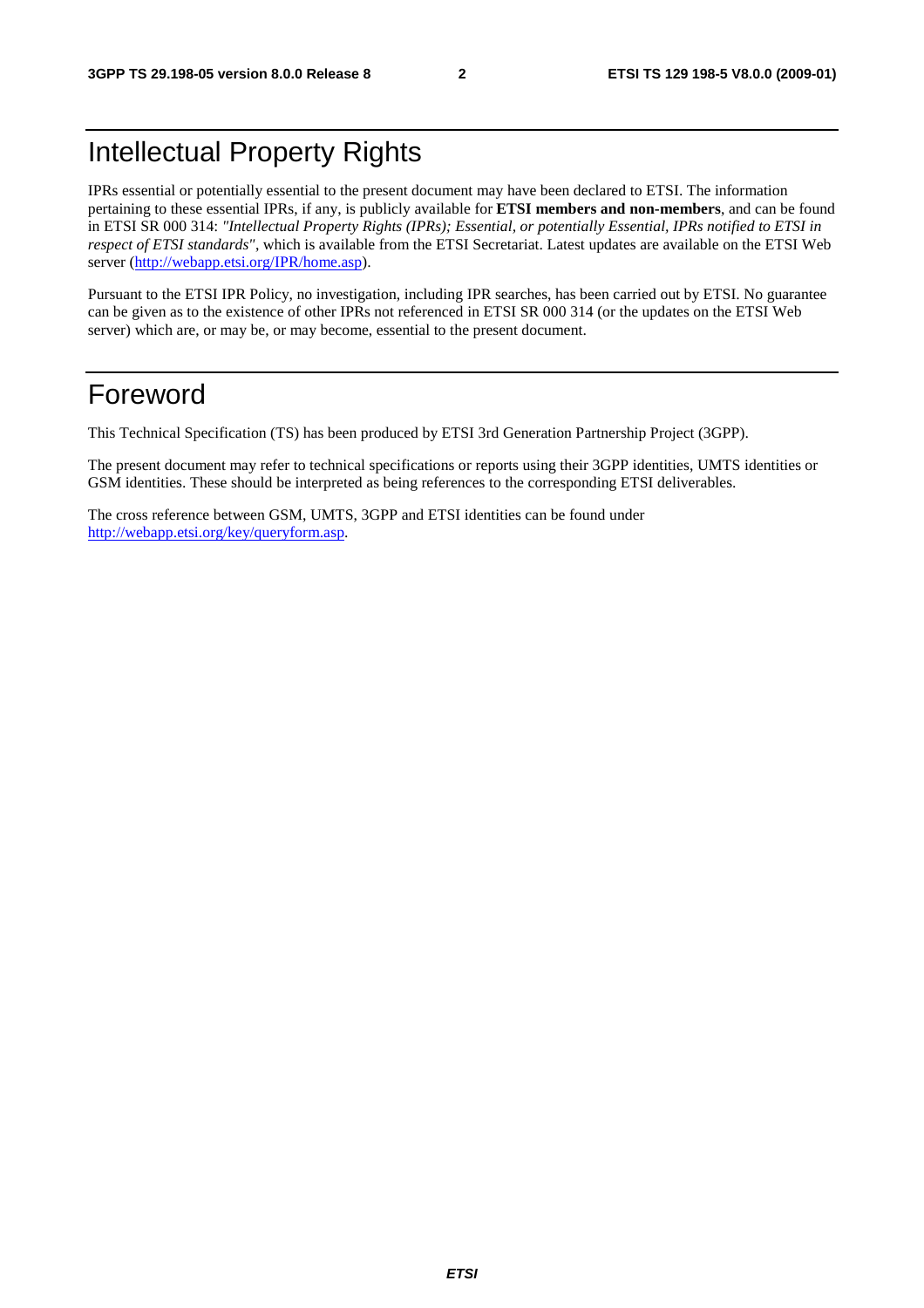# Intellectual Property Rights

IPRs essential or potentially essential to the present document may have been declared to ETSI. The information pertaining to these essential IPRs, if any, is publicly available for **ETSI members and non-members**, and can be found in ETSI SR 000 314: *"Intellectual Property Rights (IPRs); Essential, or potentially Essential, IPRs notified to ETSI in respect of ETSI standards"*, which is available from the ETSI Secretariat. Latest updates are available on the ETSI Web server (http://webapp.etsi.org/IPR/home.asp).

Pursuant to the ETSI IPR Policy, no investigation, including IPR searches, has been carried out by ETSI. No guarantee can be given as to the existence of other IPRs not referenced in ETSI SR 000 314 (or the updates on the ETSI Web server) which are, or may be, or may become, essential to the present document.

# Foreword

This Technical Specification (TS) has been produced by ETSI 3rd Generation Partnership Project (3GPP).

The present document may refer to technical specifications or reports using their 3GPP identities, UMTS identities or GSM identities. These should be interpreted as being references to the corresponding ETSI deliverables.

The cross reference between GSM, UMTS, 3GPP and ETSI identities can be found under http://webapp.etsi.org/key/queryform.asp.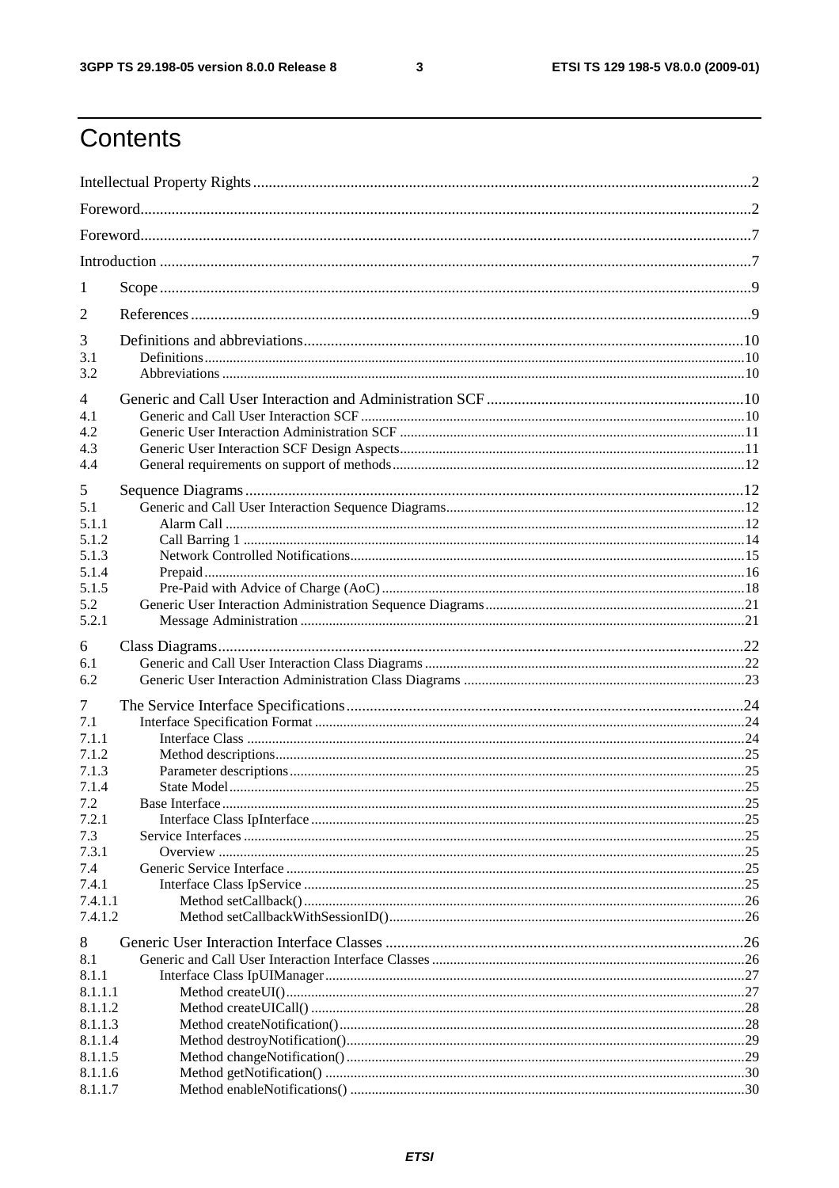# Contents

Intellectual Property Rights ..... 2

Foreword ..... 2

Foreword ..... 7

Introduction ..... 7

1 Scope ..... 9

2 References ..... 9

3 Definitions and abbreviations ..... 10
3.1 Definitions ..... 10
3.2 Abbreviations ..... 10

4 Generic and Call User Interaction and Administration SCF ..... 10
4.1 Generic and Call User Interaction SCF ..... 10
4.2 Generic User Interaction Administration SCF ..... 11
4.3 Generic User Interaction SCF Design Aspects ..... 11
4.4 General requirements on support of methods ..... 12

5 Sequence Diagrams ..... 12
5.1 Generic and Call User Interaction Sequence Diagrams ..... 12
5.1.1 Alarm Call ..... 12
5.1.2 Call Barring 1 ..... 14
5.1.3 Network Controlled Notifications ..... 15
5.1.4 Prepaid ..... 16
5.1.5 Pre-Paid with Advice of Charge (AoC) ..... 18
5.2 Generic User Interaction Administration Sequence Diagrams ..... 21
5.2.1 Message Administration ..... 21

6 Class Diagrams ..... 22
6.1 Generic and Call User Interaction Class Diagrams ..... 22
6.2 Generic User Interaction Administration Class Diagrams ..... 23

7 The Service Interface Specifications ..... 24
7.1 Interface Specification Format ..... 24
7.1.1 Interface Class ..... 24
7.1.2 Method descriptions ..... 25
7.1.3 Parameter descriptions ..... 25
7.1.4 State Model ..... 25
7.2 Base Interface ..... 25
7.2.1 Interface Class IpInterface ..... 25
7.3 Service Interfaces ..... 25
7.3.1 Overview ..... 25
7.4 Generic Service Interface ..... 25
7.4.1 Interface Class IpService ..... 25
7.4.1.1 Method setCallback() ..... 26
7.4.1.2 Method setCallbackWithSessionID() ..... 26

8 Generic User Interaction Interface Classes ..... 26
8.1 Generic and Call User Interaction Interface Classes ..... 26
8.1.1 Interface Class IpUIManager ..... 27
8.1.1.1 Method createUI() ..... 27
8.1.1.2 Method createUICall() ..... 28
8.1.1.3 Method createNotification() ..... 28
8.1.1.4 Method destroyNotification() ..... 29
8.1.1.5 Method changeNotification() ..... 29
8.1.1.6 Method getNotification() ..... 30
8.1.1.7 Method enableNotifications() ..... 30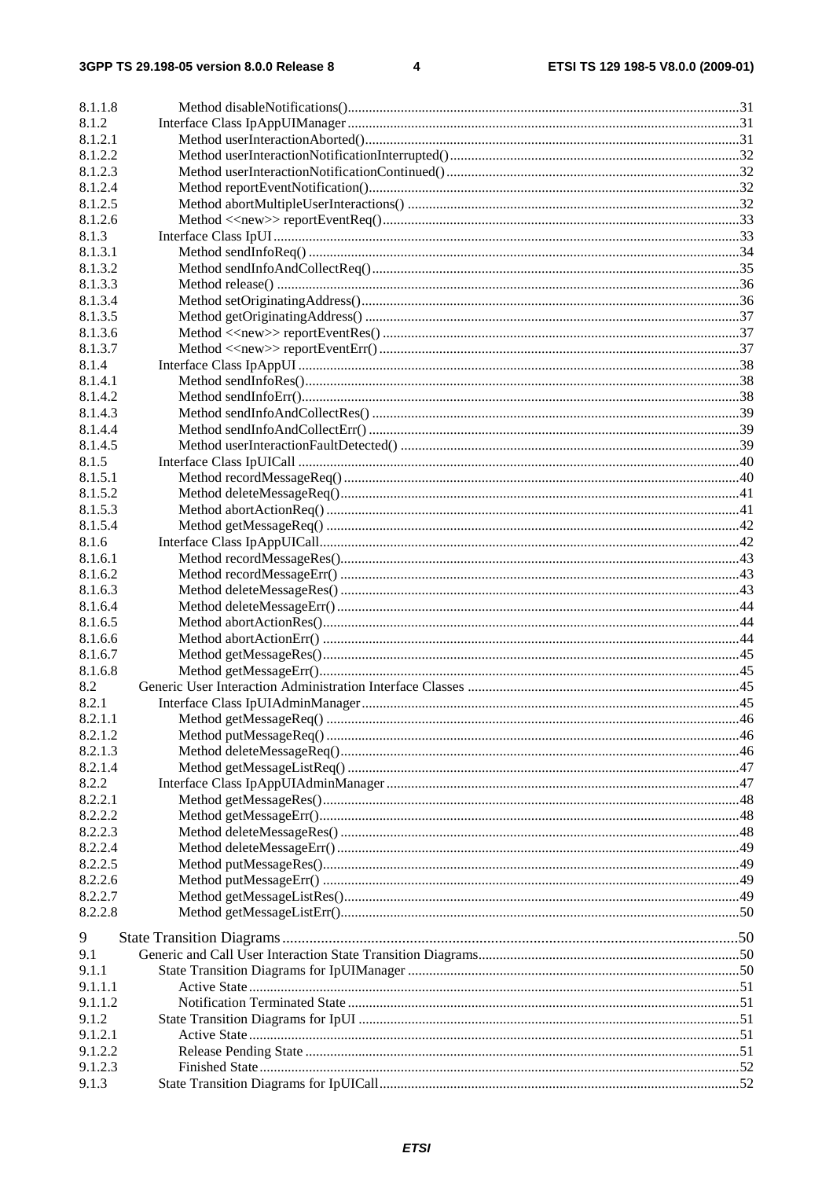| | | |
|---|---|---|
| 8.1.1.8 | Method disableNotifications() | 31 |
| 8.1.2 | Interface Class IpAppUIManager | 31 |
| 8.1.2.1 | Method userInteractionAborted() | 31 |
| 8.1.2.2 | Method userInteractionNotificationInterrupted() | 32 |
| 8.1.2.3 | Method userInteractionNotificationContinued() | 32 |
| 8.1.2.4 | Method reportEventNotification() | 32 |
| 8.1.2.5 | Method abortMultipleUserInteractions() | 32 |
| 8.1.2.6 | Method <<new>> reportEventReq() | 33 |
| 8.1.3 | Interface Class IpUI | 33 |
| 8.1.3.1 | Method sendInfoReq() | 34 |
| 8.1.3.2 | Method sendInfoAndCollectReq() | 35 |
| 8.1.3.3 | Method release() | 36 |
| 8.1.3.4 | Method setOriginatingAddress() | 36 |
| 8.1.3.5 | Method getOriginatingAddress() | 37 |
| 8.1.3.6 | Method <<new>> reportEventRes() | 37 |
| 8.1.3.7 | Method <<new>> reportEventErr() | 37 |
| 8.1.4 | Interface Class IpAppUI | 38 |
| 8.1.4.1 | Method sendInfoRes() | 38 |
| 8.1.4.2 | Method sendInfoErr() | 38 |
| 8.1.4.3 | Method sendInfoAndCollectRes() | 39 |
| 8.1.4.4 | Method sendInfoAndCollectErr() | 39 |
| 8.1.4.5 | Method userInteractionFaultDetected() | 39 |
| 8.1.5 | Interface Class IpUICall | 40 |
| 8.1.5.1 | Method recordMessageReq() | 40 |
| 8.1.5.2 | Method deleteMessageReq() | 41 |
| 8.1.5.3 | Method abortActionReq() | 41 |
| 8.1.5.4 | Method getMessageReq() | 42 |
| 8.1.6 | Interface Class IpAppUICall | 42 |
| 8.1.6.1 | Method recordMessageRes() | 43 |
| 8.1.6.2 | Method recordMessageErr() | 43 |
| 8.1.6.3 | Method deleteMessageRes() | 43 |
| 8.1.6.4 | Method deleteMessageErr() | 44 |
| 8.1.6.5 | Method abortActionRes() | 44 |
| 8.1.6.6 | Method abortActionErr() | 44 |
| 8.1.6.7 | Method getMessageRes() | 45 |
| 8.1.6.8 | Method getMessageErr() | 45 |
| 8.2 | Generic User Interaction Administration Interface Classes | 45 |
| 8.2.1 | Interface Class IpUIAdminManager | 45 |
| 8.2.1.1 | Method getMessageReq() | 46 |
| 8.2.1.2 | Method putMessageReq() | 46 |
| 8.2.1.3 | Method deleteMessageReq() | 46 |
| 8.2.1.4 | Method getMessageListReq() | 47 |
| 8.2.2 | Interface Class IpAppUIAdminManager | 47 |
| 8.2.2.1 | Method getMessageRes() | 48 |
| 8.2.2.2 | Method getMessageErr() | 48 |
| 8.2.2.3 | Method deleteMessageRes() | 48 |
| 8.2.2.4 | Method deleteMessageErr() | 49 |
| 8.2.2.5 | Method putMessageRes() | 49 |
| 8.2.2.6 | Method putMessageErr() | 49 |
| 8.2.2.7 | Method getMessageListRes() | 49 |
| 8.2.2.8 | Method getMessageListErr() | 50 |
| 9 | State Transition Diagrams | 50 |
| 9.1 | Generic and Call User Interaction State Transition Diagrams | 50 |
| 9.1.1 | State Transition Diagrams for IpUIManager | 50 |
| 9.1.1.1 | Active State | 51 |
| 9.1.1.2 | Notification Terminated State | 51 |
| 9.1.2 | State Transition Diagrams for IpUI | 51 |
| 9.1.2.1 | Active State | 51 |
| 9.1.2.2 | Release Pending State | 51 |
| 9.1.2.3 | Finished State | 52 |
| 9.1.3 | State Transition Diagrams for IpUICall | 52 |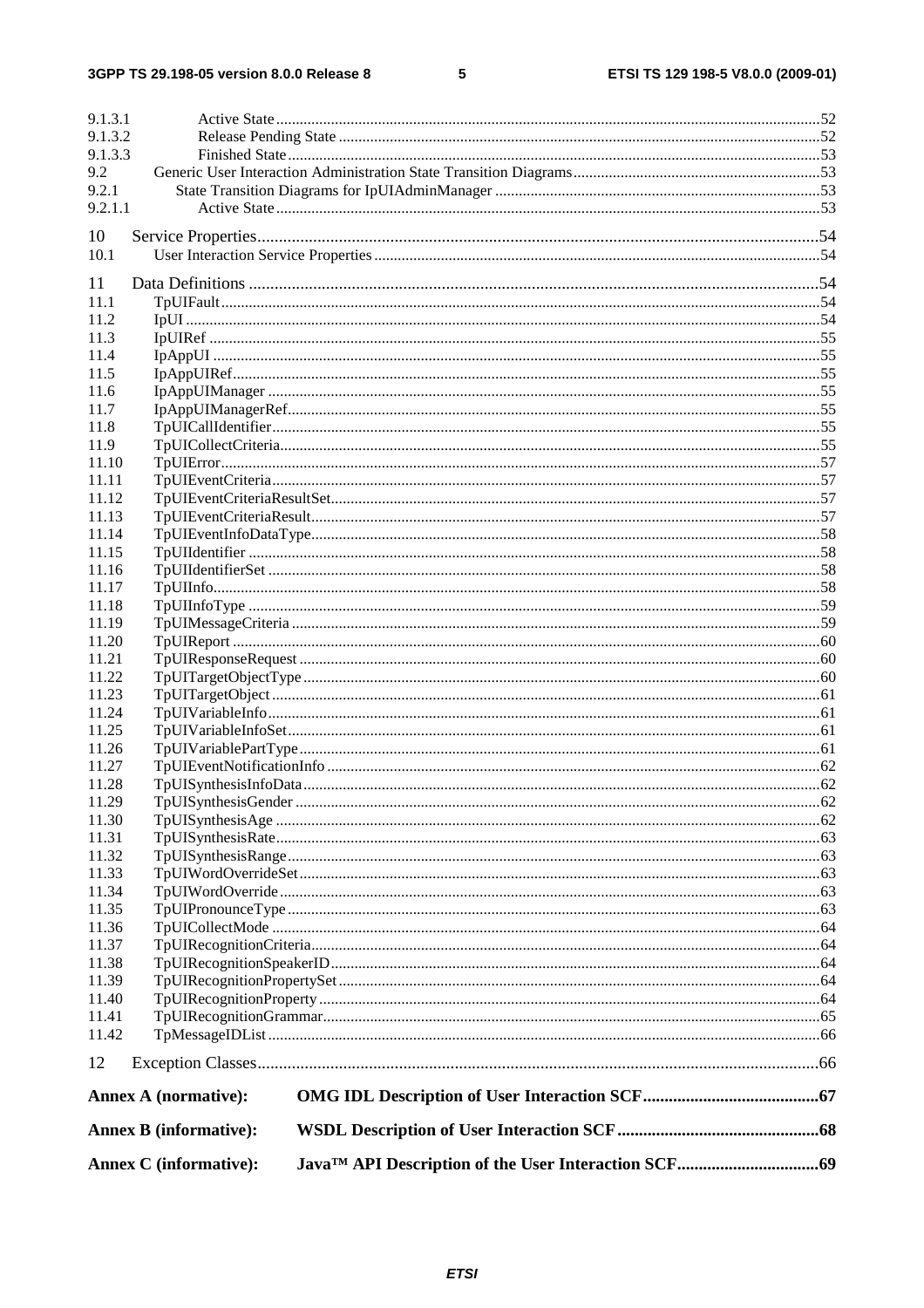9.1.3.1 Active State .....52
9.1.3.2 Release Pending State .....52
9.1.3.3 Finished State .....53
9.2 Generic User Interaction Administration State Transition Diagrams .....53
9.2.1 State Transition Diagrams for IpUIAdminManager .....53
9.2.1.1 Active State .....53

10 Service Properties .....54
10.1 User Interaction Service Properties .....54

11 Data Definitions .....54
11.1 TpUIFault .....54
11.2 IpUI .....54
11.3 IpUIRef .....55
11.4 IpAppUI .....55
11.5 IpAppUIRef .....55
11.6 IpAppUIManager .....55
11.7 IpAppUIManagerRef .....55
11.8 TpUICallIdentifier .....55
11.9 TpUICollectCriteria .....55
11.10 TpUIError .....57
11.11 TpUIEventCriteria .....57
11.12 TpUIEventCriteriaResultSet .....57
11.13 TpUIEventCriteriaResult .....57
11.14 TpUIEventInfoDataType .....58
11.15 TpUIIdentifier .....58
11.16 TpUIIdentifierSet .....58
11.17 TpUIInfo .....58
11.18 TpUIInfoType .....59
11.19 TpUIMessageCriteria .....59
11.20 TpUIReport .....60
11.21 TpUIResponseRequest .....60
11.22 TpUITargetObjectType .....60
11.23 TpUITargetObject .....61
11.24 TpUIVariableInfo .....61
11.25 TpUIVariableInfoSet .....61
11.26 TpUIVariablePartType .....61
11.27 TpUIEventNotificationInfo .....62
11.28 TpUISynthesisInfoData .....62
11.29 TpUISynthesisGender .....62
11.30 TpUISynthesisAge .....62
11.31 TpUISynthesisRate .....63
11.32 TpUISynthesisRange .....63
11.33 TpUIWordOverrideSet .....63
11.34 TpUIWordOverride .....63
11.35 TpUIPronounceType .....63
11.36 TpUICollectMode .....64
11.37 TpUIRecognitionCriteria .....64
11.38 TpUIRecognitionSpeakerID .....64
11.39 TpUIRecognitionPropertySet .....64
11.40 TpUIRecognitionProperty .....64
11.41 TpUIRecognitionGrammar .....65
11.42 TpMessageIDList .....66

12 Exception Classes .....66

**Annex A (normative): OMG IDL Description of User Interaction SCF .....67**

**Annex B (informative): WSDL Description of User Interaction SCF .....68**

**Annex C (informative): Java™ API Description of the User Interaction SCF .....69**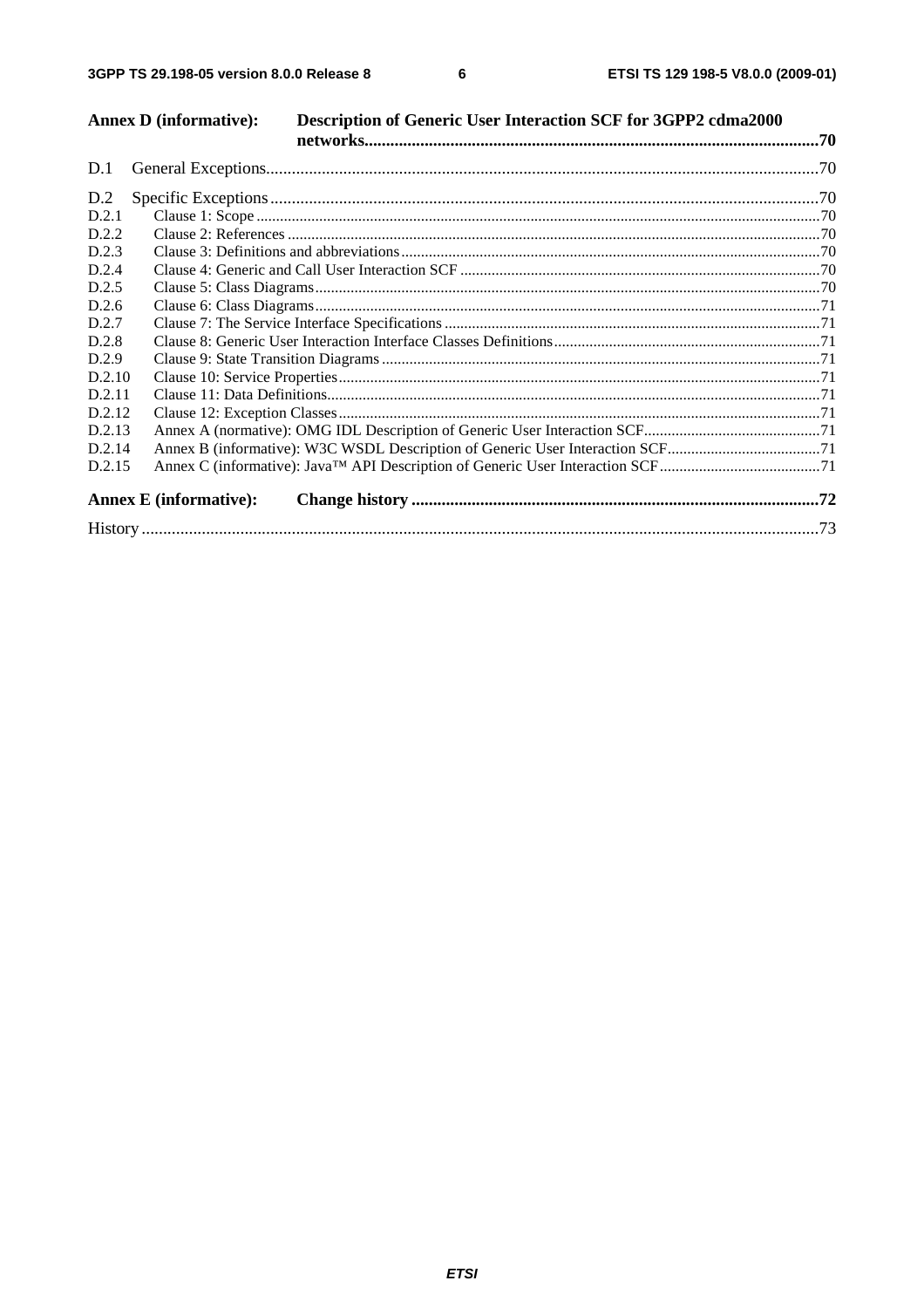Annex D (informative): Description of Generic User Interaction SCF for 3GPP2 cdma2000 networks........................................................................................................70

D.1 General Exceptions................................................................................................................................70

D.2 Specific Exceptions................................................................................................................................70

D.2.1 Clause 1: Scope ..............................................................................................................................70

D.2.2 Clause 2: References .......................................................................................................................70

D.2.3 Clause 3: Definitions and abbreviations..........................................................................................70

D.2.4 Clause 4: Generic and Call User Interaction SCF ...........................................................................70

D.2.5 Clause 5: Class Diagrams................................................................................................................70

D.2.6 Clause 6: Class Diagrams................................................................................................................71

D.2.7 Clause 7: The Service Interface Specifications ...............................................................................71

D.2.8 Clause 8: Generic User Interaction Interface Classes Definitions...................................................71

D.2.9 Clause 9: State Transition Diagrams...............................................................................................71

D.2.10 Clause 10: Service Properties..........................................................................................................71

D.2.11 Clause 11: Data Definitions.............................................................................................................71

D.2.12 Clause 12: Exception Classes..........................................................................................................71

D.2.13 Annex A (normative): OMG IDL Description of Generic User Interaction SCF............................71

D.2.14 Annex B (informative): W3C WSDL Description of Generic User Interaction SCF......................71

D.2.15 Annex C (informative): Java™ API Description of Generic User Interaction SCF........................71

Annex E (informative): Change history .............................................................................................72

History .............................................................................................................................................................73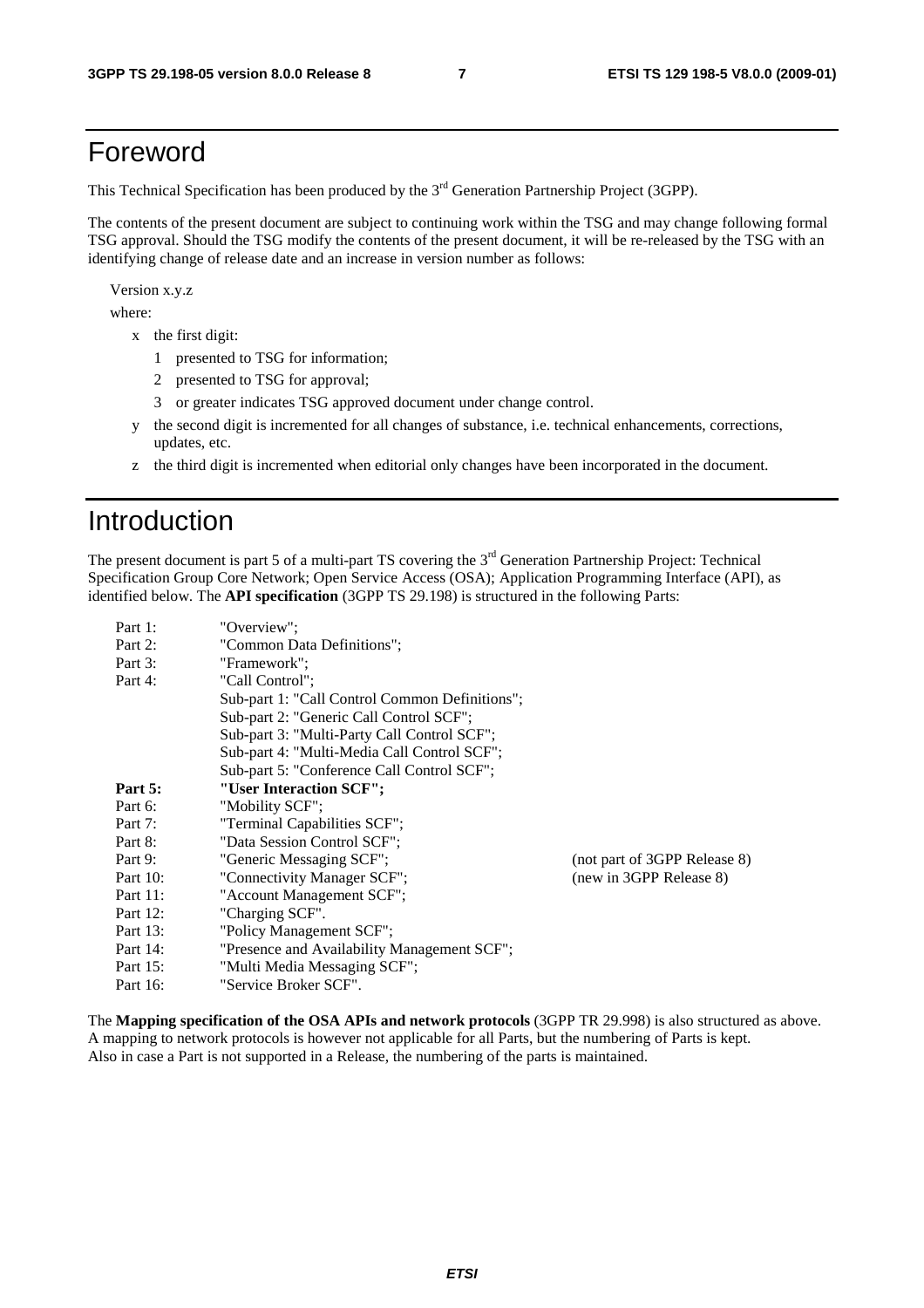# Foreword

This Technical Specification has been produced by the 3rd Generation Partnership Project (3GPP).

The contents of the present document are subject to continuing work within the TSG and may change following formal TSG approval. Should the TSG modify the contents of the present document, it will be re-released by the TSG with an identifying change of release date and an increase in version number as follows:

Version x.y.z

where:

- x the first digit:
  - 1 presented to TSG for information;
  - 2 presented to TSG for approval;
  - 3 or greater indicates TSG approved document under change control.
- y the second digit is incremented for all changes of substance, i.e. technical enhancements, corrections, updates, etc.
- z the third digit is incremented when editorial only changes have been incorporated in the document.

# Introduction

The present document is part 5 of a multi-part TS covering the 3rd Generation Partnership Project: Technical Specification Group Core Network; Open Service Access (OSA); Application Programming Interface (API), as identified below. The **API specification** (3GPP TS 29.198) is structured in the following Parts:

| | | |
|---|---|---|
| Part 1: | "Overview"; | |
| Part 2: | "Common Data Definitions"; | |
| Part 3: | "Framework"; | |
| Part 4: | "Call Control"; | |
| | Sub-part 1: "Call Control Common Definitions"; | |
| | Sub-part 2: "Generic Call Control SCF"; | |
| | Sub-part 3: "Multi-Party Call Control SCF"; | |
| | Sub-part 4: "Multi-Media Call Control SCF"; | |
| | Sub-part 5: "Conference Call Control SCF"; | |
| **Part 5:** | **"User Interaction SCF";** | |
| Part 6: | "Mobility SCF"; | |
| Part 7: | "Terminal Capabilities SCF"; | |
| Part 8: | "Data Session Control SCF"; | |
| Part 9: | "Generic Messaging SCF"; | (not part of 3GPP Release 8) |
| Part 10: | "Connectivity Manager SCF"; | (new in 3GPP Release 8) |
| Part 11: | "Account Management SCF"; | |
| Part 12: | "Charging SCF". | |
| Part 13: | "Policy Management SCF"; | |
| Part 14: | "Presence and Availability Management SCF"; | |
| Part 15: | "Multi Media Messaging SCF"; | |
| Part 16: | "Service Broker SCF". | |

The **Mapping specification of the OSA APIs and network protocols** (3GPP TR 29.998) is also structured as above. A mapping to network protocols is however not applicable for all Parts, but the numbering of Parts is kept. Also in case a Part is not supported in a Release, the numbering of the parts is maintained.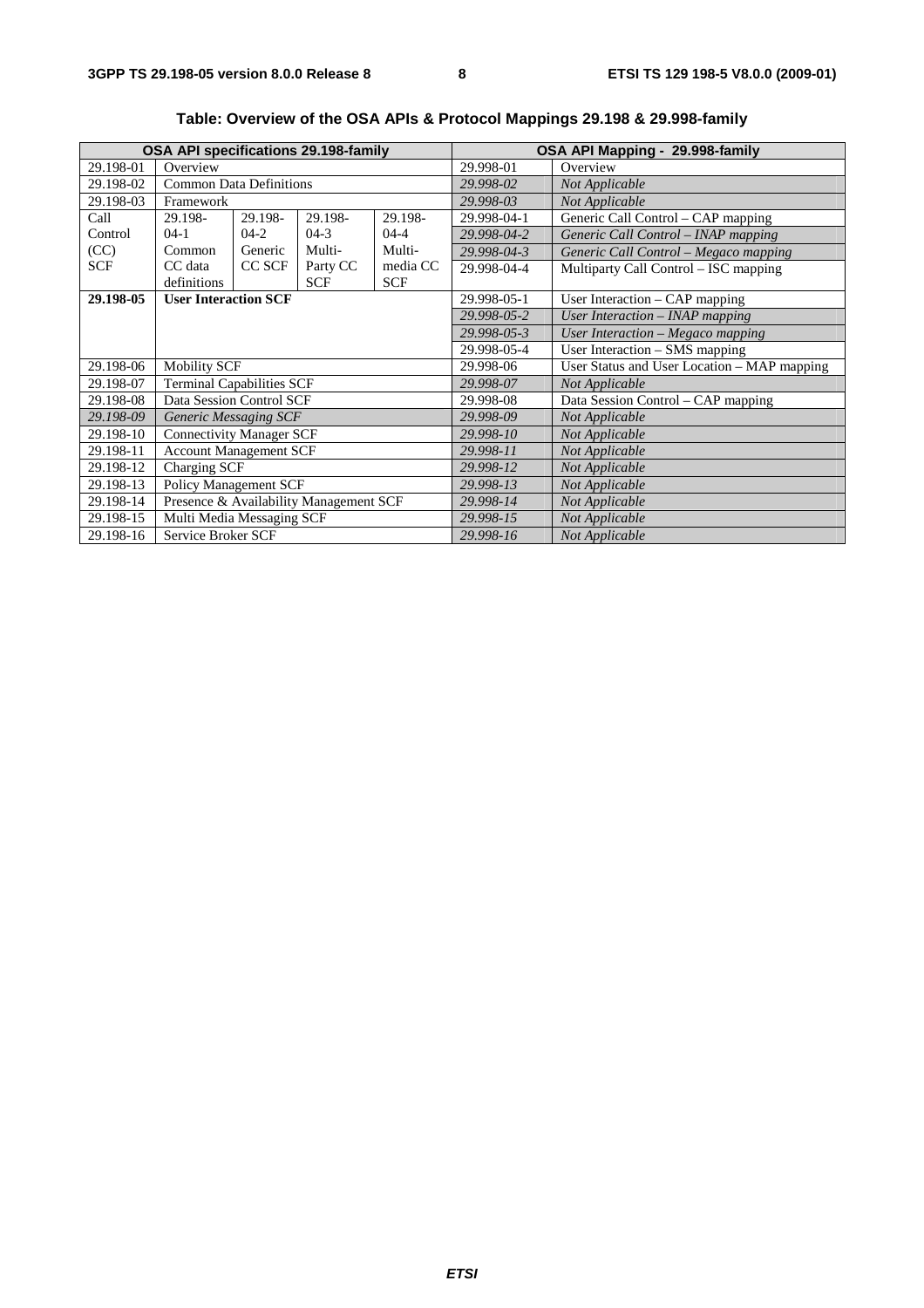**Table: Overview of the OSA APIs & Protocol Mappings 29.198 & 29.998-family**

| OSA API specifications 29.198-family | | | | | OSA API Mapping - 29.998-family | |
|---|---|---|---|---|---|---|
| 29.198-01 | Overview | | | | 29.998-01 | Overview |
| 29.198-02 | Common Data Definitions | | | | *29.998-02* | *Not Applicable* |
| 29.198-03 | Framework | | | | *29.998-03* | *Not Applicable* |
| Call Control (CC) SCF | 29.198-04-1 Common CC data definitions | 29.198-04-2 Generic CC SCF | 29.198-04-3 Multi-Party CC SCF | 29.198-04-4 Multi-media CC SCF | 29.998-04-1 | Generic Call Control – CAP mapping |
| | | | | | *29.998-04-2* | *Generic Call Control – INAP mapping* |
| | | | | | *29.998-04-3* | *Generic Call Control – Megaco mapping* |
| | | | | | 29.998-04-4 | Multiparty Call Control – ISC mapping |
| **29.198-05** | **User Interaction SCF** | | | | 29.998-05-1 | User Interaction – CAP mapping |
| | | | | | *29.998-05-2* | *User Interaction – INAP mapping* |
| | | | | | *29.998-05-3* | *User Interaction – Megaco mapping* |
| | | | | | 29.998-05-4 | User Interaction – SMS mapping |
| 29.198-06 | Mobility SCF | | | | 29.998-06 | User Status and User Location – MAP mapping |
| 29.198-07 | Terminal Capabilities SCF | | | | *29.998-07* | *Not Applicable* |
| 29.198-08 | Data Session Control SCF | | | | 29.998-08 | Data Session Control – CAP mapping |
| *29.198-09* | *Generic Messaging SCF* | | | | *29.998-09* | *Not Applicable* |
| 29.198-10 | Connectivity Manager SCF | | | | *29.998-10* | *Not Applicable* |
| 29.198-11 | Account Management SCF | | | | *29.998-11* | *Not Applicable* |
| 29.198-12 | Charging SCF | | | | *29.998-12* | *Not Applicable* |
| 29.198-13 | Policy Management SCF | | | | *29.998-13* | *Not Applicable* |
| 29.198-14 | Presence & Availability Management SCF | | | | *29.998-14* | *Not Applicable* |
| 29.198-15 | Multi Media Messaging SCF | | | | *29.998-15* | *Not Applicable* |
| 29.198-16 | Service Broker SCF | | | | *29.998-16* | *Not Applicable* |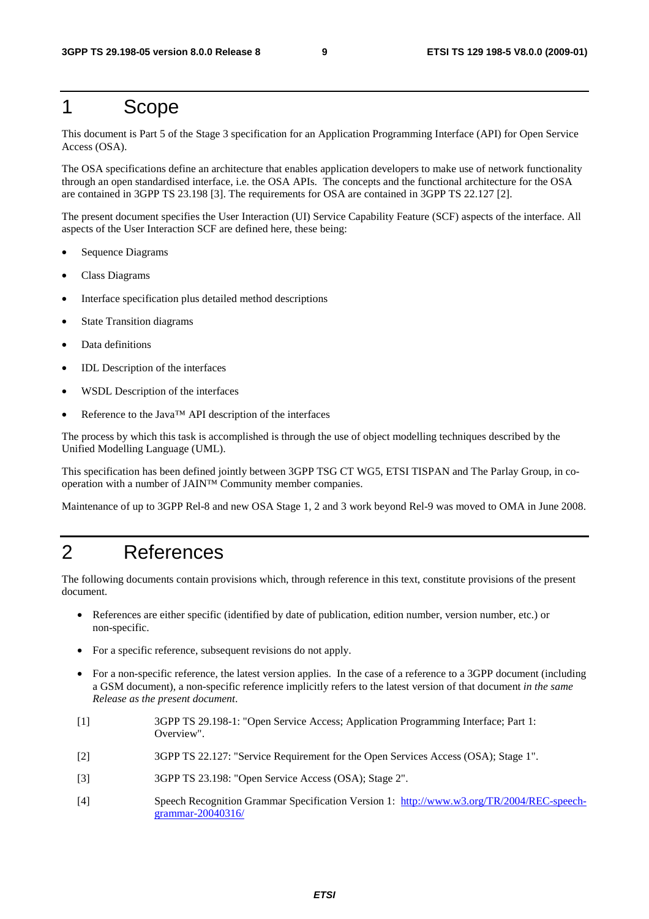# 1 Scope

This document is Part 5 of the Stage 3 specification for an Application Programming Interface (API) for Open Service Access (OSA).

The OSA specifications define an architecture that enables application developers to make use of network functionality through an open standardised interface, i.e. the OSA APIs. The concepts and the functional architecture for the OSA are contained in 3GPP TS 23.198 [3]. The requirements for OSA are contained in 3GPP TS 22.127 [2].

The present document specifies the User Interaction (UI) Service Capability Feature (SCF) aspects of the interface. All aspects of the User Interaction SCF are defined here, these being:

- Sequence Diagrams
- Class Diagrams
- Interface specification plus detailed method descriptions
- State Transition diagrams
- Data definitions
- IDL Description of the interfaces
- WSDL Description of the interfaces
- Reference to the Java™ API description of the interfaces

The process by which this task is accomplished is through the use of object modelling techniques described by the Unified Modelling Language (UML).

This specification has been defined jointly between 3GPP TSG CT WG5, ETSI TISPAN and The Parlay Group, in co-operation with a number of JAIN™ Community member companies.

Maintenance of up to 3GPP Rel-8 and new OSA Stage 1, 2 and 3 work beyond Rel-9 was moved to OMA in June 2008.

# 2 References

The following documents contain provisions which, through reference in this text, constitute provisions of the present document.

- References are either specific (identified by date of publication, edition number, version number, etc.) or non-specific.
- For a specific reference, subsequent revisions do not apply.
- For a non-specific reference, the latest version applies. In the case of a reference to a 3GPP document (including a GSM document), a non-specific reference implicitly refers to the latest version of that document *in the same Release as the present document*.

[1] 3GPP TS 29.198-1: "Open Service Access; Application Programming Interface; Part 1: Overview".

[2] 3GPP TS 22.127: "Service Requirement for the Open Services Access (OSA); Stage 1".

[3] 3GPP TS 23.198: "Open Service Access (OSA); Stage 2".

[4] Speech Recognition Grammar Specification Version 1: http://www.w3.org/TR/2004/REC-speech-grammar-20040316/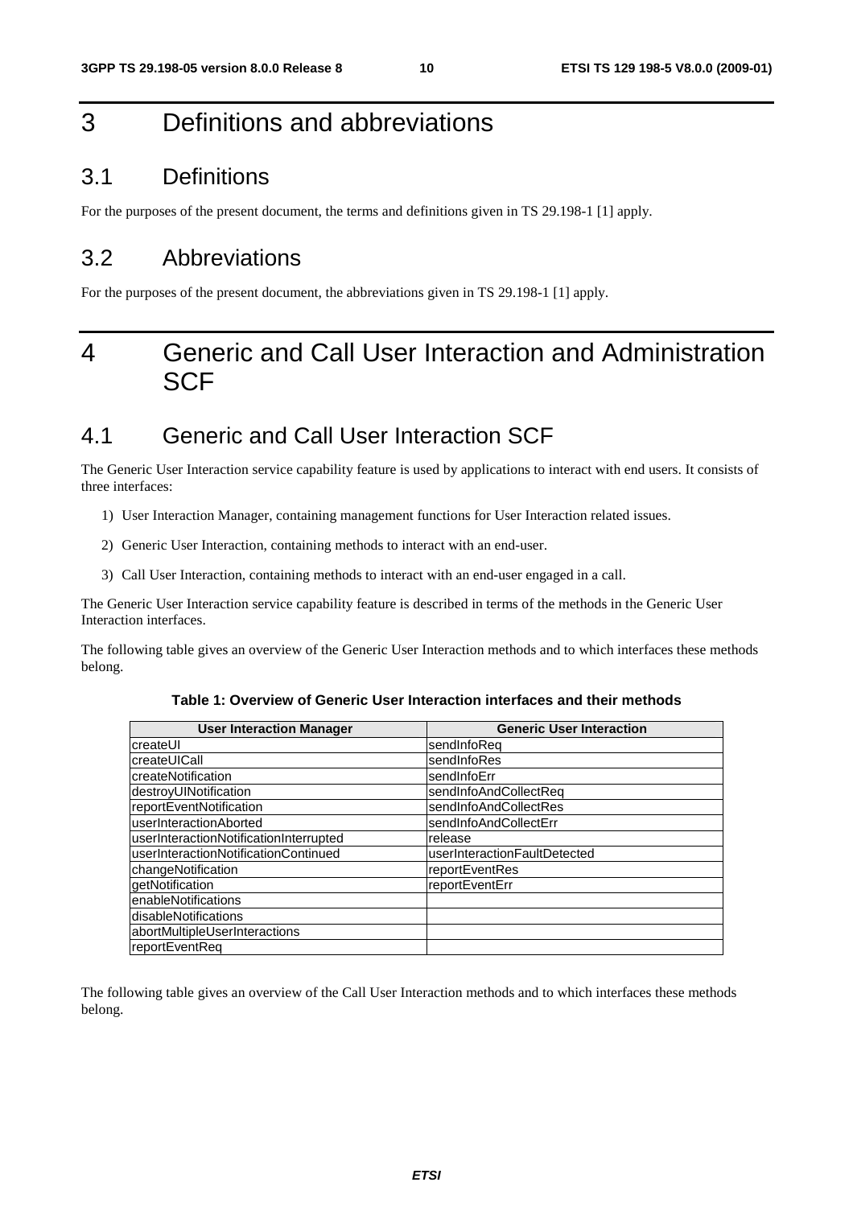# 3 Definitions and abbreviations

## 3.1 Definitions

For the purposes of the present document, the terms and definitions given in TS 29.198-1 [1] apply.

## 3.2 Abbreviations

For the purposes of the present document, the abbreviations given in TS 29.198-1 [1] apply.

# 4 Generic and Call User Interaction and Administration SCF

## 4.1 Generic and Call User Interaction SCF

The Generic User Interaction service capability feature is used by applications to interact with end users. It consists of three interfaces:

1) User Interaction Manager, containing management functions for User Interaction related issues.

2) Generic User Interaction, containing methods to interact with an end-user.

3) Call User Interaction, containing methods to interact with an end-user engaged in a call.

The Generic User Interaction service capability feature is described in terms of the methods in the Generic User Interaction interfaces.

The following table gives an overview of the Generic User Interaction methods and to which interfaces these methods belong.

**Table 1: Overview of Generic User Interaction interfaces and their methods**

| User Interaction Manager | Generic User Interaction |
| --- | --- |
| createUI | sendInfoReq |
| createUICall | sendInfoRes |
| createNotification | sendInfoErr |
| destroyUINotification | sendInfoAndCollectReq |
| reportEventNotification | sendInfoAndCollectRes |
| userInteractionAborted | sendInfoAndCollectErr |
| userInteractionNotificationInterrupted | release |
| userInteractionNotificationContinued | userInteractionFaultDetected |
| changeNotification | reportEventRes |
| getNotification | reportEventErr |
| enableNotifications | |
| disableNotifications | |
| abortMultipleUserInteractions | |
| reportEventReq | |

The following table gives an overview of the Call User Interaction methods and to which interfaces these methods belong.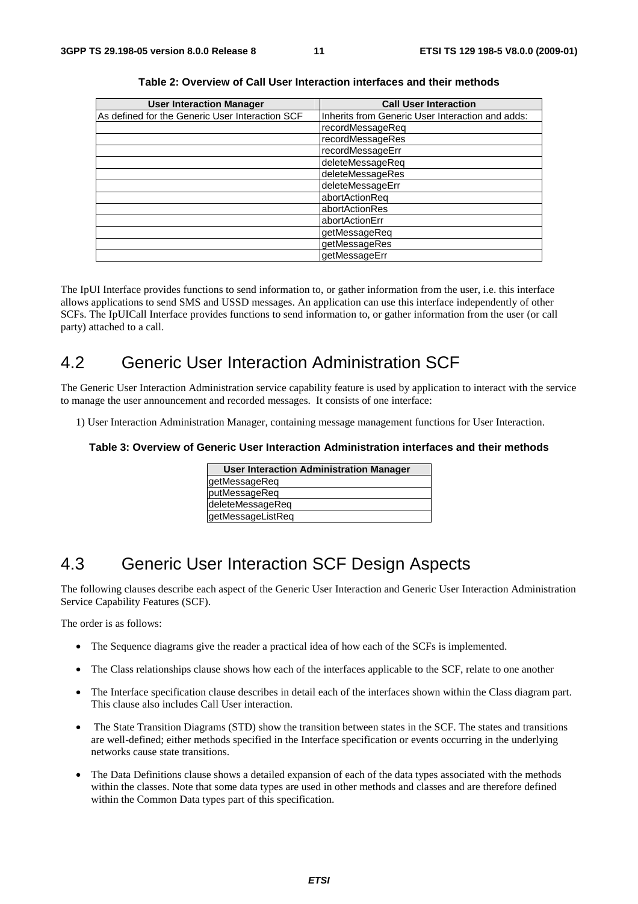**Table 2: Overview of Call User Interaction interfaces and their methods**

| User Interaction Manager | Call User Interaction |
|---|---|
| As defined for the Generic User Interaction SCF | Inherits from Generic User Interaction and adds: |
| | recordMessageReq |
| | recordMessageRes |
| | recordMessageErr |
| | deleteMessageReq |
| | deleteMessageRes |
| | deleteMessageErr |
| | abortActionReq |
| | abortActionRes |
| | abortActionErr |
| | getMessageReq |
| | getMessageRes |
| | getMessageErr |

The IpUI Interface provides functions to send information to, or gather information from the user, i.e. this interface allows applications to send SMS and USSD messages. An application can use this interface independently of other SCFs. The IpUICall Interface provides functions to send information to, or gather information from the user (or call party) attached to a call.

# 4.2 Generic User Interaction Administration SCF

The Generic User Interaction Administration service capability feature is used by application to interact with the service to manage the user announcement and recorded messages. It consists of one interface:

1) User Interaction Administration Manager, containing message management functions for User Interaction.

**Table 3: Overview of Generic User Interaction Administration interfaces and their methods**

| User Interaction Administration Manager |
|---|
| getMessageReq |
| putMessageReq |
| deleteMessageReq |
| getMessageListReq |

# 4.3 Generic User Interaction SCF Design Aspects

The following clauses describe each aspect of the Generic User Interaction and Generic User Interaction Administration Service Capability Features (SCF).

The order is as follows:

- The Sequence diagrams give the reader a practical idea of how each of the SCFs is implemented.
- The Class relationships clause shows how each of the interfaces applicable to the SCF, relate to one another
- The Interface specification clause describes in detail each of the interfaces shown within the Class diagram part. This clause also includes Call User interaction.
- The State Transition Diagrams (STD) show the transition between states in the SCF. The states and transitions are well-defined; either methods specified in the Interface specification or events occurring in the underlying networks cause state transitions.
- The Data Definitions clause shows a detailed expansion of each of the data types associated with the methods within the classes. Note that some data types are used in other methods and classes and are therefore defined within the Common Data types part of this specification.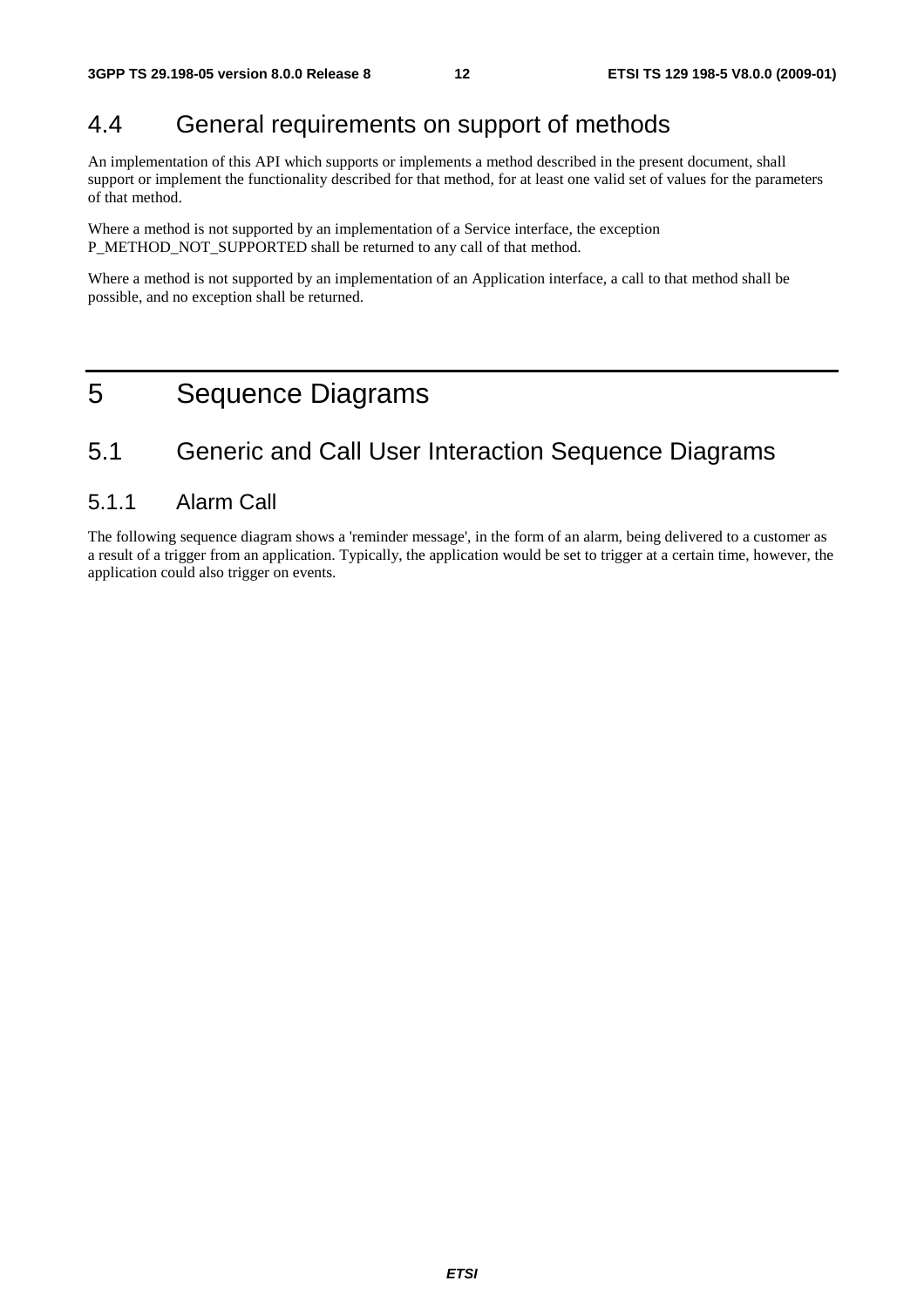## 4.4 General requirements on support of methods

An implementation of this API which supports or implements a method described in the present document, shall support or implement the functionality described for that method, for at least one valid set of values for the parameters of that method.

Where a method is not supported by an implementation of a Service interface, the exception P_METHOD_NOT_SUPPORTED shall be returned to any call of that method.

Where a method is not supported by an implementation of an Application interface, a call to that method shall be possible, and no exception shall be returned.

# 5 Sequence Diagrams

## 5.1 Generic and Call User Interaction Sequence Diagrams

### 5.1.1 Alarm Call

The following sequence diagram shows a 'reminder message', in the form of an alarm, being delivered to a customer as a result of a trigger from an application. Typically, the application would be set to trigger at a certain time, however, the application could also trigger on events.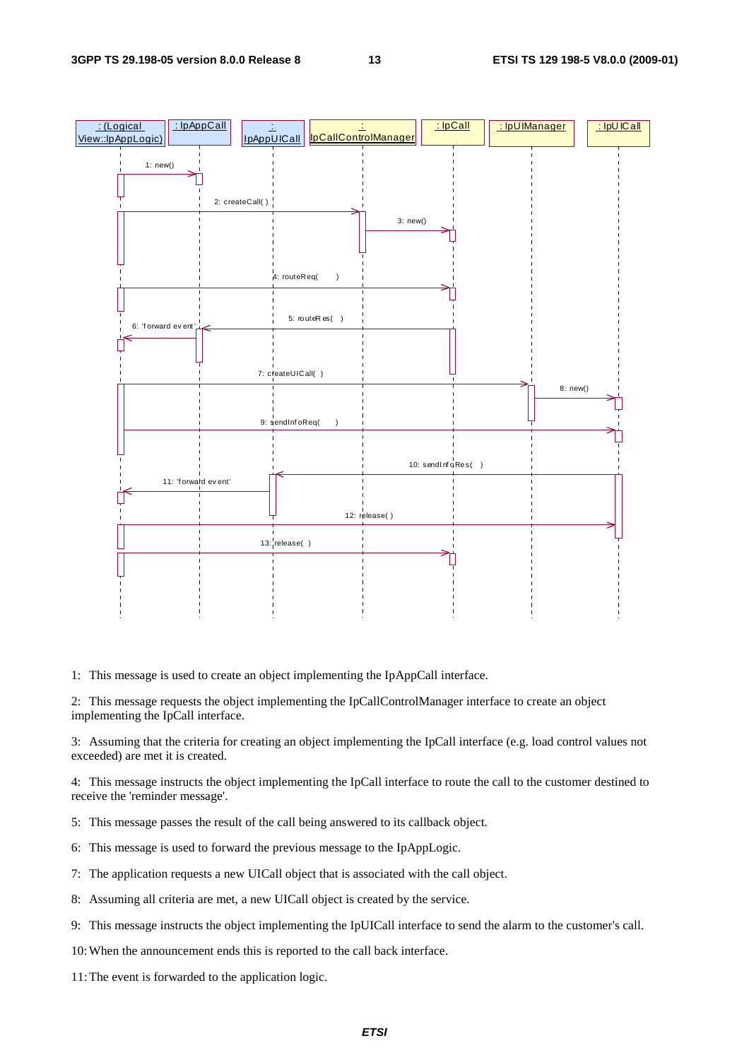1: This message is used to create an object implementing the IpAppCall interface.

2: This message requests the object implementing the IpCallControlManager interface to create an object implementing the IpCall interface.

3: Assuming that the criteria for creating an object implementing the IpCall interface (e.g. load control values not exceeded) are met it is created.

4: This message instructs the object implementing the IpCall interface to route the call to the customer destined to receive the 'reminder message'.

5: This message passes the result of the call being answered to its callback object.

6: This message is used to forward the previous message to the IpAppLogic.

7: The application requests a new UICall object that is associated with the call object.

8: Assuming all criteria are met, a new UICall object is created by the service.

9: This message instructs the object implementing the IpUICall interface to send the alarm to the customer's call.

10: When the announcement ends this is reported to the call back interface.

11: The event is forwarded to the application logic.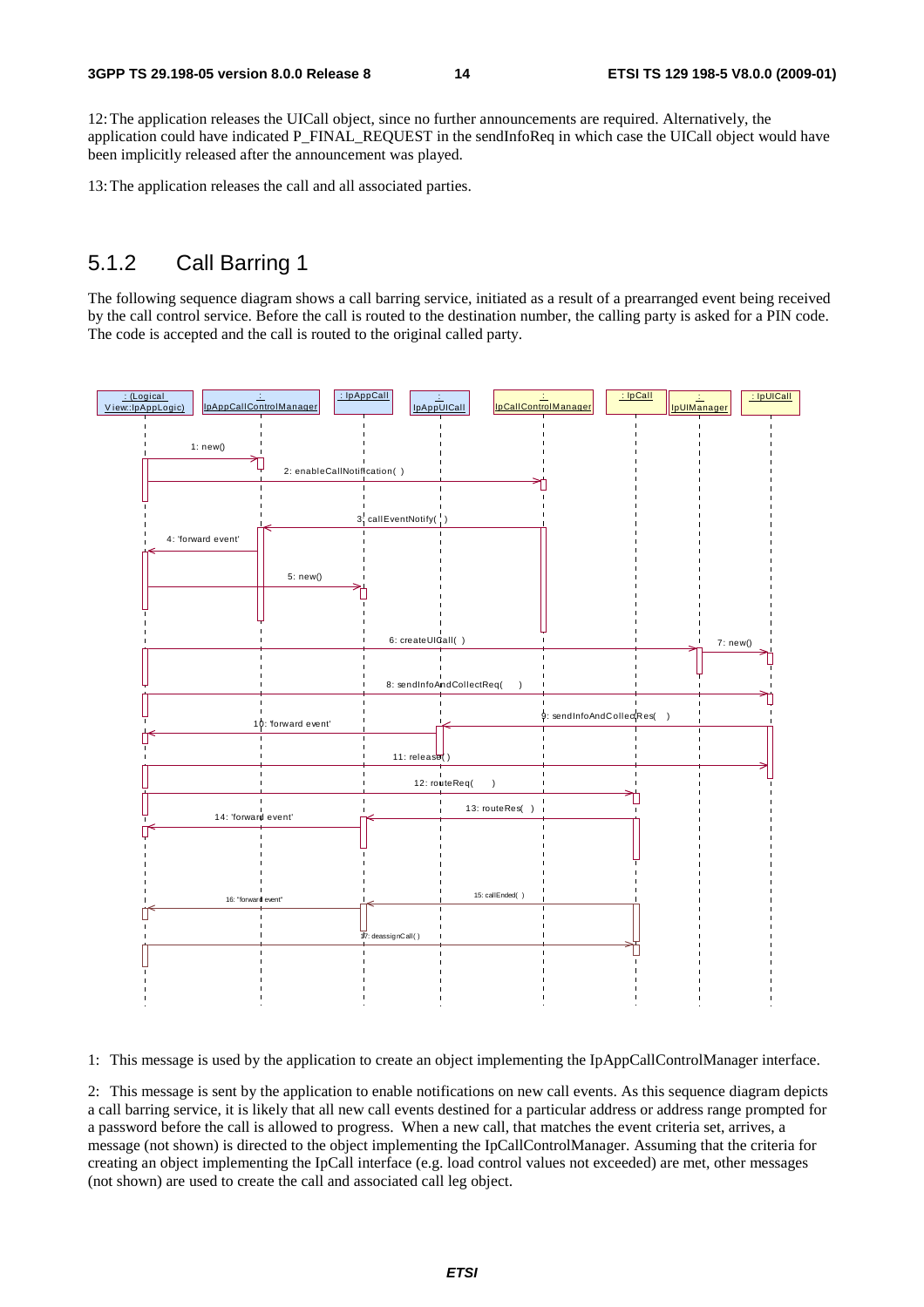12: The application releases the UICall object, since no further announcements are required. Alternatively, the application could have indicated P_FINAL_REQUEST in the sendInfoReq in which case the UICall object would have been implicitly released after the announcement was played.

13: The application releases the call and all associated parties.

### 5.1.2 Call Barring 1

The following sequence diagram shows a call barring service, initiated as a result of a prearranged event being received by the call control service. Before the call is routed to the destination number, the calling party is asked for a PIN code. The code is accepted and the call is routed to the original called party.

1: This message is used by the application to create an object implementing the IpAppCallControlManager interface.

2: This message is sent by the application to enable notifications on new call events. As this sequence diagram depicts a call barring service, it is likely that all new call events destined for a particular address or address range prompted for a password before the call is allowed to progress. When a new call, that matches the event criteria set, arrives, a message (not shown) is directed to the object implementing the IpCallControlManager. Assuming that the criteria for creating an object implementing the IpCall interface (e.g. load control values not exceeded) are met, other messages (not shown) are used to create the call and associated call leg object.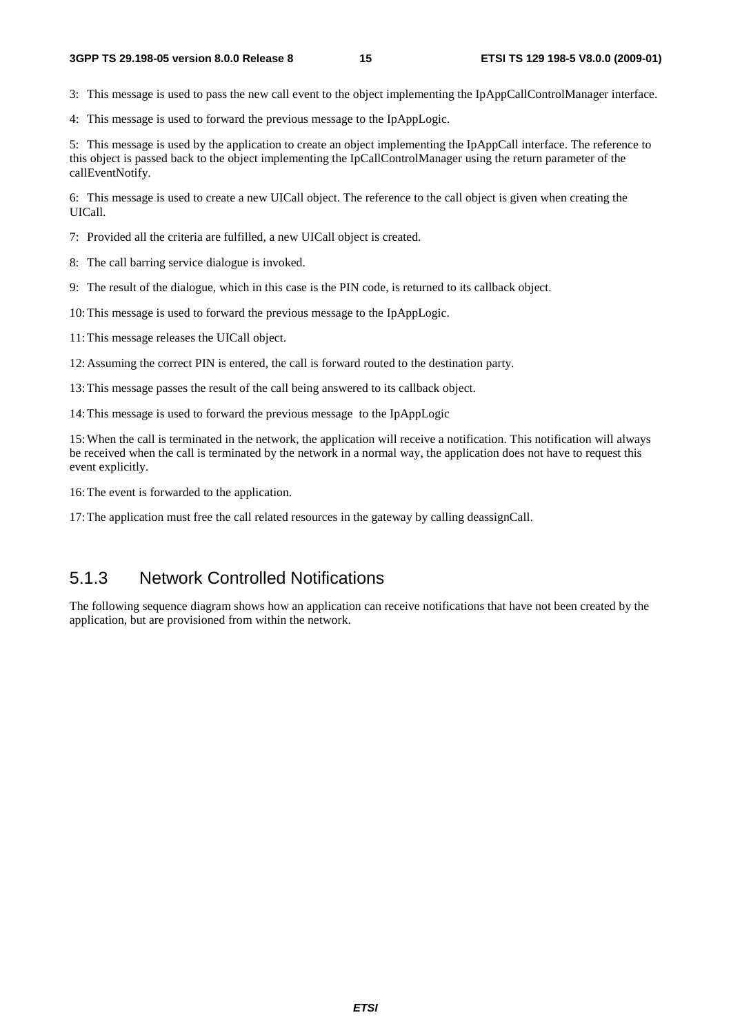3: This message is used to pass the new call event to the object implementing the IpAppCallControlManager interface.

4: This message is used to forward the previous message to the IpAppLogic.

5: This message is used by the application to create an object implementing the IpAppCall interface. The reference to this object is passed back to the object implementing the IpCallControlManager using the return parameter of the callEventNotify.

6: This message is used to create a new UICall object. The reference to the call object is given when creating the UICall.

7: Provided all the criteria are fulfilled, a new UICall object is created.

8: The call barring service dialogue is invoked.

9: The result of the dialogue, which in this case is the PIN code, is returned to its callback object.

10: This message is used to forward the previous message to the IpAppLogic.

11: This message releases the UICall object.

12: Assuming the correct PIN is entered, the call is forward routed to the destination party.

13: This message passes the result of the call being answered to its callback object.

14: This message is used to forward the previous message to the IpAppLogic

15: When the call is terminated in the network, the application will receive a notification. This notification will always be received when the call is terminated by the network in a normal way, the application does not have to request this event explicitly.

16: The event is forwarded to the application.

17: The application must free the call related resources in the gateway by calling deassignCall.

### 5.1.3 Network Controlled Notifications

The following sequence diagram shows how an application can receive notifications that have not been created by the application, but are provisioned from within the network.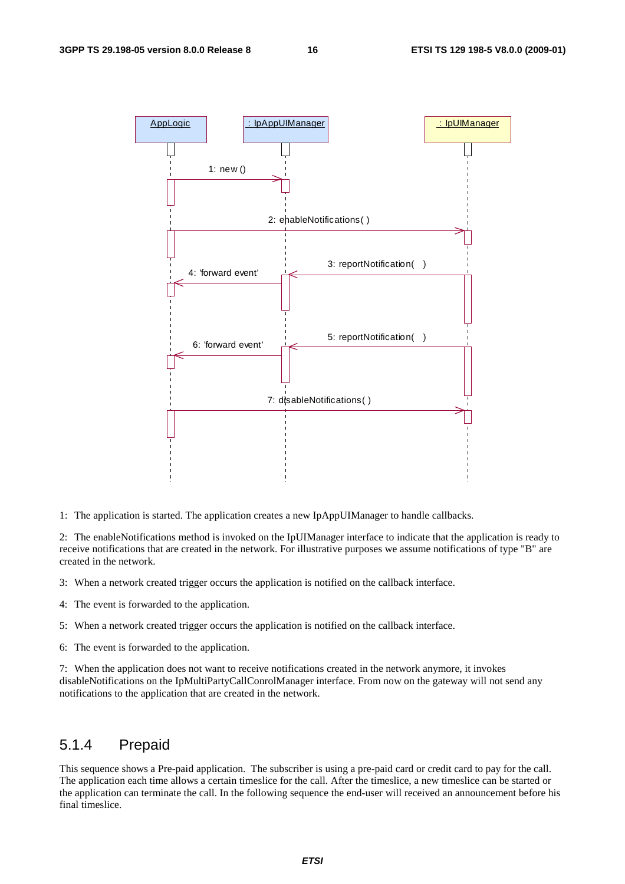1: The application is started. The application creates a new IpAppUIManager to handle callbacks.

2: The enableNotifications method is invoked on the IpUIManager interface to indicate that the application is ready to receive notifications that are created in the network. For illustrative purposes we assume notifications of type "B" are created in the network.

3: When a network created trigger occurs the application is notified on the callback interface.

4: The event is forwarded to the application.

5: When a network created trigger occurs the application is notified on the callback interface.

6: The event is forwarded to the application.

7: When the application does not want to receive notifications created in the network anymore, it invokes disableNotifications on the IpMultiPartyCallConrolManager interface. From now on the gateway will not send any notifications to the application that are created in the network.

### 5.1.4 Prepaid

This sequence shows a Pre-paid application. The subscriber is using a pre-paid card or credit card to pay for the call. The application each time allows a certain timeslice for the call. After the timeslice, a new timeslice can be started or the application can terminate the call. In the following sequence the end-user will received an announcement before his final timeslice.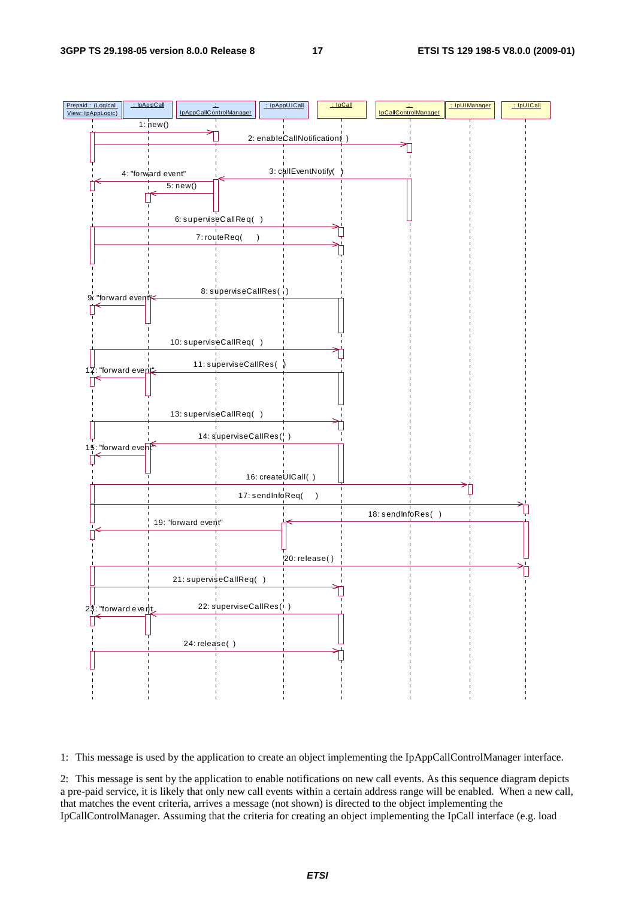1: This message is used by the application to create an object implementing the IpAppCallControlManager interface.

2: This message is sent by the application to enable notifications on new call events. As this sequence diagram depicts a pre-paid service, it is likely that only new call events within a certain address range will be enabled. When a new call, that matches the event criteria, arrives a message (not shown) is directed to the object implementing the IpCallControlManager. Assuming that the criteria for creating an object implementing the IpCall interface (e.g. load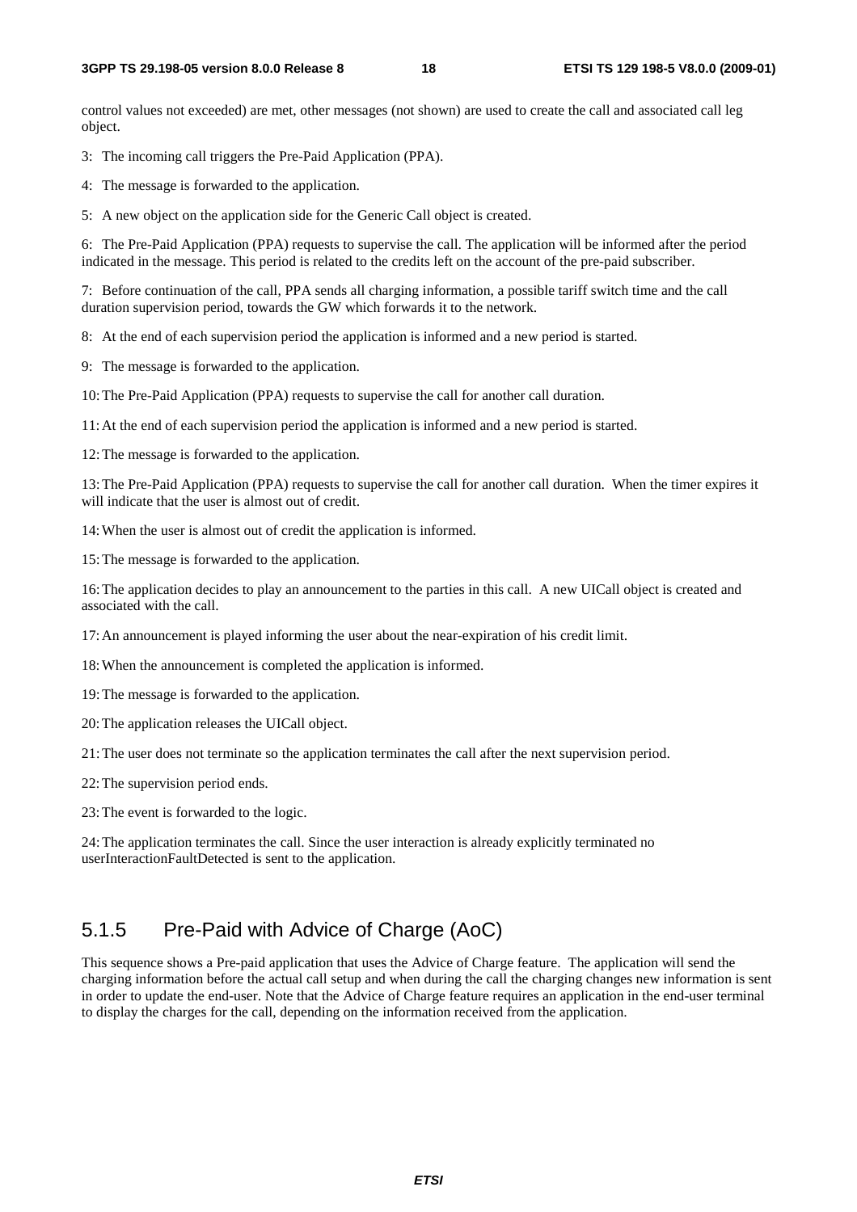control values not exceeded) are met, other messages (not shown) are used to create the call and associated call leg object.

3: The incoming call triggers the Pre-Paid Application (PPA).

4: The message is forwarded to the application.

5: A new object on the application side for the Generic Call object is created.

6: The Pre-Paid Application (PPA) requests to supervise the call. The application will be informed after the period indicated in the message. This period is related to the credits left on the account of the pre-paid subscriber.

7: Before continuation of the call, PPA sends all charging information, a possible tariff switch time and the call duration supervision period, towards the GW which forwards it to the network.

8: At the end of each supervision period the application is informed and a new period is started.

9: The message is forwarded to the application.

10: The Pre-Paid Application (PPA) requests to supervise the call for another call duration.

11: At the end of each supervision period the application is informed and a new period is started.

12: The message is forwarded to the application.

13: The Pre-Paid Application (PPA) requests to supervise the call for another call duration. When the timer expires it will indicate that the user is almost out of credit.

14: When the user is almost out of credit the application is informed.

15: The message is forwarded to the application.

16: The application decides to play an announcement to the parties in this call. A new UICall object is created and associated with the call.

17: An announcement is played informing the user about the near-expiration of his credit limit.

18: When the announcement is completed the application is informed.

19: The message is forwarded to the application.

20: The application releases the UICall object.

21: The user does not terminate so the application terminates the call after the next supervision period.

22: The supervision period ends.

23: The event is forwarded to the logic.

24: The application terminates the call. Since the user interaction is already explicitly terminated no userInteractionFaultDetected is sent to the application.

### 5.1.5 Pre-Paid with Advice of Charge (AoC)

This sequence shows a Pre-paid application that uses the Advice of Charge feature. The application will send the charging information before the actual call setup and when during the call the charging changes new information is sent in order to update the end-user. Note that the Advice of Charge feature requires an application in the end-user terminal to display the charges for the call, depending on the information received from the application.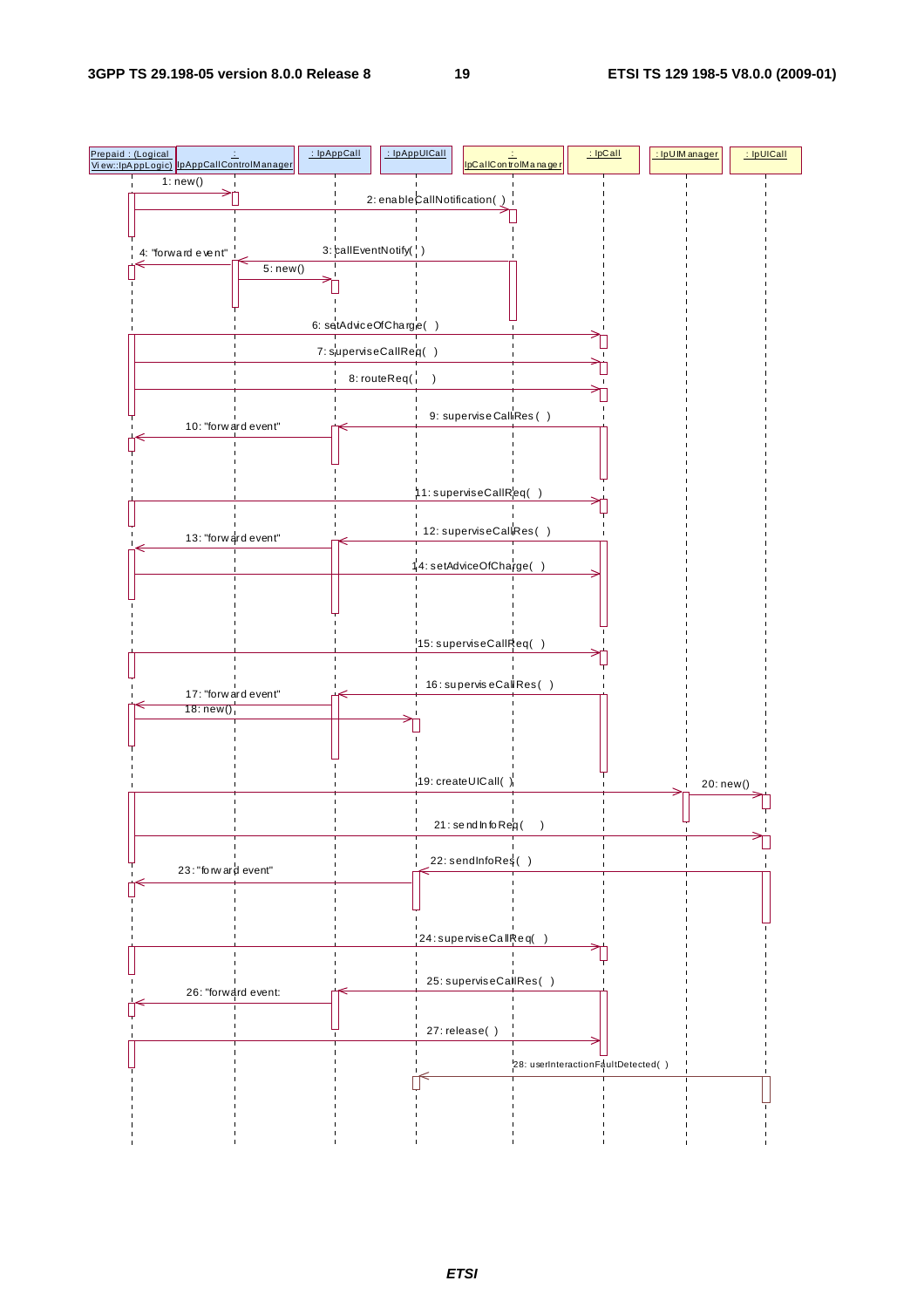Prepaid : (Logical View::IpAppLogic) | : IpAppCallControlManager | : IpAppCall | : IpAppUICall | : IpCallControlManager | : IpCall | : IpUIManager | : IpUICall

1: new()

2: enableCallNotification( )

3: callEventNotify( )

4: "forward event"

5: new()

6: setAdviceOfCharge( )

7: superviseCallReq( )

8: routeReq( )

9: superviseCallRes ( )

10: "forward event"

11: superviseCallReq( )

12: superviseCallRes( )

13: "forward event"

14: setAdviceOfCharge( )

15: superviseCallReq( )

16: superviseCallRes( )

17: "forward event"

18: new()

19: createUICall( )

20: new()

21: sendInfoReq( )

22: sendInfoRes( )

23: "forward event"

24: superviseCallReq( )

25: superviseCallRes( )

26: "forward event:

27: release( )

28: userInteractionFaultDetected( )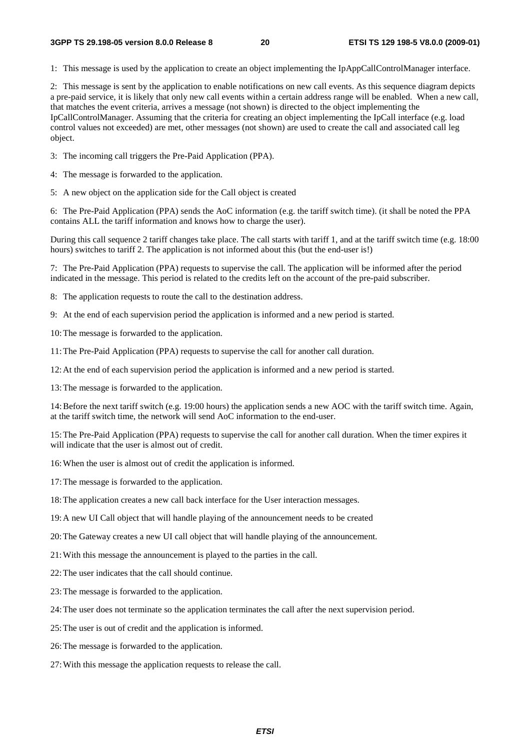1: This message is used by the application to create an object implementing the IpAppCallControlManager interface.

2: This message is sent by the application to enable notifications on new call events. As this sequence diagram depicts a pre-paid service, it is likely that only new call events within a certain address range will be enabled. When a new call, that matches the event criteria, arrives a message (not shown) is directed to the object implementing the IpCallControlManager. Assuming that the criteria for creating an object implementing the IpCall interface (e.g. load control values not exceeded) are met, other messages (not shown) are used to create the call and associated call leg object.

3: The incoming call triggers the Pre-Paid Application (PPA).

4: The message is forwarded to the application.

5: A new object on the application side for the Call object is created

6: The Pre-Paid Application (PPA) sends the AoC information (e.g. the tariff switch time). (it shall be noted the PPA contains ALL the tariff information and knows how to charge the user).

During this call sequence 2 tariff changes take place. The call starts with tariff 1, and at the tariff switch time (e.g. 18:00 hours) switches to tariff 2. The application is not informed about this (but the end-user is!)

7: The Pre-Paid Application (PPA) requests to supervise the call. The application will be informed after the period indicated in the message. This period is related to the credits left on the account of the pre-paid subscriber.

8: The application requests to route the call to the destination address.

9: At the end of each supervision period the application is informed and a new period is started.

10: The message is forwarded to the application.

11: The Pre-Paid Application (PPA) requests to supervise the call for another call duration.

12: At the end of each supervision period the application is informed and a new period is started.

13: The message is forwarded to the application.

14: Before the next tariff switch (e.g. 19:00 hours) the application sends a new AOC with the tariff switch time. Again, at the tariff switch time, the network will send AoC information to the end-user.

15: The Pre-Paid Application (PPA) requests to supervise the call for another call duration. When the timer expires it will indicate that the user is almost out of credit.

16: When the user is almost out of credit the application is informed.

17: The message is forwarded to the application.

18: The application creates a new call back interface for the User interaction messages.

19: A new UI Call object that will handle playing of the announcement needs to be created

20: The Gateway creates a new UI call object that will handle playing of the announcement.

21: With this message the announcement is played to the parties in the call.

22: The user indicates that the call should continue.

23: The message is forwarded to the application.

24: The user does not terminate so the application terminates the call after the next supervision period.

25: The user is out of credit and the application is informed.

26: The message is forwarded to the application.

27: With this message the application requests to release the call.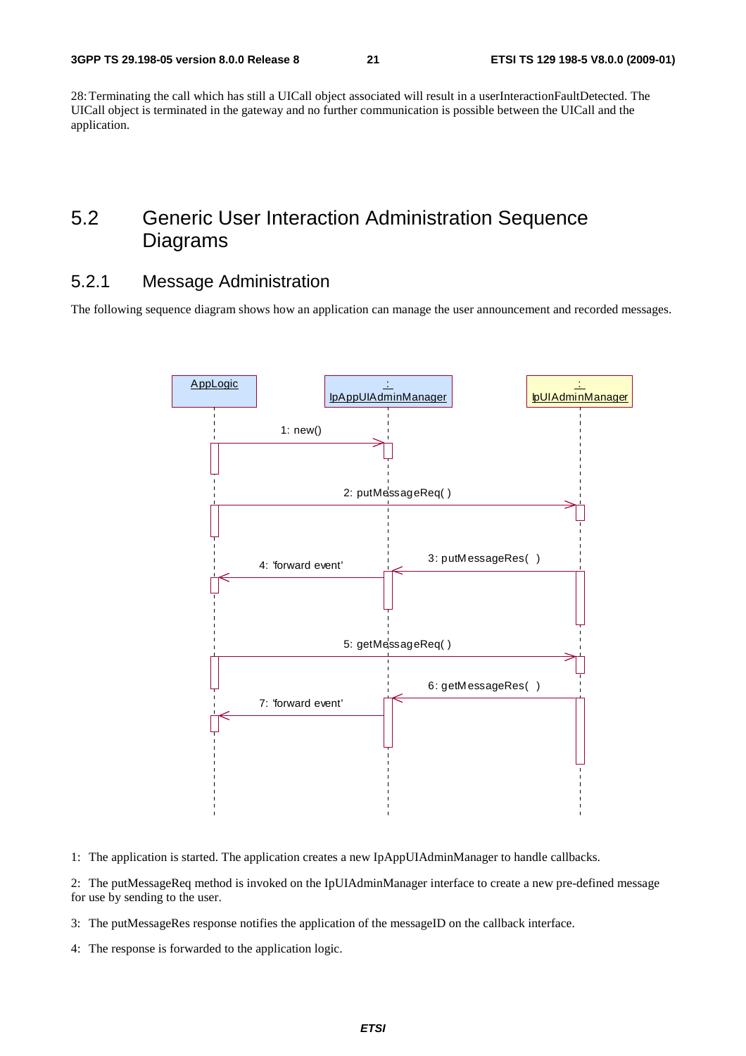28: Terminating the call which has still a UICall object associated will result in a userInteractionFaultDetected. The UICall object is terminated in the gateway and no further communication is possible between the UICall and the application.

## 5.2 Generic User Interaction Administration Sequence Diagrams

### 5.2.1 Message Administration

The following sequence diagram shows how an application can manage the user announcement and recorded messages.

1: The application is started. The application creates a new IpAppUIAdminManager to handle callbacks.

2: The putMessageReq method is invoked on the IpUIAdminManager interface to create a new pre-defined message for use by sending to the user.

3: The putMessageRes response notifies the application of the messageID on the callback interface.

4: The response is forwarded to the application logic.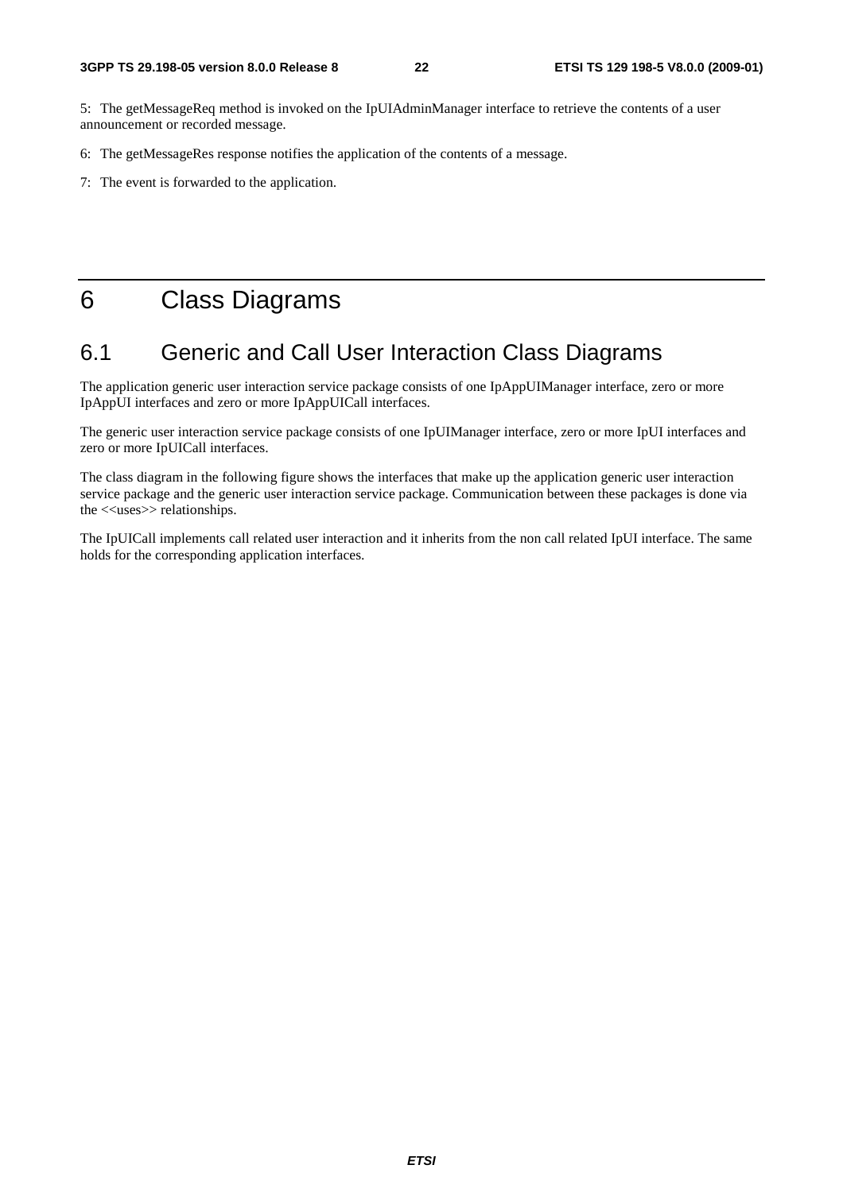5: The getMessageReq method is invoked on the IpUIAdminManager interface to retrieve the contents of a user announcement or recorded message.

6: The getMessageRes response notifies the application of the contents of a message.

7: The event is forwarded to the application.

# 6 Class Diagrams

## 6.1 Generic and Call User Interaction Class Diagrams

The application generic user interaction service package consists of one IpAppUIManager interface, zero or more IpAppUI interfaces and zero or more IpAppUICall interfaces.

The generic user interaction service package consists of one IpUIManager interface, zero or more IpUI interfaces and zero or more IpUICall interfaces.

The class diagram in the following figure shows the interfaces that make up the application generic user interaction service package and the generic user interaction service package. Communication between these packages is done via the <<uses>> relationships.

The IpUICall implements call related user interaction and it inherits from the non call related IpUI interface. The same holds for the corresponding application interfaces.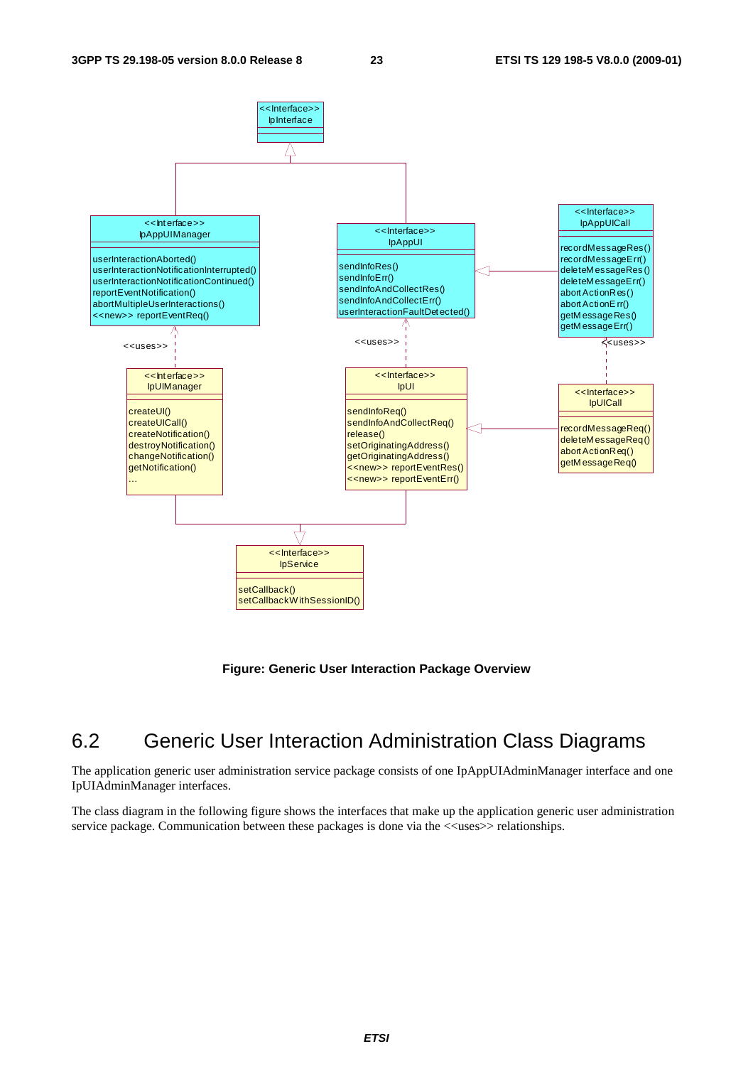Figure: Generic User Interaction Package Overview

## 6.2 Generic User Interaction Administration Class Diagrams

The application generic user administration service package consists of one IpAppUIAdminManager interface and one IpUIAdminManager interfaces.

The class diagram in the following figure shows the interfaces that make up the application generic user administration service package. Communication between these packages is done via the <<uses>> relationships.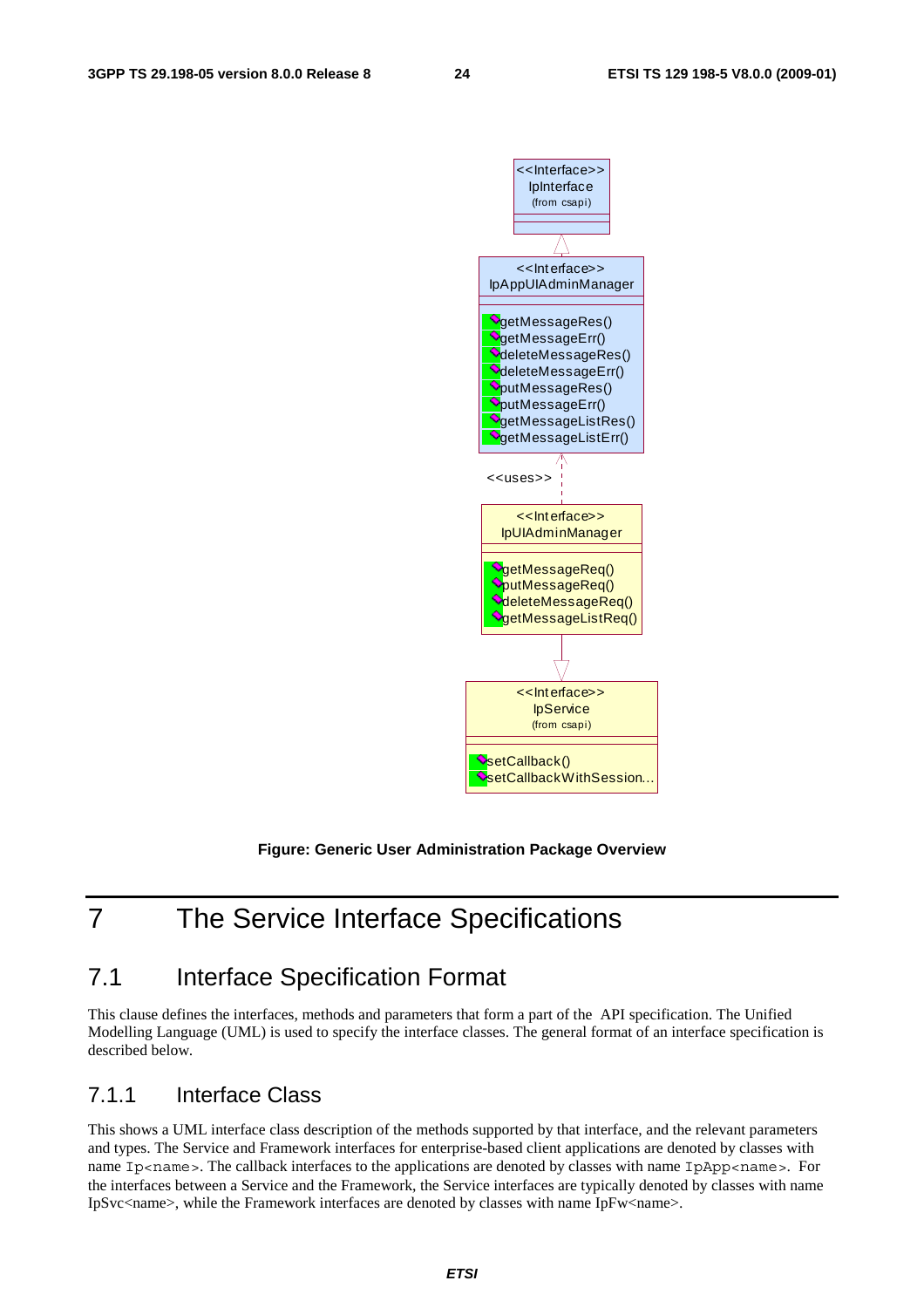**Figure: Generic User Administration Package Overview**

# 7 The Service Interface Specifications

## 7.1 Interface Specification Format

This clause defines the interfaces, methods and parameters that form a part of the API specification. The Unified Modelling Language (UML) is used to specify the interface classes. The general format of an interface specification is described below.

### 7.1.1 Interface Class

This shows a UML interface class description of the methods supported by that interface, and the relevant parameters and types. The Service and Framework interfaces for enterprise-based client applications are denoted by classes with name `Ip<name>`. The callback interfaces to the applications are denoted by classes with name `IpApp<name>`. For the interfaces between a Service and the Framework, the Service interfaces are typically denoted by classes with name IpSvc<name>, while the Framework interfaces are denoted by classes with name IpFw<name>.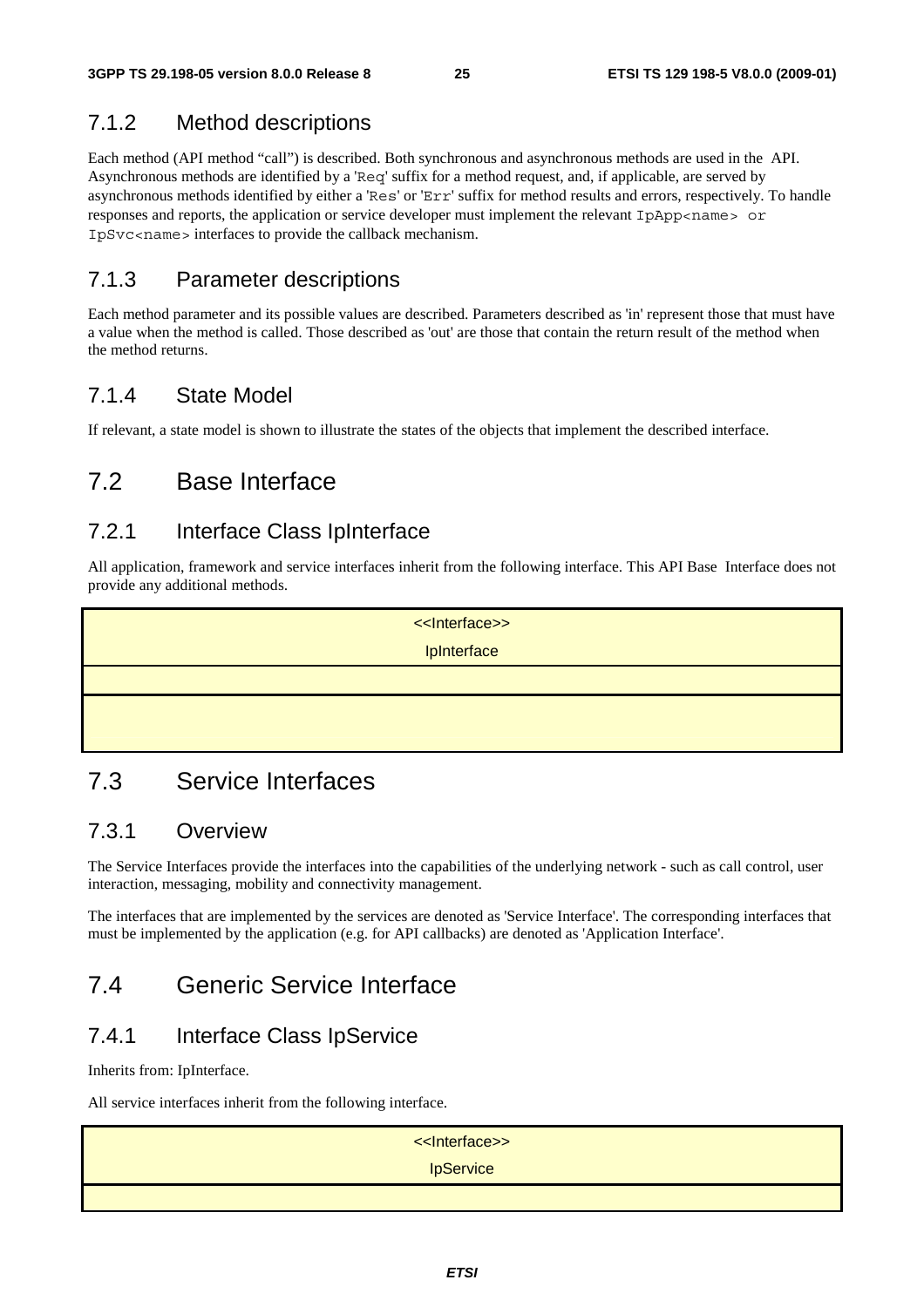### 7.1.2 Method descriptions

Each method (API method "call") is described. Both synchronous and asynchronous methods are used in the API. Asynchronous methods are identified by a 'Req' suffix for a method request, and, if applicable, are served by asynchronous methods identified by either a 'Res' or 'Err' suffix for method results and errors, respectively. To handle responses and reports, the application or service developer must implement the relevant IpApp<name> or IpSvc<name> interfaces to provide the callback mechanism.

### 7.1.3 Parameter descriptions

Each method parameter and its possible values are described. Parameters described as 'in' represent those that must have a value when the method is called. Those described as 'out' are those that contain the return result of the method when the method returns.

### 7.1.4 State Model

If relevant, a state model is shown to illustrate the states of the objects that implement the described interface.

## 7.2 Base Interface

### 7.2.1 Interface Class IpInterface

All application, framework and service interfaces inherit from the following interface. This API Base Interface does not provide any additional methods.

| <<Interface>><br>IpInterface |
|---|
| |
| |

## 7.3 Service Interfaces

### 7.3.1 Overview

The Service Interfaces provide the interfaces into the capabilities of the underlying network - such as call control, user interaction, messaging, mobility and connectivity management.

The interfaces that are implemented by the services are denoted as 'Service Interface'. The corresponding interfaces that must be implemented by the application (e.g. for API callbacks) are denoted as 'Application Interface'.

## 7.4 Generic Service Interface

### 7.4.1 Interface Class IpService

Inherits from: IpInterface.

All service interfaces inherit from the following interface.

| <<Interface>><br>IpService |
|---|
| |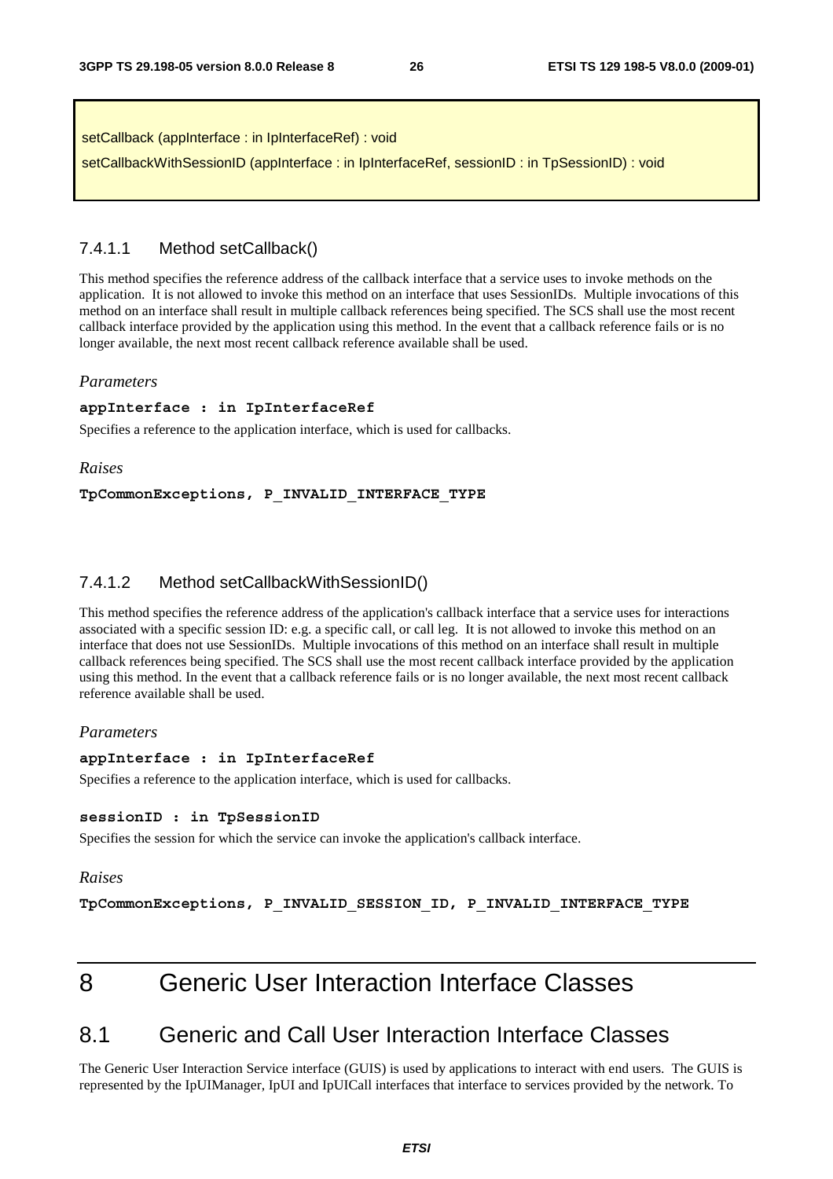setCallback (appInterface : in IpInterfaceRef) : void

setCallbackWithSessionID (appInterface : in IpInterfaceRef, sessionID : in TpSessionID) : void

#### 7.4.1.1 Method setCallback()

This method specifies the reference address of the callback interface that a service uses to invoke methods on the application. It is not allowed to invoke this method on an interface that uses SessionIDs. Multiple invocations of this method on an interface shall result in multiple callback references being specified. The SCS shall use the most recent callback interface provided by the application using this method. In the event that a callback reference fails or is no longer available, the next most recent callback reference available shall be used.

*Parameters*

**appInterface : in IpInterfaceRef**

Specifies a reference to the application interface, which is used for callbacks.

*Raises*

**TpCommonExceptions, P_INVALID_INTERFACE_TYPE**

#### 7.4.1.2 Method setCallbackWithSessionID()

This method specifies the reference address of the application's callback interface that a service uses for interactions associated with a specific session ID: e.g. a specific call, or call leg. It is not allowed to invoke this method on an interface that does not use SessionIDs. Multiple invocations of this method on an interface shall result in multiple callback references being specified. The SCS shall use the most recent callback interface provided by the application using this method. In the event that a callback reference fails or is no longer available, the next most recent callback reference available shall be used.

*Parameters*

**appInterface : in IpInterfaceRef**

Specifies a reference to the application interface, which is used for callbacks.

**sessionID : in TpSessionID**

Specifies the session for which the service can invoke the application's callback interface.

*Raises*

**TpCommonExceptions, P_INVALID_SESSION_ID, P_INVALID_INTERFACE_TYPE**

# 8 Generic User Interaction Interface Classes

## 8.1 Generic and Call User Interaction Interface Classes

The Generic User Interaction Service interface (GUIS) is used by applications to interact with end users. The GUIS is represented by the IpUIManager, IpUI and IpUICall interfaces that interface to services provided by the network. To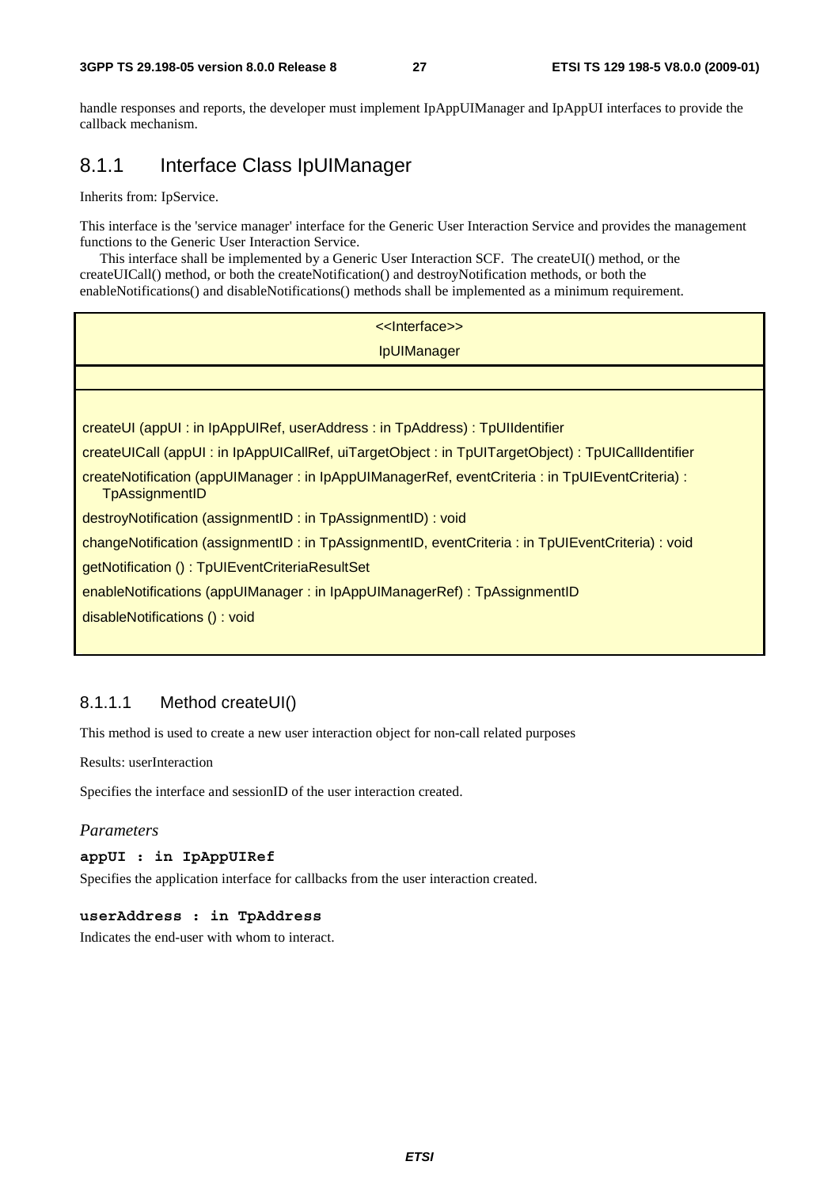handle responses and reports, the developer must implement IpAppUIManager and IpAppUI interfaces to provide the callback mechanism.

## 8.1.1 Interface Class IpUIManager

Inherits from: IpService.

This interface is the 'service manager' interface for the Generic User Interaction Service and provides the management functions to the Generic User Interaction Service.

This interface shall be implemented by a Generic User Interaction SCF. The createUI() method, or the createUICall() method, or both the createNotification() and destroyNotification methods, or both the enableNotifications() and disableNotifications() methods shall be implemented as a minimum requirement.

| <<Interface>><br>IpUIManager |
|---|
| |
| createUI (appUI : in IpAppUIRef, userAddress : in TpAddress) : TpUIIdentifier<br>createUICall (appUI : in IpAppUICallRef, uiTargetObject : in TpUITargetObject) : TpUICallIdentifier<br>createNotification (appUIManager : in IpAppUIManagerRef, eventCriteria : in TpUIEventCriteria) : TpAssignmentID<br>destroyNotification (assignmentID : in TpAssignmentID) : void<br>changeNotification (assignmentID : in TpAssignmentID, eventCriteria : in TpUIEventCriteria) : void<br>getNotification () : TpUIEventCriteriaResultSet<br>enableNotifications (appUIManager : in IpAppUIManagerRef) : TpAssignmentID<br>disableNotifications () : void |

### 8.1.1.1 Method createUI()

This method is used to create a new user interaction object for non-call related purposes

Results: userInteraction

Specifies the interface and sessionID of the user interaction created.

*Parameters*

**appUI : in IpAppUIRef**

Specifies the application interface for callbacks from the user interaction created.

**userAddress : in TpAddress**

Indicates the end-user with whom to interact.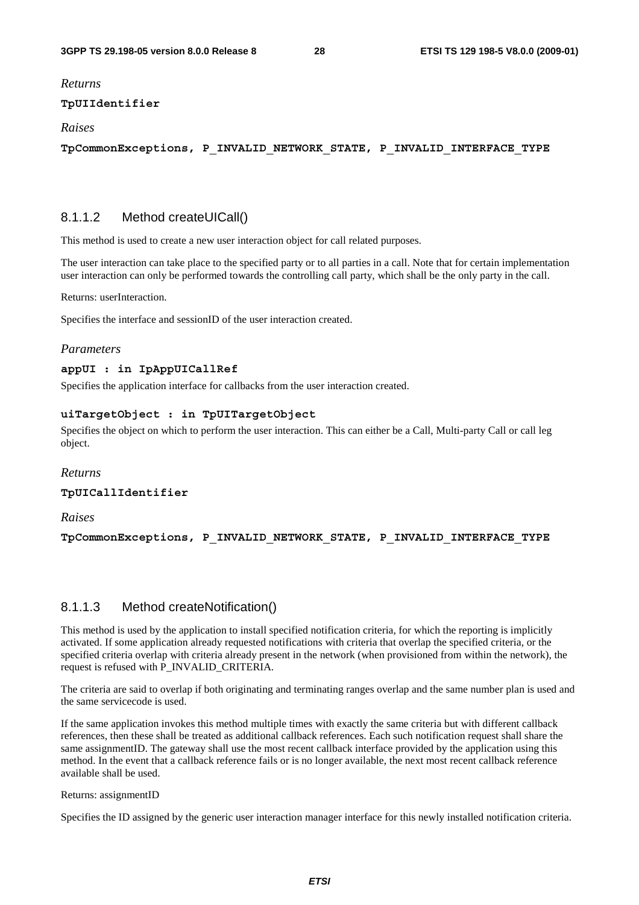*Returns*

**TpUIIdentifier**

*Raises*

**TpCommonExceptions, P_INVALID_NETWORK_STATE, P_INVALID_INTERFACE_TYPE**

### 8.1.1.2 Method createUICall()

This method is used to create a new user interaction object for call related purposes.

The user interaction can take place to the specified party or to all parties in a call. Note that for certain implementation user interaction can only be performed towards the controlling call party, which shall be the only party in the call.

Returns: userInteraction.

Specifies the interface and sessionID of the user interaction created.

*Parameters*

**appUI : in IpAppUICallRef**

Specifies the application interface for callbacks from the user interaction created.

**uiTargetObject : in TpUITargetObject**

Specifies the object on which to perform the user interaction. This can either be a Call, Multi-party Call or call leg object.

*Returns*

**TpUICallIdentifier**

*Raises*

**TpCommonExceptions, P_INVALID_NETWORK_STATE, P_INVALID_INTERFACE_TYPE**

### 8.1.1.3 Method createNotification()

This method is used by the application to install specified notification criteria, for which the reporting is implicitly activated. If some application already requested notifications with criteria that overlap the specified criteria, or the specified criteria overlap with criteria already present in the network (when provisioned from within the network), the request is refused with P_INVALID_CRITERIA.

The criteria are said to overlap if both originating and terminating ranges overlap and the same number plan is used and the same servicecode is used.

If the same application invokes this method multiple times with exactly the same criteria but with different callback references, then these shall be treated as additional callback references. Each such notification request shall share the same assignmentID. The gateway shall use the most recent callback interface provided by the application using this method. In the event that a callback reference fails or is no longer available, the next most recent callback reference available shall be used.

Returns: assignmentID

Specifies the ID assigned by the generic user interaction manager interface for this newly installed notification criteria.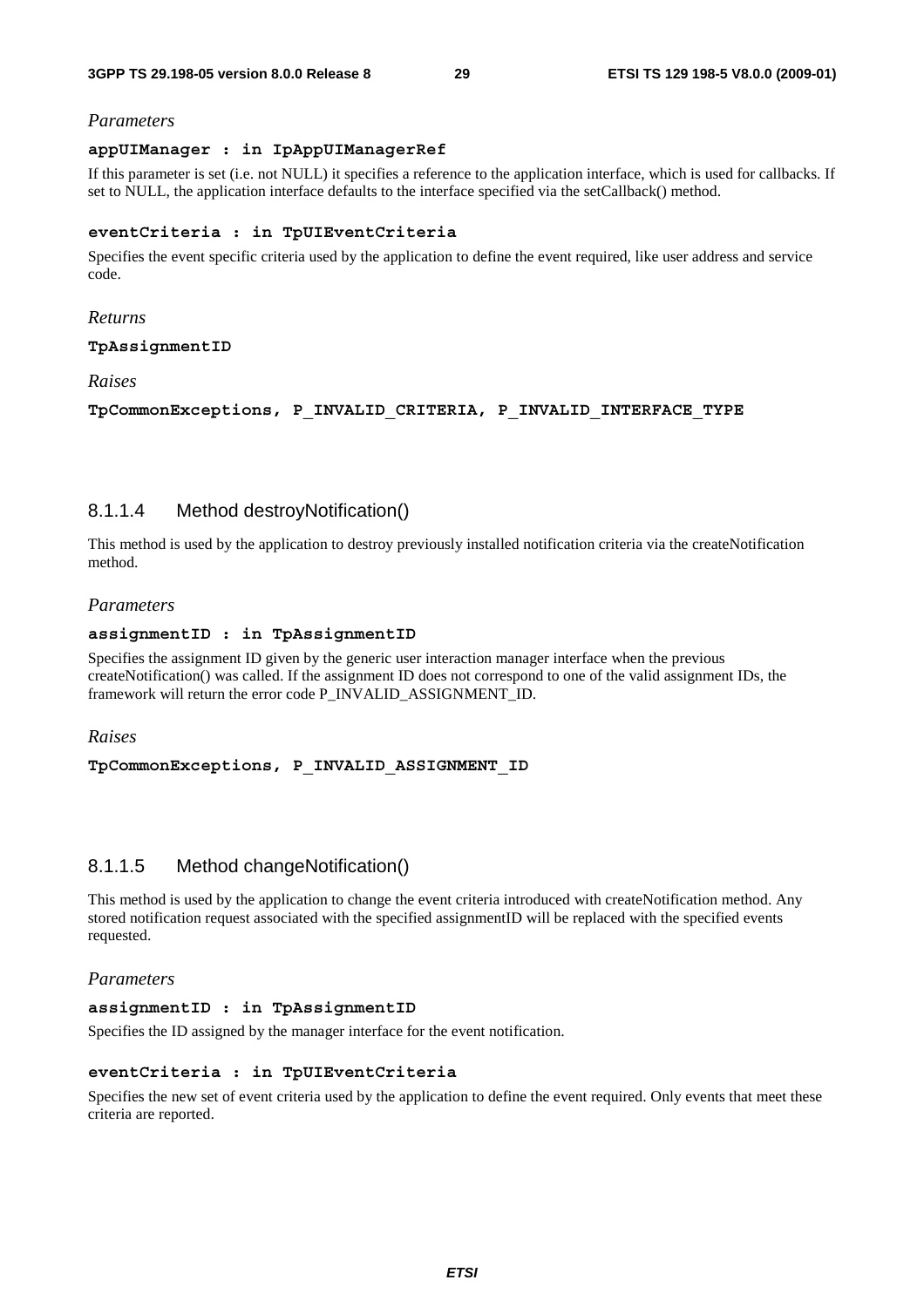*Parameters*

**appUIManager : in IpAppUIManagerRef**

If this parameter is set (i.e. not NULL) it specifies a reference to the application interface, which is used for callbacks. If set to NULL, the application interface defaults to the interface specified via the setCallback() method.

**eventCriteria : in TpUIEventCriteria**

Specifies the event specific criteria used by the application to define the event required, like user address and service code.

*Returns*

**TpAssignmentID**

*Raises*

**TpCommonExceptions, P_INVALID_CRITERIA, P_INVALID_INTERFACE_TYPE**

### 8.1.1.4 Method destroyNotification()

This method is used by the application to destroy previously installed notification criteria via the createNotification method.

*Parameters*

**assignmentID : in TpAssignmentID**

Specifies the assignment ID given by the generic user interaction manager interface when the previous createNotification() was called. If the assignment ID does not correspond to one of the valid assignment IDs, the framework will return the error code P_INVALID_ASSIGNMENT_ID.

*Raises*

**TpCommonExceptions, P_INVALID_ASSIGNMENT_ID**

### 8.1.1.5 Method changeNotification()

This method is used by the application to change the event criteria introduced with createNotification method. Any stored notification request associated with the specified assignmentID will be replaced with the specified events requested.

*Parameters*

**assignmentID : in TpAssignmentID**

Specifies the ID assigned by the manager interface for the event notification.

**eventCriteria : in TpUIEventCriteria**

Specifies the new set of event criteria used by the application to define the event required. Only events that meet these criteria are reported.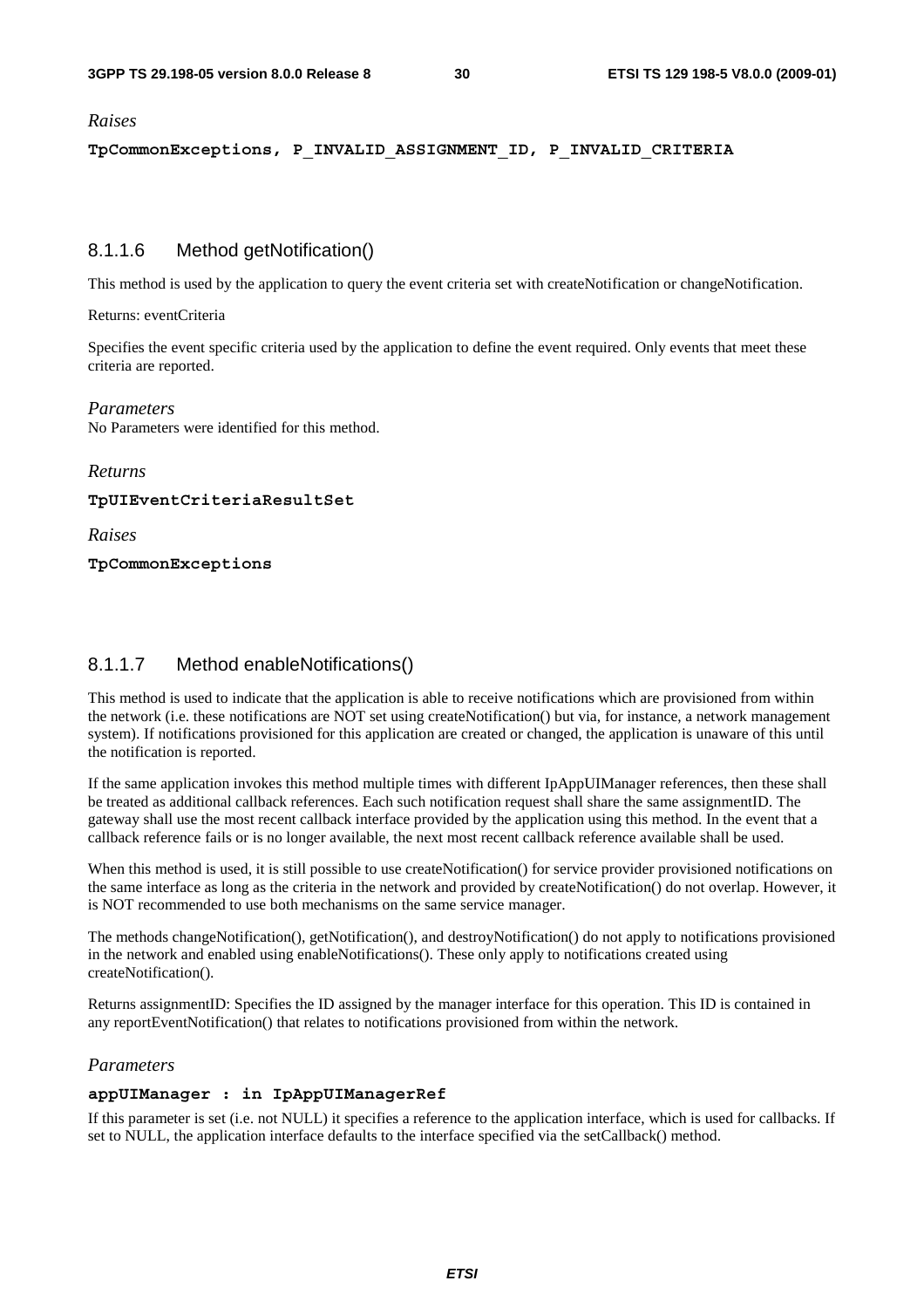*Raises*

**TpCommonExceptions, P_INVALID_ASSIGNMENT_ID, P_INVALID_CRITERIA**

### 8.1.1.6 Method getNotification()

This method is used by the application to query the event criteria set with createNotification or changeNotification.

Returns: eventCriteria

Specifies the event specific criteria used by the application to define the event required. Only events that meet these criteria are reported.

*Parameters*

No Parameters were identified for this method.

*Returns*

**TpUIEventCriteriaResultSet**

*Raises*

**TpCommonExceptions**

### 8.1.1.7 Method enableNotifications()

This method is used to indicate that the application is able to receive notifications which are provisioned from within the network (i.e. these notifications are NOT set using createNotification() but via, for instance, a network management system). If notifications provisioned for this application are created or changed, the application is unaware of this until the notification is reported.

If the same application invokes this method multiple times with different IpAppUIManager references, then these shall be treated as additional callback references. Each such notification request shall share the same assignmentID. The gateway shall use the most recent callback interface provided by the application using this method. In the event that a callback reference fails or is no longer available, the next most recent callback reference available shall be used.

When this method is used, it is still possible to use createNotification() for service provider provisioned notifications on the same interface as long as the criteria in the network and provided by createNotification() do not overlap. However, it is NOT recommended to use both mechanisms on the same service manager.

The methods changeNotification(), getNotification(), and destroyNotification() do not apply to notifications provisioned in the network and enabled using enableNotifications(). These only apply to notifications created using createNotification().

Returns assignmentID: Specifies the ID assigned by the manager interface for this operation. This ID is contained in any reportEventNotification() that relates to notifications provisioned from within the network.

*Parameters*

**appUIManager : in IpAppUIManagerRef**

If this parameter is set (i.e. not NULL) it specifies a reference to the application interface, which is used for callbacks. If set to NULL, the application interface defaults to the interface specified via the setCallback() method.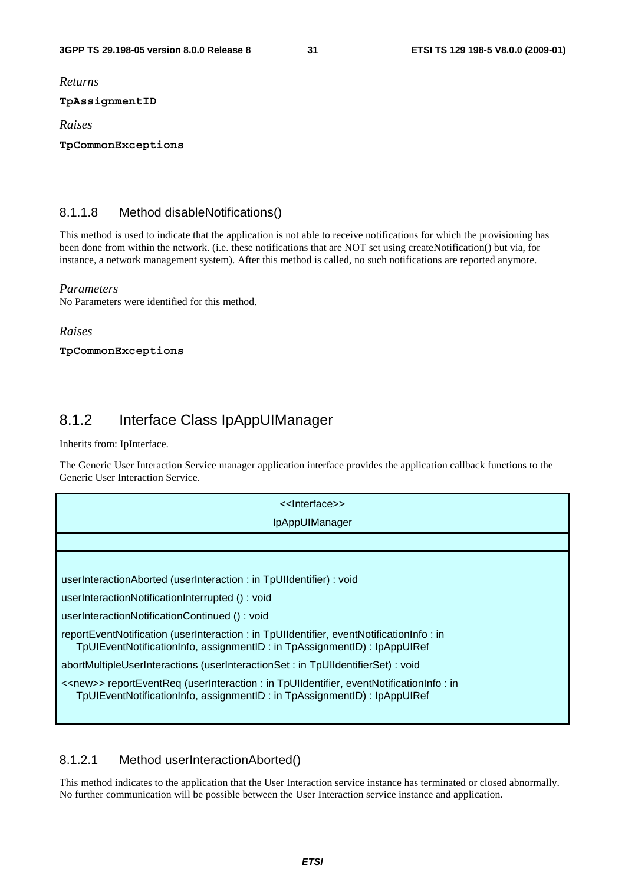*Returns*

**TpAssignmentID**

*Raises*

**TpCommonExceptions**

### 8.1.1.8 Method disableNotifications()

This method is used to indicate that the application is not able to receive notifications for which the provisioning has been done from within the network. (i.e. these notifications that are NOT set using createNotification() but via, for instance, a network management system). After this method is called, no such notifications are reported anymore.

*Parameters*

No Parameters were identified for this method.

*Raises*

**TpCommonExceptions**

## 8.1.2 Interface Class IpAppUIManager

Inherits from: IpInterface.

The Generic User Interaction Service manager application interface provides the application callback functions to the Generic User Interaction Service.

| <<Interface>> IpAppUIManager |
|---|
| |
| userInteractionAborted (userInteraction : in TpUIIdentifier) : void<br>userInteractionNotificationInterrupted () : void<br>userInteractionNotificationContinued () : void<br>reportEventNotification (userInteraction : in TpUIIdentifier, eventNotificationInfo : in TpUIEventNotificationInfo, assignmentID : in TpAssignmentID) : IpAppUIRef<br>abortMultipleUserInteractions (userInteractionSet : in TpUIIdentifierSet) : void<br><<new>> reportEventReq (userInteraction : in TpUIIdentifier, eventNotificationInfo : in TpUIEventNotificationInfo, assignmentID : in TpAssignmentID) : IpAppUIRef |

### 8.1.2.1 Method userInteractionAborted()

This method indicates to the application that the User Interaction service instance has terminated or closed abnormally. No further communication will be possible between the User Interaction service instance and application.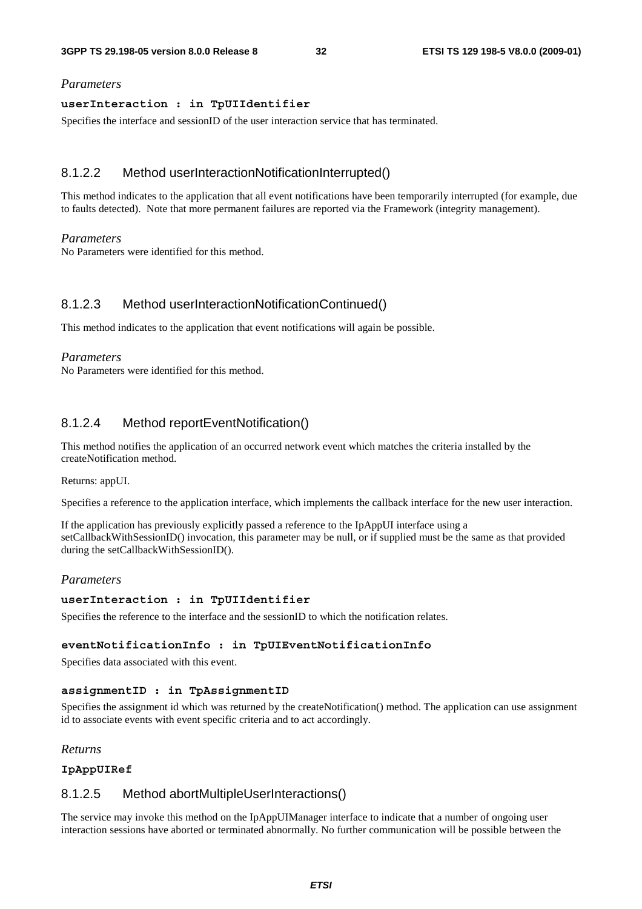*Parameters*

**userInteraction : in TpUIIdentifier**

Specifies the interface and sessionID of the user interaction service that has terminated.

### 8.1.2.2 Method userInteractionNotificationInterrupted()

This method indicates to the application that all event notifications have been temporarily interrupted (for example, due to faults detected). Note that more permanent failures are reported via the Framework (integrity management).

*Parameters*

No Parameters were identified for this method.

### 8.1.2.3 Method userInteractionNotificationContinued()

This method indicates to the application that event notifications will again be possible.

*Parameters*

No Parameters were identified for this method.

### 8.1.2.4 Method reportEventNotification()

This method notifies the application of an occurred network event which matches the criteria installed by the createNotification method.

Returns: appUI.

Specifies a reference to the application interface, which implements the callback interface for the new user interaction.

If the application has previously explicitly passed a reference to the IpAppUI interface using a setCallbackWithSessionID() invocation, this parameter may be null, or if supplied must be the same as that provided during the setCallbackWithSessionID().

*Parameters*

**userInteraction : in TpUIIdentifier**

Specifies the reference to the interface and the sessionID to which the notification relates.

**eventNotificationInfo : in TpUIEventNotificationInfo**

Specifies data associated with this event.

**assignmentID : in TpAssignmentID**

Specifies the assignment id which was returned by the createNotification() method. The application can use assignment id to associate events with event specific criteria and to act accordingly.

*Returns*

**IpAppUIRef**

### 8.1.2.5 Method abortMultipleUserInteractions()

The service may invoke this method on the IpAppUIManager interface to indicate that a number of ongoing user interaction sessions have aborted or terminated abnormally. No further communication will be possible between the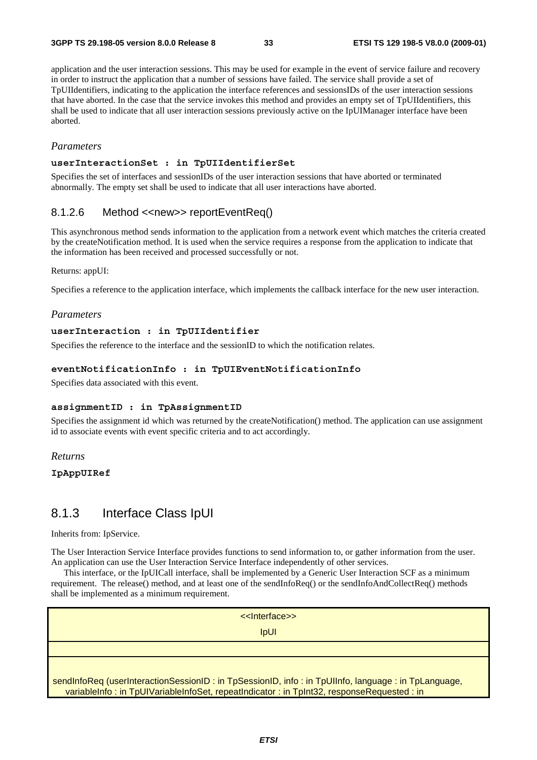application and the user interaction sessions. This may be used for example in the event of service failure and recovery in order to instruct the application that a number of sessions have failed. The service shall provide a set of TpUIIdentifiers, indicating to the application the interface references and sessionsIDs of the user interaction sessions that have aborted. In the case that the service invokes this method and provides an empty set of TpUIIdentifiers, this shall be used to indicate that all user interaction sessions previously active on the IpUIManager interface have been aborted.

*Parameters*

**userInteractionSet : in TpUIIdentifierSet**

Specifies the set of interfaces and sessionIDs of the user interaction sessions that have aborted or terminated abnormally. The empty set shall be used to indicate that all user interactions have aborted.

### 8.1.2.6 Method <<new>> reportEventReq()

This asynchronous method sends information to the application from a network event which matches the criteria created by the createNotification method. It is used when the service requires a response from the application to indicate that the information has been received and processed successfully or not.

Returns: appUI:

Specifies a reference to the application interface, which implements the callback interface for the new user interaction.

*Parameters*

**userInteraction : in TpUIIdentifier**

Specifies the reference to the interface and the sessionID to which the notification relates.

**eventNotificationInfo : in TpUIEventNotificationInfo**

Specifies data associated with this event.

**assignmentID : in TpAssignmentID**

Specifies the assignment id which was returned by the createNotification() method. The application can use assignment id to associate events with event specific criteria and to act accordingly.

*Returns*

**IpAppUIRef**

## 8.1.3 Interface Class IpUI

Inherits from: IpService.

The User Interaction Service Interface provides functions to send information to, or gather information from the user. An application can use the User Interaction Service Interface independently of other services.

This interface, or the IpUICall interface, shall be implemented by a Generic User Interaction SCF as a minimum requirement. The release() method, and at least one of the sendInfoReq() or the sendInfoAndCollectReq() methods shall be implemented as a minimum requirement.

| <<Interface>><br>IpUI |
|---|
| |
| sendInfoReq (userInteractionSessionID : in TpSessionID, info : in TpUIInfo, language : in TpLanguage, variableInfo : in TpUIVariableInfoSet, repeatIndicator : in TpInt32, responseRequested : in |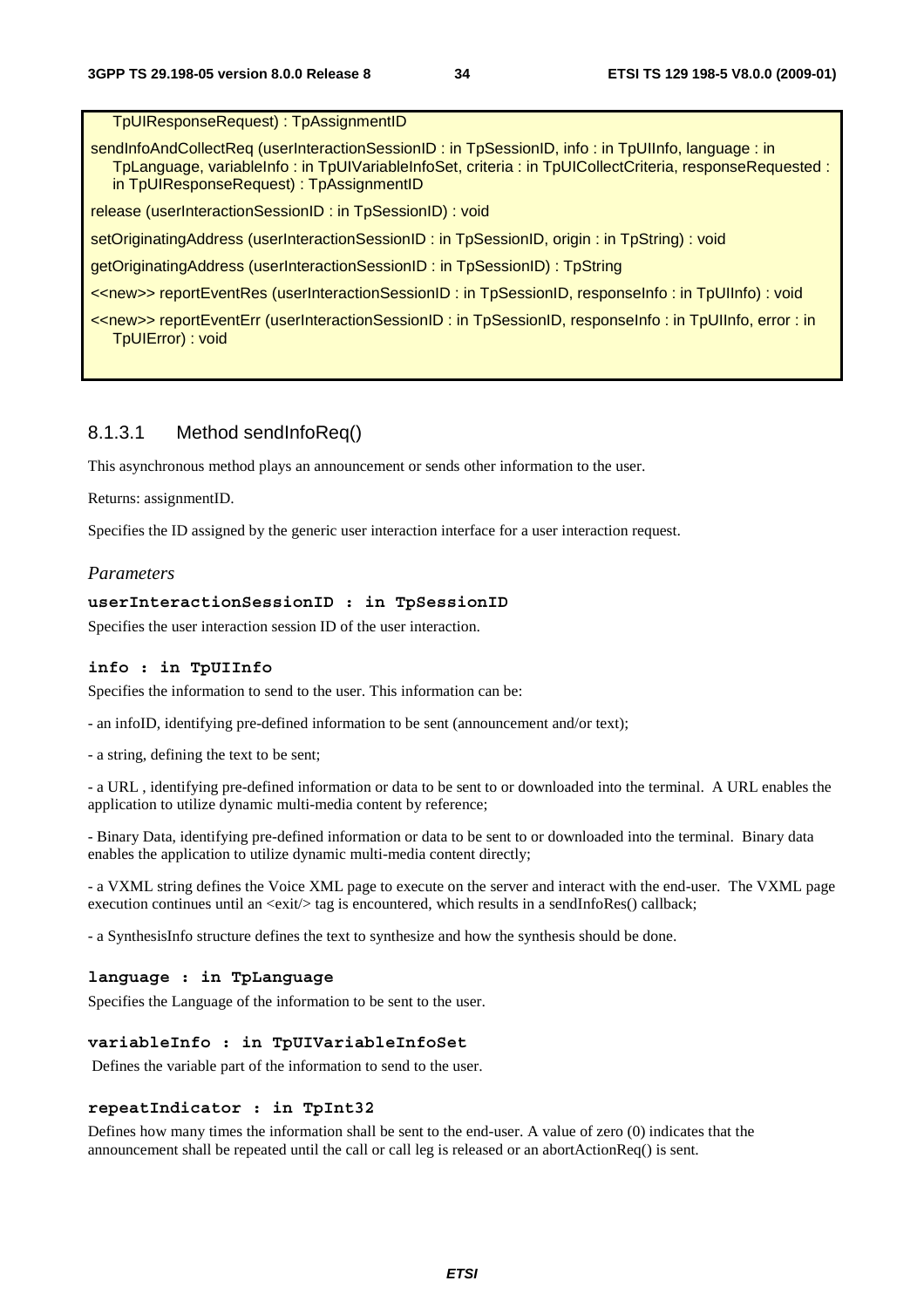TpUIResponseRequest) : TpAssignmentID

sendInfoAndCollectReq (userInteractionSessionID : in TpSessionID, info : in TpUIInfo, language : in TpLanguage, variableInfo : in TpUIVariableInfoSet, criteria : in TpUICollectCriteria, responseRequested : in TpUIResponseRequest) : TpAssignmentID

release (userInteractionSessionID : in TpSessionID) : void

setOriginatingAddress (userInteractionSessionID : in TpSessionID, origin : in TpString) : void

getOriginatingAddress (userInteractionSessionID : in TpSessionID) : TpString

<<new>> reportEventRes (userInteractionSessionID : in TpSessionID, responseInfo : in TpUIInfo) : void

<<new>> reportEventErr (userInteractionSessionID : in TpSessionID, responseInfo : in TpUIInfo, error : in TpUIError) : void

### 8.1.3.1 Method sendInfoReq()

This asynchronous method plays an announcement or sends other information to the user.

Returns: assignmentID.

Specifies the ID assigned by the generic user interaction interface for a user interaction request.

*Parameters*

**userInteractionSessionID : in TpSessionID**

Specifies the user interaction session ID of the user interaction.

**info : in TpUIInfo**

Specifies the information to send to the user. This information can be:

- an infoID, identifying pre-defined information to be sent (announcement and/or text);

- a string, defining the text to be sent;

- a URL , identifying pre-defined information or data to be sent to or downloaded into the terminal. A URL enables the application to utilize dynamic multi-media content by reference;

- Binary Data, identifying pre-defined information or data to be sent to or downloaded into the terminal. Binary data enables the application to utilize dynamic multi-media content directly;

- a VXML string defines the Voice XML page to execute on the server and interact with the end-user. The VXML page execution continues until an <exit/> tag is encountered, which results in a sendInfoRes() callback;

- a SynthesisInfo structure defines the text to synthesize and how the synthesis should be done.

**language : in TpLanguage**

Specifies the Language of the information to be sent to the user.

**variableInfo : in TpUIVariableInfoSet**

Defines the variable part of the information to send to the user.

**repeatIndicator : in TpInt32**

Defines how many times the information shall be sent to the end-user. A value of zero (0) indicates that the announcement shall be repeated until the call or call leg is released or an abortActionReq() is sent.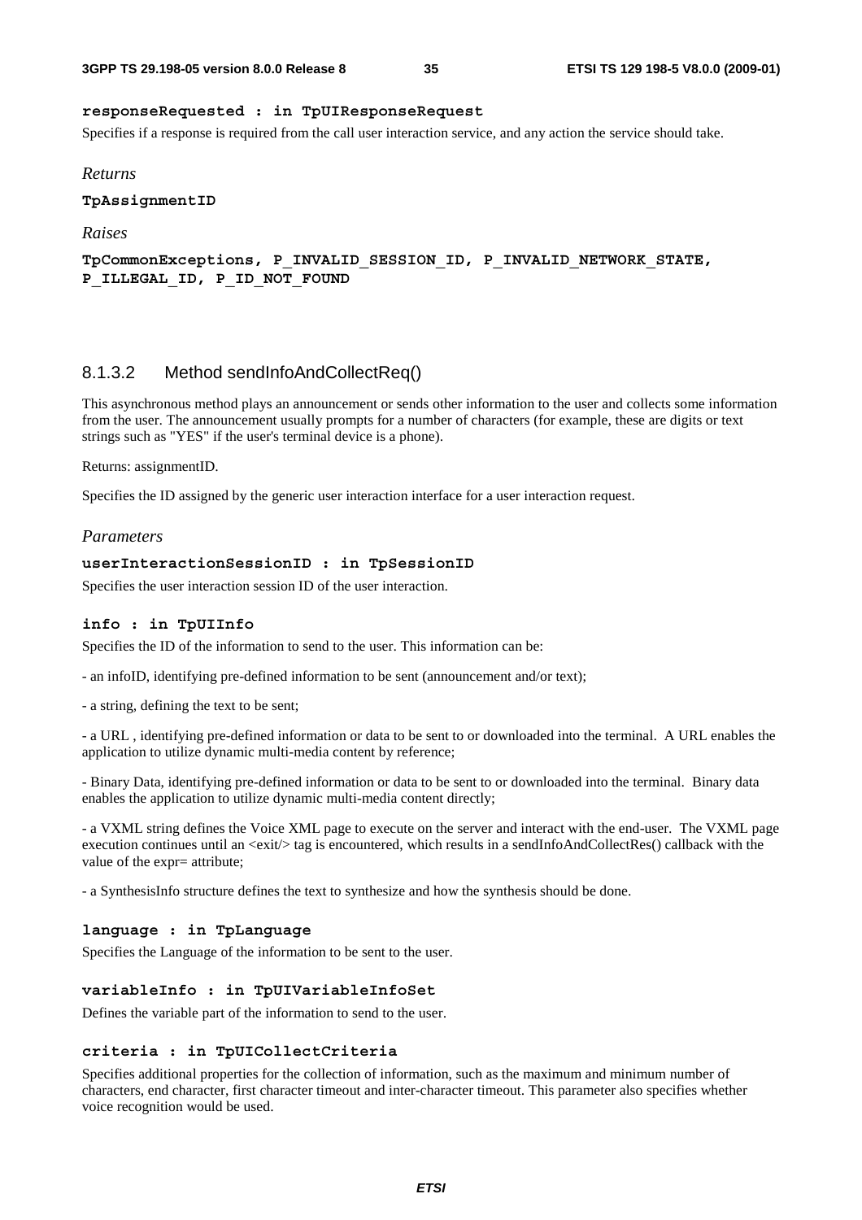**responseRequested : in TpUIResponseRequest**

Specifies if a response is required from the call user interaction service, and any action the service should take.

*Returns*

**TpAssignmentID**

*Raises*

**TpCommonExceptions, P_INVALID_SESSION_ID, P_INVALID_NETWORK_STATE, P_ILLEGAL_ID, P_ID_NOT_FOUND**

#### 8.1.3.2 Method sendInfoAndCollectReq()

This asynchronous method plays an announcement or sends other information to the user and collects some information from the user. The announcement usually prompts for a number of characters (for example, these are digits or text strings such as "YES" if the user's terminal device is a phone).

Returns: assignmentID.

Specifies the ID assigned by the generic user interaction interface for a user interaction request.

*Parameters*

**userInteractionSessionID : in TpSessionID**

Specifies the user interaction session ID of the user interaction.

**info : in TpUIInfo**

Specifies the ID of the information to send to the user. This information can be:

- an infoID, identifying pre-defined information to be sent (announcement and/or text);

- a string, defining the text to be sent;

- a URL , identifying pre-defined information or data to be sent to or downloaded into the terminal. A URL enables the application to utilize dynamic multi-media content by reference;

- Binary Data, identifying pre-defined information or data to be sent to or downloaded into the terminal. Binary data enables the application to utilize dynamic multi-media content directly;

- a VXML string defines the Voice XML page to execute on the server and interact with the end-user. The VXML page execution continues until an <exit/> tag is encountered, which results in a sendInfoAndCollectRes() callback with the value of the expr= attribute;

- a SynthesisInfo structure defines the text to synthesize and how the synthesis should be done.

**language : in TpLanguage**

Specifies the Language of the information to be sent to the user.

**variableInfo : in TpUIVariableInfoSet**

Defines the variable part of the information to send to the user.

**criteria : in TpUICollectCriteria**

Specifies additional properties for the collection of information, such as the maximum and minimum number of characters, end character, first character timeout and inter-character timeout. This parameter also specifies whether voice recognition would be used.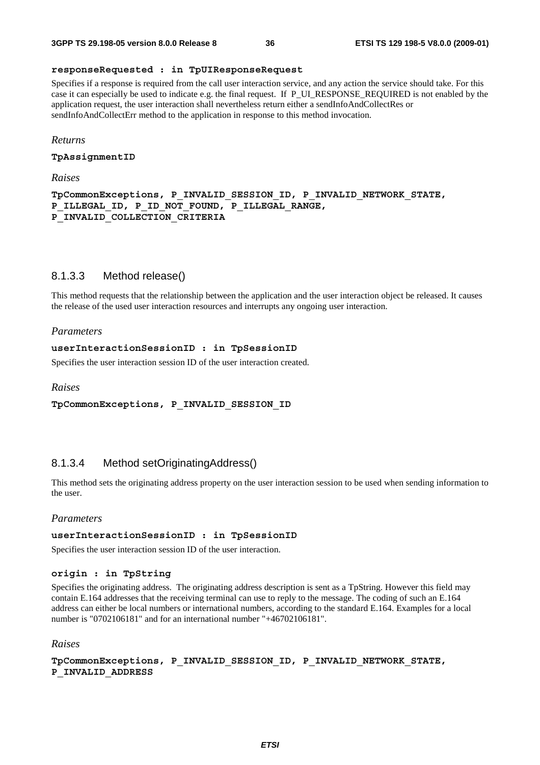**responseRequested : in TpUIResponseRequest**

Specifies if a response is required from the call user interaction service, and any action the service should take. For this case it can especially be used to indicate e.g. the final request. If P_UI_RESPONSE_REQUIRED is not enabled by the application request, the user interaction shall nevertheless return either a sendInfoAndCollectRes or sendInfoAndCollectErr method to the application in response to this method invocation.

*Returns*

**TpAssignmentID**

*Raises*

**TpCommonExceptions, P_INVALID_SESSION_ID, P_INVALID_NETWORK_STATE, P_ILLEGAL_ID, P_ID_NOT_FOUND, P_ILLEGAL_RANGE, P_INVALID_COLLECTION_CRITERIA**

#### 8.1.3.3 Method release()

This method requests that the relationship between the application and the user interaction object be released. It causes the release of the used user interaction resources and interrupts any ongoing user interaction.

*Parameters*

**userInteractionSessionID : in TpSessionID**

Specifies the user interaction session ID of the user interaction created.

*Raises*

**TpCommonExceptions, P_INVALID_SESSION_ID**

#### 8.1.3.4 Method setOriginatingAddress()

This method sets the originating address property on the user interaction session to be used when sending information to the user.

*Parameters*

**userInteractionSessionID : in TpSessionID**

Specifies the user interaction session ID of the user interaction.

**origin : in TpString**

Specifies the originating address. The originating address description is sent as a TpString. However this field may contain E.164 addresses that the receiving terminal can use to reply to the message. The coding of such an E.164 address can either be local numbers or international numbers, according to the standard E.164. Examples for a local number is "0702106181" and for an international number "+46702106181".

*Raises*

**TpCommonExceptions, P_INVALID_SESSION_ID, P_INVALID_NETWORK_STATE, P_INVALID_ADDRESS**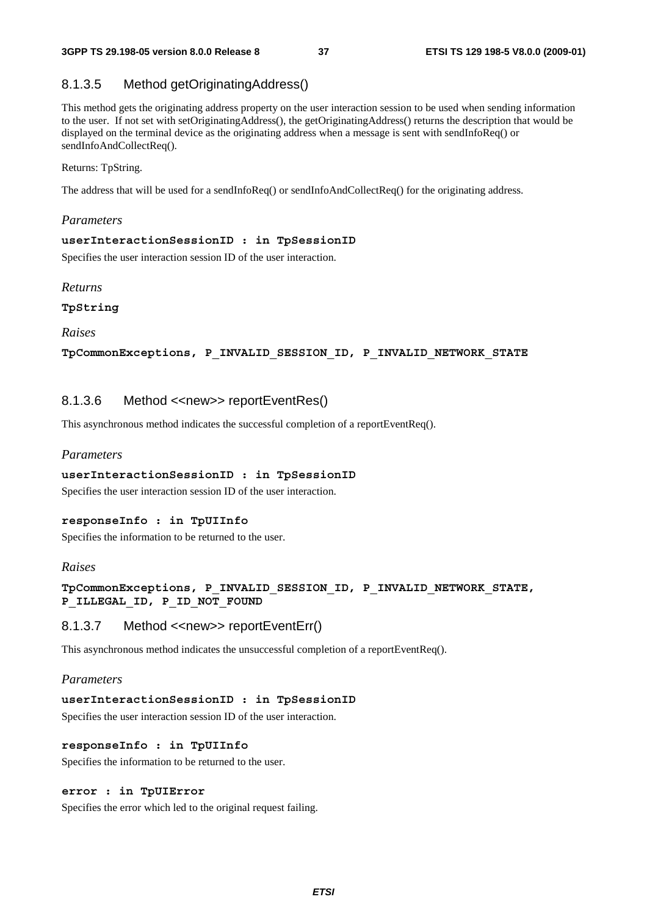### 8.1.3.5 Method getOriginatingAddress()

This method gets the originating address property on the user interaction session to be used when sending information to the user. If not set with setOriginatingAddress(), the getOriginatingAddress() returns the description that would be displayed on the terminal device as the originating address when a message is sent with sendInfoReq() or sendInfoAndCollectReq().

Returns: TpString.

The address that will be used for a sendInfoReq() or sendInfoAndCollectReq() for the originating address.

*Parameters*

**userInteractionSessionID : in TpSessionID**

Specifies the user interaction session ID of the user interaction.

*Returns*

**TpString**

*Raises*

**TpCommonExceptions, P_INVALID_SESSION_ID, P_INVALID_NETWORK_STATE**

### 8.1.3.6 Method <<new>> reportEventRes()

This asynchronous method indicates the successful completion of a reportEventReq().

*Parameters*

**userInteractionSessionID : in TpSessionID**

Specifies the user interaction session ID of the user interaction.

**responseInfo : in TpUIInfo**

Specifies the information to be returned to the user.

*Raises*

**TpCommonExceptions, P_INVALID_SESSION_ID, P_INVALID_NETWORK_STATE, P_ILLEGAL_ID, P_ID_NOT_FOUND**

### 8.1.3.7 Method <<new>> reportEventErr()

This asynchronous method indicates the unsuccessful completion of a reportEventReq().

*Parameters*

**userInteractionSessionID : in TpSessionID**

Specifies the user interaction session ID of the user interaction.

**responseInfo : in TpUIInfo**

Specifies the information to be returned to the user.

**error : in TpUIError**

Specifies the error which led to the original request failing.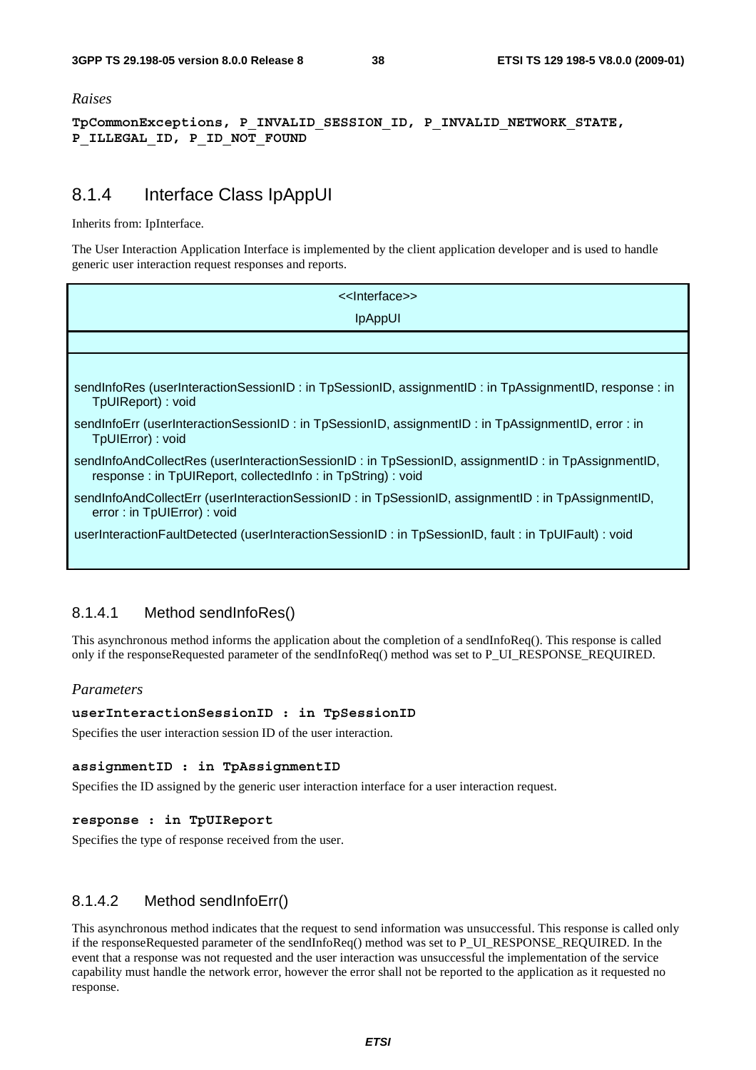*Raises*

**TpCommonExceptions, P_INVALID_SESSION_ID, P_INVALID_NETWORK_STATE, P_ILLEGAL_ID, P_ID_NOT_FOUND**

## 8.1.4 Interface Class IpAppUI

Inherits from: IpInterface.

The User Interaction Application Interface is implemented by the client application developer and is used to handle generic user interaction request responses and reports.

| <<Interface>><br>IpAppUI |
|---|
| |
| sendInfoRes (userInteractionSessionID : in TpSessionID, assignmentID : in TpAssignmentID, response : in TpUIReport) : void<br>sendInfoErr (userInteractionSessionID : in TpSessionID, assignmentID : in TpAssignmentID, error : in TpUIError) : void<br>sendInfoAndCollectRes (userInteractionSessionID : in TpSessionID, assignmentID : in TpAssignmentID, response : in TpUIReport, collectedInfo : in TpString) : void<br>sendInfoAndCollectErr (userInteractionSessionID : in TpSessionID, assignmentID : in TpAssignmentID, error : in TpUIError) : void<br>userInteractionFaultDetected (userInteractionSessionID : in TpSessionID, fault : in TpUIFault) : void |

### 8.1.4.1 Method sendInfoRes()

This asynchronous method informs the application about the completion of a sendInfoReq(). This response is called only if the responseRequested parameter of the sendInfoReq() method was set to P_UI_RESPONSE_REQUIRED.

*Parameters*

**userInteractionSessionID : in TpSessionID**

Specifies the user interaction session ID of the user interaction.

**assignmentID : in TpAssignmentID**

Specifies the ID assigned by the generic user interaction interface for a user interaction request.

**response : in TpUIReport**

Specifies the type of response received from the user.

### 8.1.4.2 Method sendInfoErr()

This asynchronous method indicates that the request to send information was unsuccessful. This response is called only if the responseRequested parameter of the sendInfoReq() method was set to P_UI_RESPONSE_REQUIRED. In the event that a response was not requested and the user interaction was unsuccessful the implementation of the service capability must handle the network error, however the error shall not be reported to the application as it requested no response.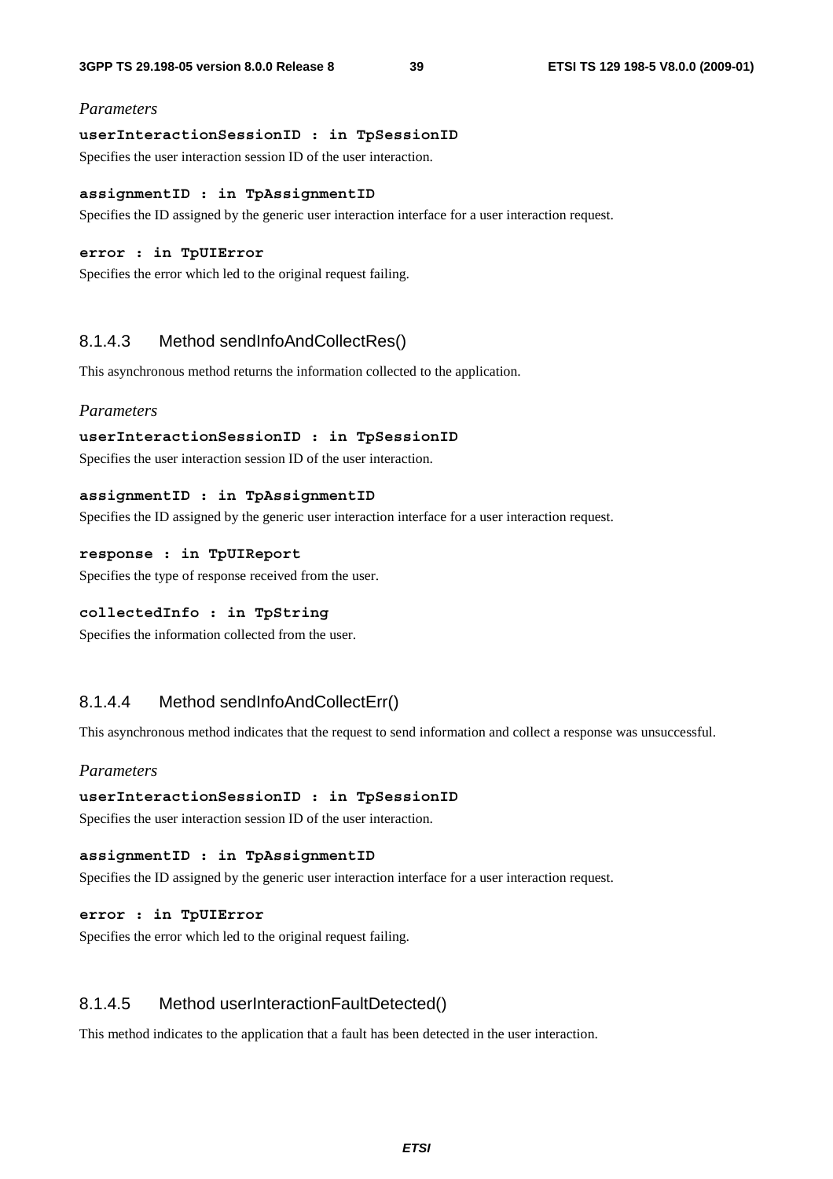*Parameters*

**userInteractionSessionID : in TpSessionID**

Specifies the user interaction session ID of the user interaction.

**assignmentID : in TpAssignmentID**

Specifies the ID assigned by the generic user interaction interface for a user interaction request.

**error : in TpUIError**

Specifies the error which led to the original request failing.

#### 8.1.4.3 Method sendInfoAndCollectRes()

This asynchronous method returns the information collected to the application.

*Parameters*

**userInteractionSessionID : in TpSessionID**

Specifies the user interaction session ID of the user interaction.

**assignmentID : in TpAssignmentID**

Specifies the ID assigned by the generic user interaction interface for a user interaction request.

**response : in TpUIReport**

Specifies the type of response received from the user.

**collectedInfo : in TpString**

Specifies the information collected from the user.

#### 8.1.4.4 Method sendInfoAndCollectErr()

This asynchronous method indicates that the request to send information and collect a response was unsuccessful.

*Parameters*

**userInteractionSessionID : in TpSessionID**

Specifies the user interaction session ID of the user interaction.

**assignmentID : in TpAssignmentID**

Specifies the ID assigned by the generic user interaction interface for a user interaction request.

**error : in TpUIError**

Specifies the error which led to the original request failing.

#### 8.1.4.5 Method userInteractionFaultDetected()

This method indicates to the application that a fault has been detected in the user interaction.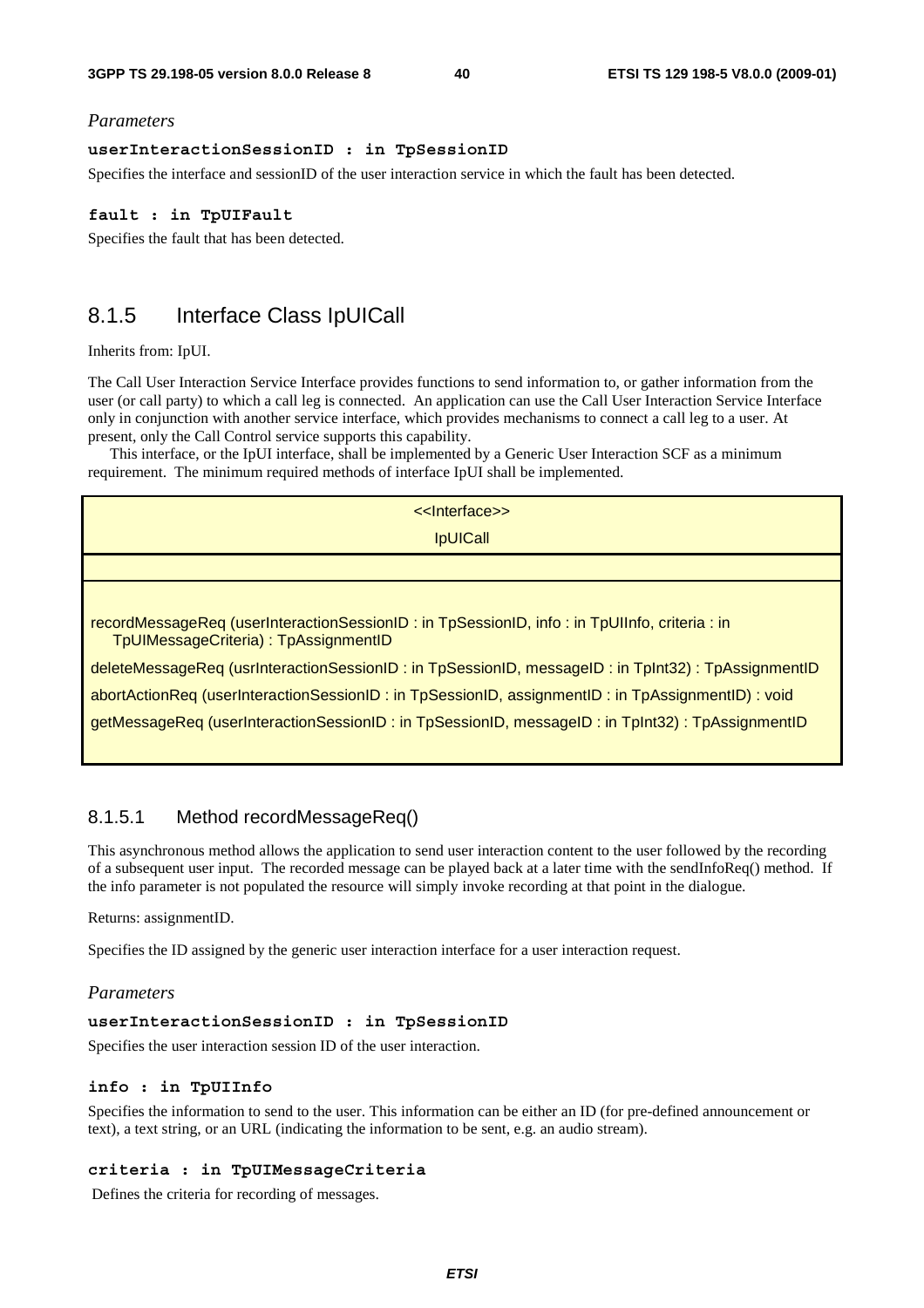*Parameters*

**userInteractionSessionID : in TpSessionID**

Specifies the interface and sessionID of the user interaction service in which the fault has been detected.

**fault : in TpUIFault**

Specifies the fault that has been detected.

## 8.1.5 Interface Class IpUICall

Inherits from: IpUI.

The Call User Interaction Service Interface provides functions to send information to, or gather information from the user (or call party) to which a call leg is connected. An application can use the Call User Interaction Service Interface only in conjunction with another service interface, which provides mechanisms to connect a call leg to a user. At present, only the Call Control service supports this capability.

This interface, or the IpUI interface, shall be implemented by a Generic User Interaction SCF as a minimum requirement. The minimum required methods of interface IpUI shall be implemented.

| <<Interface>> IpUICall |
|---|
| |
| recordMessageReq (userInteractionSessionID : in TpSessionID, info : in TpUIInfo, criteria : in TpUIMessageCriteria) : TpAssignmentID<br>deleteMessageReq (usrInteractionSessionID : in TpSessionID, messageID : in TpInt32) : TpAssignmentID<br>abortActionReq (userInteractionSessionID : in TpSessionID, assignmentID : in TpAssignmentID) : void<br>getMessageReq (userInteractionSessionID : in TpSessionID, messageID : in TpInt32) : TpAssignmentID |

### 8.1.5.1 Method recordMessageReq()

This asynchronous method allows the application to send user interaction content to the user followed by the recording of a subsequent user input. The recorded message can be played back at a later time with the sendInfoReq() method. If the info parameter is not populated the resource will simply invoke recording at that point in the dialogue.

Returns: assignmentID.

Specifies the ID assigned by the generic user interaction interface for a user interaction request.

*Parameters*

**userInteractionSessionID : in TpSessionID**

Specifies the user interaction session ID of the user interaction.

**info : in TpUIInfo**

Specifies the information to send to the user. This information can be either an ID (for pre-defined announcement or text), a text string, or an URL (indicating the information to be sent, e.g. an audio stream).

**criteria : in TpUIMessageCriteria**

Defines the criteria for recording of messages.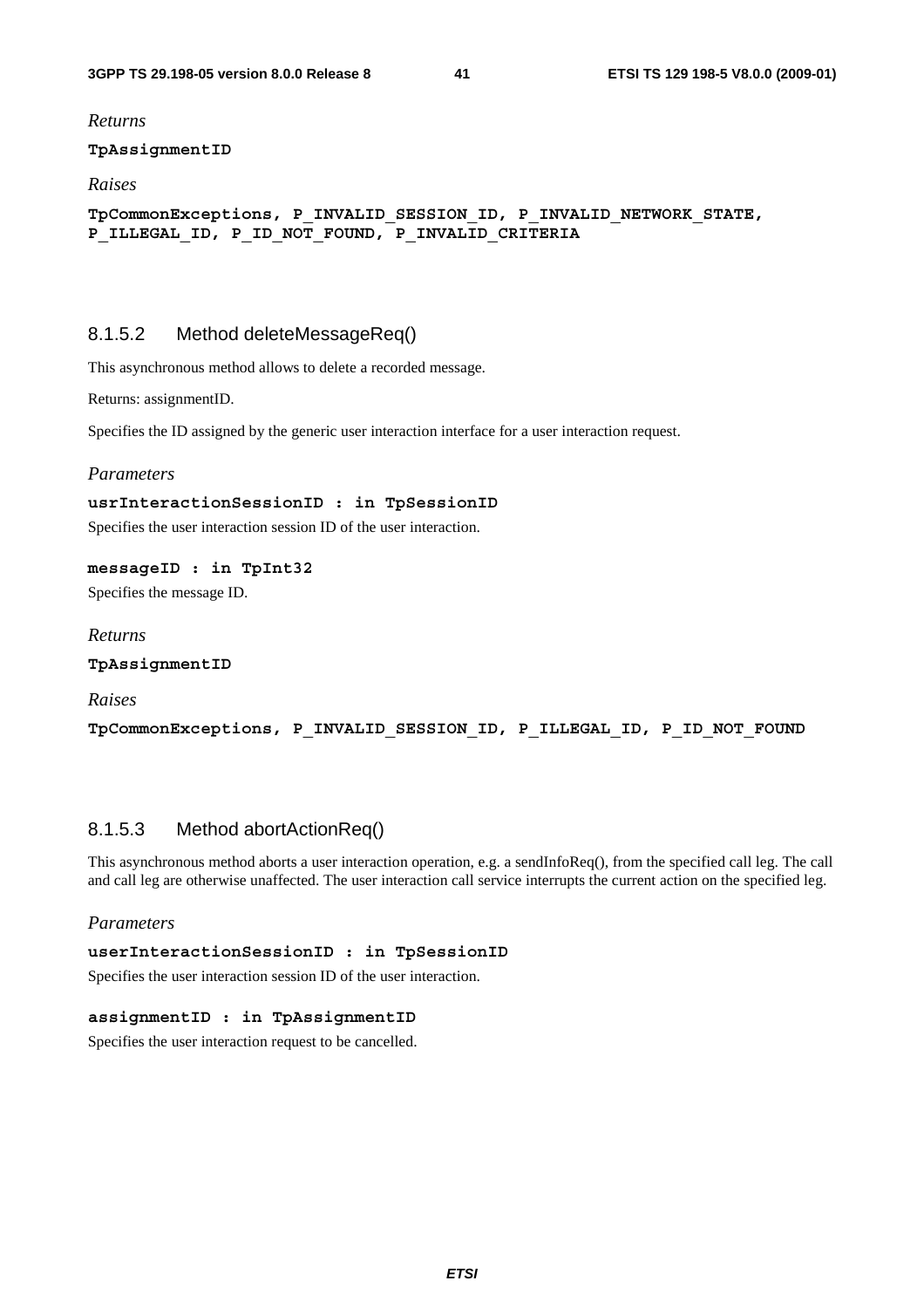*Returns*

**TpAssignmentID**

*Raises*

**TpCommonExceptions, P_INVALID_SESSION_ID, P_INVALID_NETWORK_STATE, P_ILLEGAL_ID, P_ID_NOT_FOUND, P_INVALID_CRITERIA**

### 8.1.5.2 Method deleteMessageReq()

This asynchronous method allows to delete a recorded message.

Returns: assignmentID.

Specifies the ID assigned by the generic user interaction interface for a user interaction request.

*Parameters*

**usrInteractionSessionID : in TpSessionID**

Specifies the user interaction session ID of the user interaction.

**messageID : in TpInt32**

Specifies the message ID.

*Returns*

**TpAssignmentID**

*Raises*

**TpCommonExceptions, P_INVALID_SESSION_ID, P_ILLEGAL_ID, P_ID_NOT_FOUND**

### 8.1.5.3 Method abortActionReq()

This asynchronous method aborts a user interaction operation, e.g. a sendInfoReq(), from the specified call leg. The call and call leg are otherwise unaffected. The user interaction call service interrupts the current action on the specified leg.

*Parameters*

**userInteractionSessionID : in TpSessionID**

Specifies the user interaction session ID of the user interaction.

**assignmentID : in TpAssignmentID**

Specifies the user interaction request to be cancelled.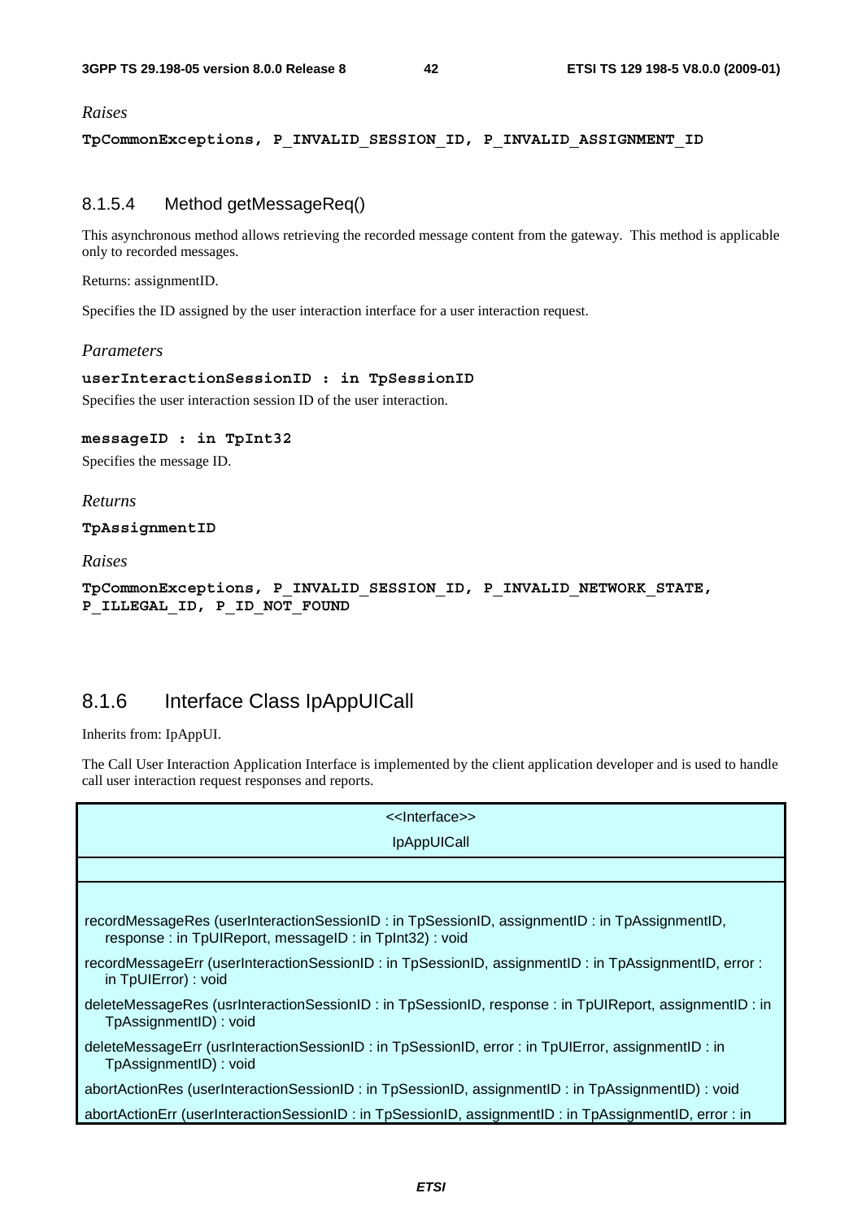*Raises*

**TpCommonExceptions, P_INVALID_SESSION_ID, P_INVALID_ASSIGNMENT_ID**

### 8.1.5.4 Method getMessageReq()

This asynchronous method allows retrieving the recorded message content from the gateway. This method is applicable only to recorded messages.

Returns: assignmentID.

Specifies the ID assigned by the user interaction interface for a user interaction request.

*Parameters*

**userInteractionSessionID : in TpSessionID**

Specifies the user interaction session ID of the user interaction.

**messageID : in TpInt32**

Specifies the message ID.

*Returns*

**TpAssignmentID**

*Raises*

**TpCommonExceptions, P_INVALID_SESSION_ID, P_INVALID_NETWORK_STATE, P_ILLEGAL_ID, P_ID_NOT_FOUND**

## 8.1.6 Interface Class IpAppUICall

Inherits from: IpAppUI.

The Call User Interaction Application Interface is implemented by the client application developer and is used to handle call user interaction request responses and reports.

| <<Interface>><br>IpAppUICall |
|---|
| |
| recordMessageRes (userInteractionSessionID : in TpSessionID, assignmentID : in TpAssignmentID, response : in TpUIReport, messageID : in TpInt32) : void<br>recordMessageErr (userInteractionSessionID : in TpSessionID, assignmentID : in TpAssignmentID, error : in TpUIError) : void<br>deleteMessageRes (usrInteractionSessionID : in TpSessionID, response : in TpUIReport, assignmentID : in TpAssignmentID) : void<br>deleteMessageErr (usrInteractionSessionID : in TpSessionID, error : in TpUIError, assignmentID : in TpAssignmentID) : void<br>abortActionRes (userInteractionSessionID : in TpSessionID, assignmentID : in TpAssignmentID) : void<br>abortActionErr (userInteractionSessionID : in TpSessionID, assignmentID : in TpAssignmentID, error : in |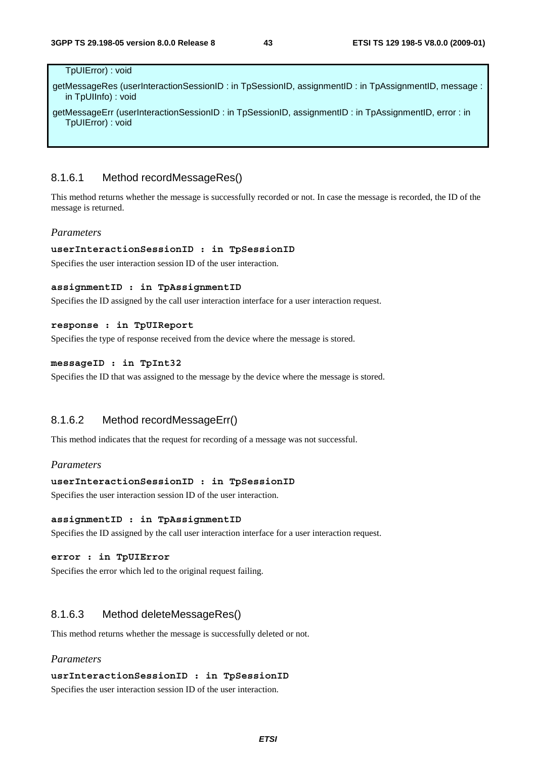TpUIError) : void

getMessageRes (userInteractionSessionID : in TpSessionID, assignmentID : in TpAssignmentID, message : in TpUIInfo) : void

getMessageErr (userInteractionSessionID : in TpSessionID, assignmentID : in TpAssignmentID, error : in TpUIError) : void

### 8.1.6.1 Method recordMessageRes()

This method returns whether the message is successfully recorded or not. In case the message is recorded, the ID of the message is returned.

*Parameters*

**userInteractionSessionID : in TpSessionID**

Specifies the user interaction session ID of the user interaction.

**assignmentID : in TpAssignmentID**

Specifies the ID assigned by the call user interaction interface for a user interaction request.

**response : in TpUIReport**

Specifies the type of response received from the device where the message is stored.

**messageID : in TpInt32**

Specifies the ID that was assigned to the message by the device where the message is stored.

### 8.1.6.2 Method recordMessageErr()

This method indicates that the request for recording of a message was not successful.

*Parameters*

**userInteractionSessionID : in TpSessionID**

Specifies the user interaction session ID of the user interaction.

**assignmentID : in TpAssignmentID**

Specifies the ID assigned by the call user interaction interface for a user interaction request.

**error : in TpUIError**

Specifies the error which led to the original request failing.

### 8.1.6.3 Method deleteMessageRes()

This method returns whether the message is successfully deleted or not.

*Parameters*

**usrInteractionSessionID : in TpSessionID**

Specifies the user interaction session ID of the user interaction.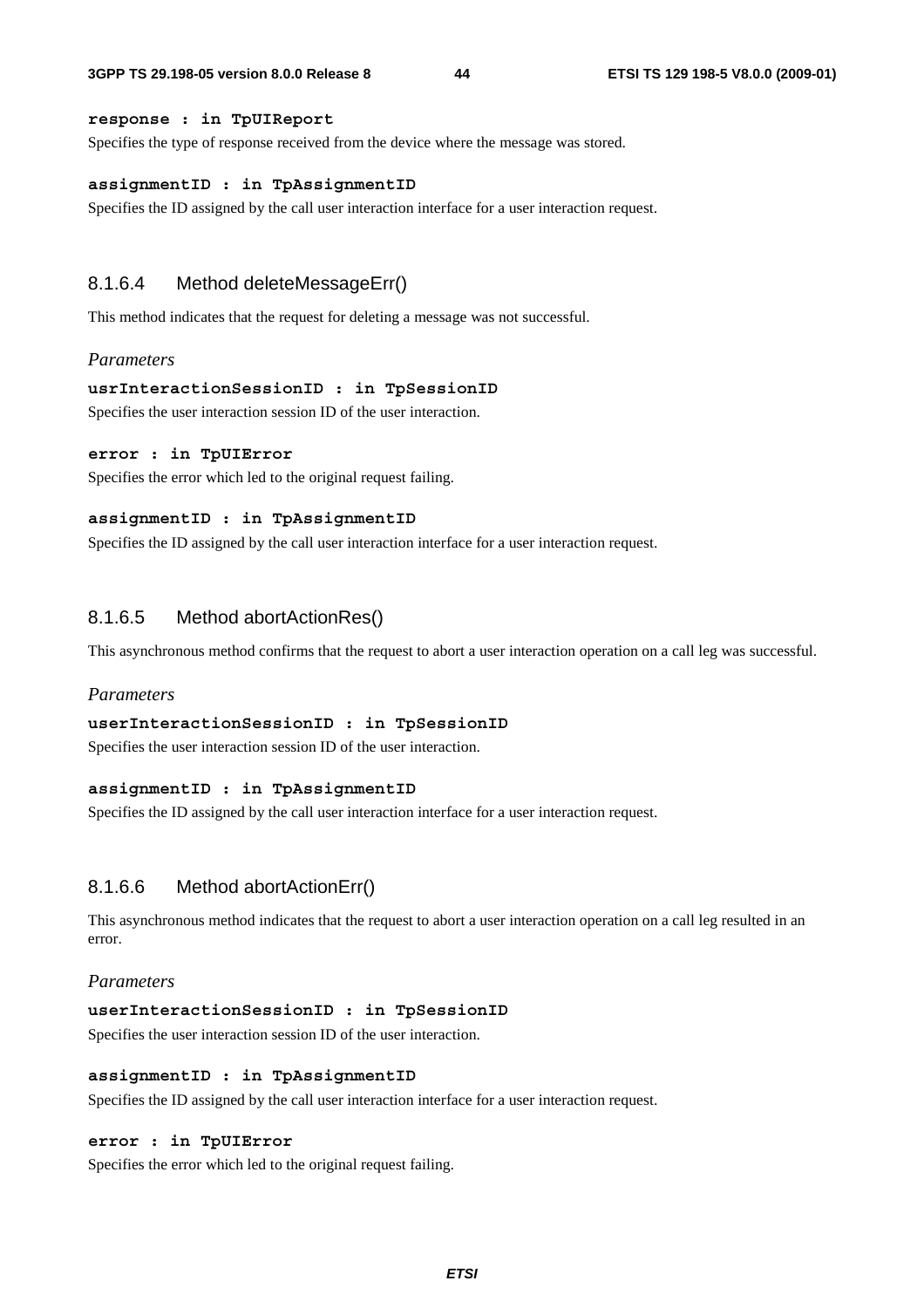**response : in TpUIReport**

Specifies the type of response received from the device where the message was stored.

**assignmentID : in TpAssignmentID**

Specifies the ID assigned by the call user interaction interface for a user interaction request.

### 8.1.6.4 Method deleteMessageErr()

This method indicates that the request for deleting a message was not successful.

*Parameters*

**usrInteractionSessionID : in TpSessionID**

Specifies the user interaction session ID of the user interaction.

**error : in TpUIError**

Specifies the error which led to the original request failing.

**assignmentID : in TpAssignmentID**

Specifies the ID assigned by the call user interaction interface for a user interaction request.

### 8.1.6.5 Method abortActionRes()

This asynchronous method confirms that the request to abort a user interaction operation on a call leg was successful.

*Parameters*

**userInteractionSessionID : in TpSessionID**

Specifies the user interaction session ID of the user interaction.

**assignmentID : in TpAssignmentID**

Specifies the ID assigned by the call user interaction interface for a user interaction request.

### 8.1.6.6 Method abortActionErr()

This asynchronous method indicates that the request to abort a user interaction operation on a call leg resulted in an error.

*Parameters*

**userInteractionSessionID : in TpSessionID**

Specifies the user interaction session ID of the user interaction.

**assignmentID : in TpAssignmentID**

Specifies the ID assigned by the call user interaction interface for a user interaction request.

**error : in TpUIError**

Specifies the error which led to the original request failing.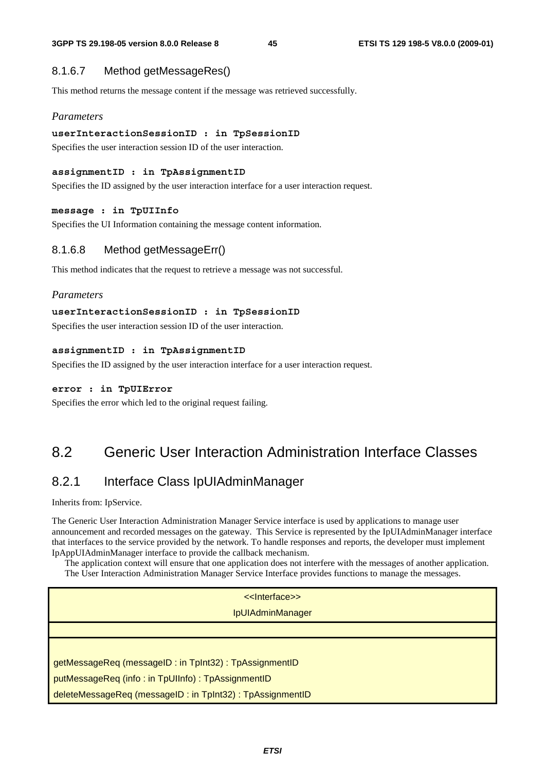### 8.1.6.7 Method getMessageRes()

This method returns the message content if the message was retrieved successfully.

*Parameters*

**userInteractionSessionID : in TpSessionID**

Specifies the user interaction session ID of the user interaction.

**assignmentID : in TpAssignmentID**

Specifies the ID assigned by the user interaction interface for a user interaction request.

**message : in TpUIInfo**

Specifies the UI Information containing the message content information.

### 8.1.6.8 Method getMessageErr()

This method indicates that the request to retrieve a message was not successful.

*Parameters*

**userInteractionSessionID : in TpSessionID**

Specifies the user interaction session ID of the user interaction.

**assignmentID : in TpAssignmentID**

Specifies the ID assigned by the user interaction interface for a user interaction request.

**error : in TpUIError**

Specifies the error which led to the original request failing.

# 8.2 Generic User Interaction Administration Interface Classes

## 8.2.1 Interface Class IpUIAdminManager

Inherits from: IpService.

The Generic User Interaction Administration Manager Service interface is used by applications to manage user announcement and recorded messages on the gateway. This Service is represented by the IpUIAdminManager interface that interfaces to the service provided by the network. To handle responses and reports, the developer must implement IpAppUIAdminManager interface to provide the callback mechanism.

The application context will ensure that one application does not interfere with the messages of another application. The User Interaction Administration Manager Service Interface provides functions to manage the messages.

| <<Interface>><br>IpUIAdminManager |
|---|
| |
| getMessageReq (messageID : in TpInt32) : TpAssignmentID<br>putMessageReq (info : in TpUIInfo) : TpAssignmentID<br>deleteMessageReq (messageID : in TpInt32) : TpAssignmentID |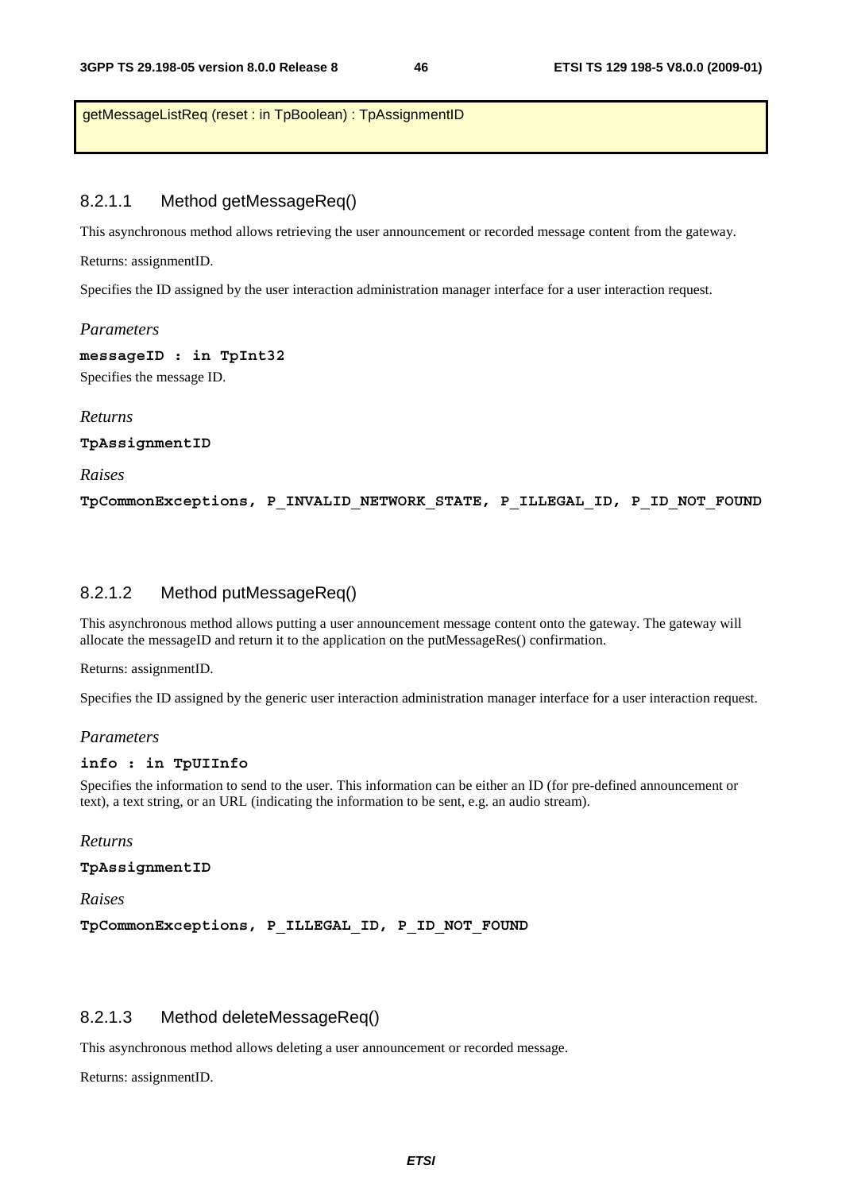getMessageListReq (reset : in TpBoolean) : TpAssignmentID

### 8.2.1.1 Method getMessageReq()

This asynchronous method allows retrieving the user announcement or recorded message content from the gateway.

Returns: assignmentID.

Specifies the ID assigned by the user interaction administration manager interface for a user interaction request.

*Parameters*

**messageID : in TpInt32**

Specifies the message ID.

*Returns*

**TpAssignmentID**

*Raises*

**TpCommonExceptions, P_INVALID_NETWORK_STATE, P_ILLEGAL_ID, P_ID_NOT_FOUND**

### 8.2.1.2 Method putMessageReq()

This asynchronous method allows putting a user announcement message content onto the gateway. The gateway will allocate the messageID and return it to the application on the putMessageRes() confirmation.

Returns: assignmentID.

Specifies the ID assigned by the generic user interaction administration manager interface for a user interaction request.

*Parameters*

**info : in TpUIInfo**

Specifies the information to send to the user. This information can be either an ID (for pre-defined announcement or text), a text string, or an URL (indicating the information to be sent, e.g. an audio stream).

*Returns*

**TpAssignmentID**

*Raises*

**TpCommonExceptions, P_ILLEGAL_ID, P_ID_NOT_FOUND**

### 8.2.1.3 Method deleteMessageReq()

This asynchronous method allows deleting a user announcement or recorded message.

Returns: assignmentID.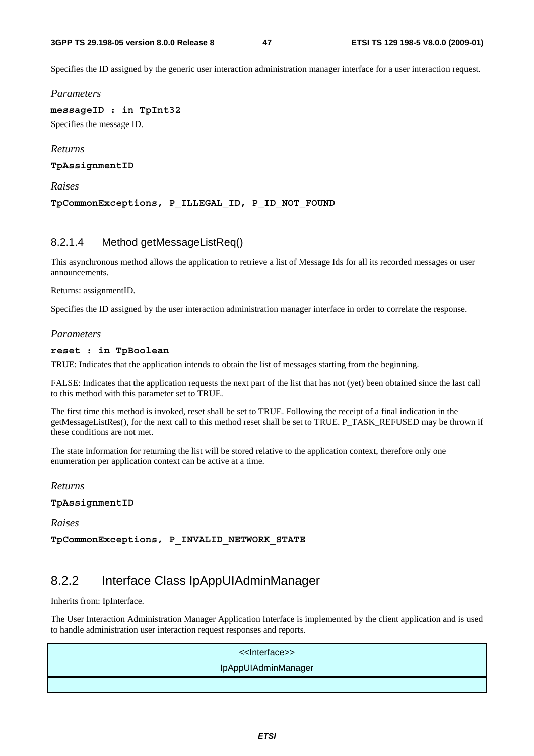Specifies the ID assigned by the generic user interaction administration manager interface for a user interaction request.

*Parameters*

**messageID : in TpInt32**

Specifies the message ID.

*Returns*

**TpAssignmentID**

*Raises*

**TpCommonExceptions, P_ILLEGAL_ID, P_ID_NOT_FOUND**

#### 8.2.1.4 Method getMessageListReq()

This asynchronous method allows the application to retrieve a list of Message Ids for all its recorded messages or user announcements.

Returns: assignmentID.

Specifies the ID assigned by the user interaction administration manager interface in order to correlate the response.

*Parameters*

**reset : in TpBoolean**

TRUE: Indicates that the application intends to obtain the list of messages starting from the beginning.

FALSE: Indicates that the application requests the next part of the list that has not (yet) been obtained since the last call to this method with this parameter set to TRUE.

The first time this method is invoked, reset shall be set to TRUE. Following the receipt of a final indication in the getMessageListRes(), for the next call to this method reset shall be set to TRUE. P_TASK_REFUSED may be thrown if these conditions are not met.

The state information for returning the list will be stored relative to the application context, therefore only one enumeration per application context can be active at a time.

*Returns*

**TpAssignmentID**

*Raises*

**TpCommonExceptions, P_INVALID_NETWORK_STATE**

### 8.2.2 Interface Class IpAppUIAdminManager

Inherits from: IpInterface.

The User Interaction Administration Manager Application Interface is implemented by the client application and is used to handle administration user interaction request responses and reports.

| <<Interface>> IpAppUIAdminManager |
| --- |
| |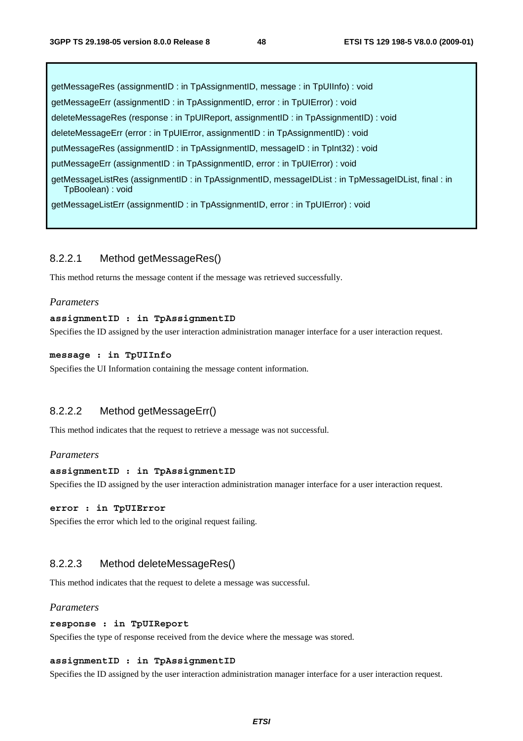getMessageRes (assignmentID : in TpAssignmentID, message : in TpUIInfo) : void

getMessageErr (assignmentID : in TpAssignmentID, error : in TpUIError) : void

deleteMessageRes (response : in TpUIReport, assignmentID : in TpAssignmentID) : void

deleteMessageErr (error : in TpUIError, assignmentID : in TpAssignmentID) : void

putMessageRes (assignmentID : in TpAssignmentID, messageID : in TpInt32) : void

putMessageErr (assignmentID : in TpAssignmentID, error : in TpUIError) : void

getMessageListRes (assignmentID : in TpAssignmentID, messageIDList : in TpMessageIDList, final : in TpBoolean) : void

getMessageListErr (assignmentID : in TpAssignmentID, error : in TpUIError) : void

#### 8.2.2.1 Method getMessageRes()

This method returns the message content if the message was retrieved successfully.

*Parameters*

**assignmentID : in TpAssignmentID**

Specifies the ID assigned by the user interaction administration manager interface for a user interaction request.

**message : in TpUIInfo**

Specifies the UI Information containing the message content information.

#### 8.2.2.2 Method getMessageErr()

This method indicates that the request to retrieve a message was not successful.

*Parameters*

**assignmentID : in TpAssignmentID**

Specifies the ID assigned by the user interaction administration manager interface for a user interaction request.

**error : in TpUIError**

Specifies the error which led to the original request failing.

#### 8.2.2.3 Method deleteMessageRes()

This method indicates that the request to delete a message was successful.

*Parameters*

**response : in TpUIReport**

Specifies the type of response received from the device where the message was stored.

**assignmentID : in TpAssignmentID**

Specifies the ID assigned by the user interaction administration manager interface for a user interaction request.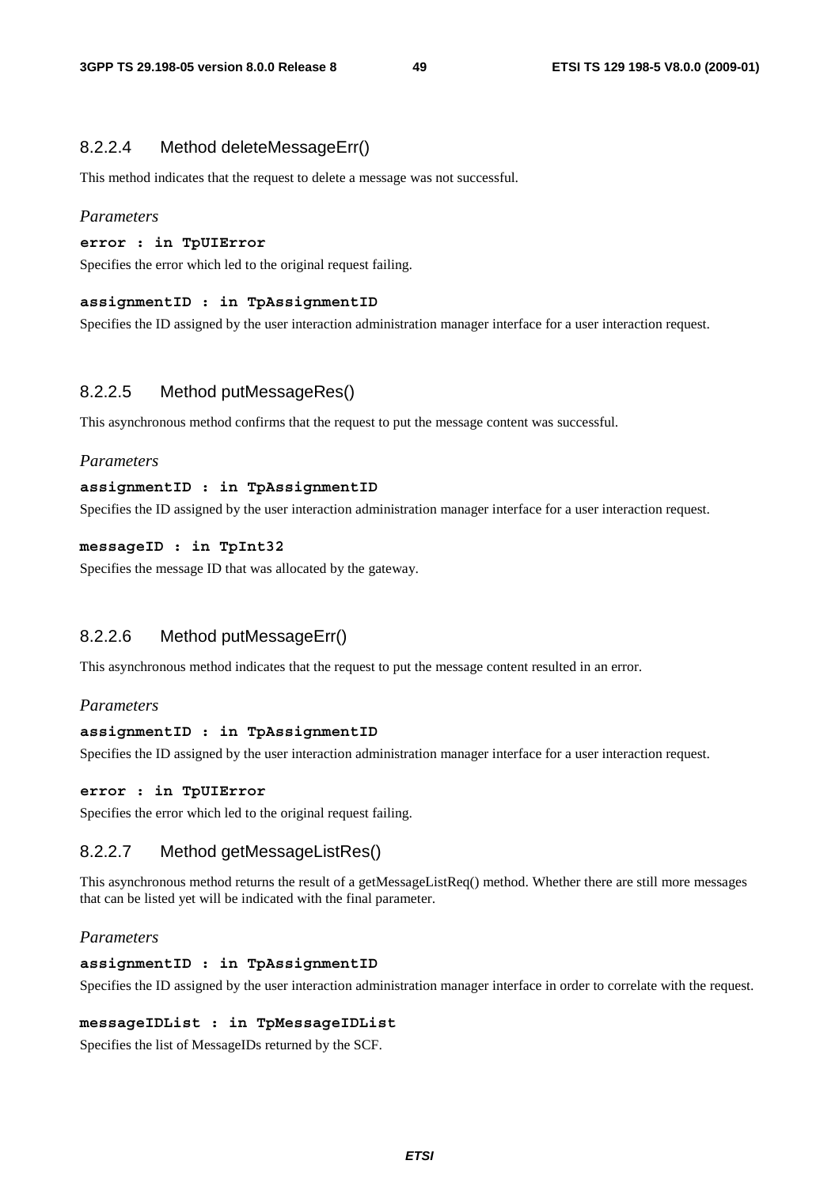### 8.2.2.4 Method deleteMessageErr()

This method indicates that the request to delete a message was not successful.

*Parameters*

**error : in TpUIError**

Specifies the error which led to the original request failing.

**assignmentID : in TpAssignmentID**

Specifies the ID assigned by the user interaction administration manager interface for a user interaction request.

### 8.2.2.5 Method putMessageRes()

This asynchronous method confirms that the request to put the message content was successful.

*Parameters*

**assignmentID : in TpAssignmentID**

Specifies the ID assigned by the user interaction administration manager interface for a user interaction request.

**messageID : in TpInt32**

Specifies the message ID that was allocated by the gateway.

### 8.2.2.6 Method putMessageErr()

This asynchronous method indicates that the request to put the message content resulted in an error.

*Parameters*

**assignmentID : in TpAssignmentID**

Specifies the ID assigned by the user interaction administration manager interface for a user interaction request.

**error : in TpUIError**

Specifies the error which led to the original request failing.

### 8.2.2.7 Method getMessageListRes()

This asynchronous method returns the result of a getMessageListReq() method. Whether there are still more messages that can be listed yet will be indicated with the final parameter.

*Parameters*

**assignmentID : in TpAssignmentID**

Specifies the ID assigned by the user interaction administration manager interface in order to correlate with the request.

**messageIDList : in TpMessageIDList**

Specifies the list of MessageIDs returned by the SCF.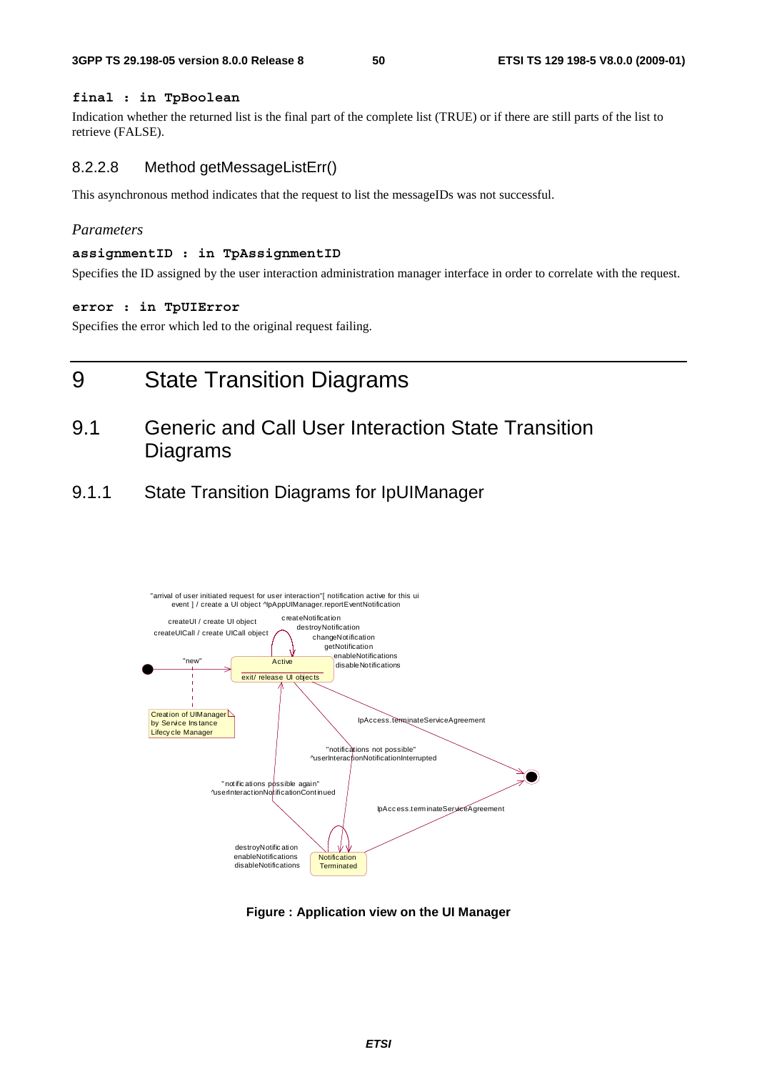**final : in TpBoolean**

Indication whether the returned list is the final part of the complete list (TRUE) or if there are still parts of the list to retrieve (FALSE).

### 8.2.2.8 Method getMessageListErr()

This asynchronous method indicates that the request to list the messageIDs was not successful.

*Parameters*

**assignmentID : in TpAssignmentID**

Specifies the ID assigned by the user interaction administration manager interface in order to correlate with the request.

**error : in TpUIError**

Specifies the error which led to the original request failing.

# 9 State Transition Diagrams

## 9.1 Generic and Call User Interaction State Transition Diagrams

### 9.1.1 State Transition Diagrams for IpUIManager

**Figure : Application view on the UI Manager**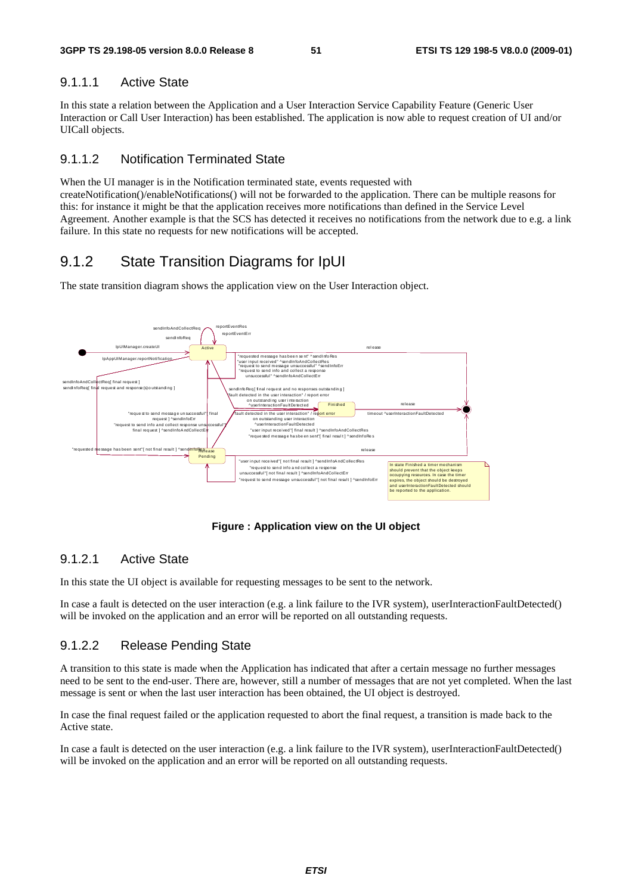### 9.1.1.1 Active State

In this state a relation between the Application and a User Interaction Service Capability Feature (Generic User Interaction or Call User Interaction) has been established. The application is now able to request creation of UI and/or UICall objects.

### 9.1.1.2 Notification Terminated State

When the UI manager is in the Notification terminated state, events requested with createNotification()/enableNotifications() will not be forwarded to the application. There can be multiple reasons for this: for instance it might be that the application receives more notifications than defined in the Service Level Agreement. Another example is that the SCS has detected it receives no notifications from the network due to e.g. a link failure. In this state no requests for new notifications will be accepted.

## 9.1.2 State Transition Diagrams for IpUI

The state transition diagram shows the application view on the User Interaction object.

**Figure : Application view on the UI object**

### 9.1.2.1 Active State

In this state the UI object is available for requesting messages to be sent to the network.

In case a fault is detected on the user interaction (e.g. a link failure to the IVR system), userInteractionFaultDetected() will be invoked on the application and an error will be reported on all outstanding requests.

### 9.1.2.2 Release Pending State

A transition to this state is made when the Application has indicated that after a certain message no further messages need to be sent to the end-user. There are, however, still a number of messages that are not yet completed. When the last message is sent or when the last user interaction has been obtained, the UI object is destroyed.

In case the final request failed or the application requested to abort the final request, a transition is made back to the Active state.

In case a fault is detected on the user interaction (e.g. a link failure to the IVR system), userInteractionFaultDetected() will be invoked on the application and an error will be reported on all outstanding requests.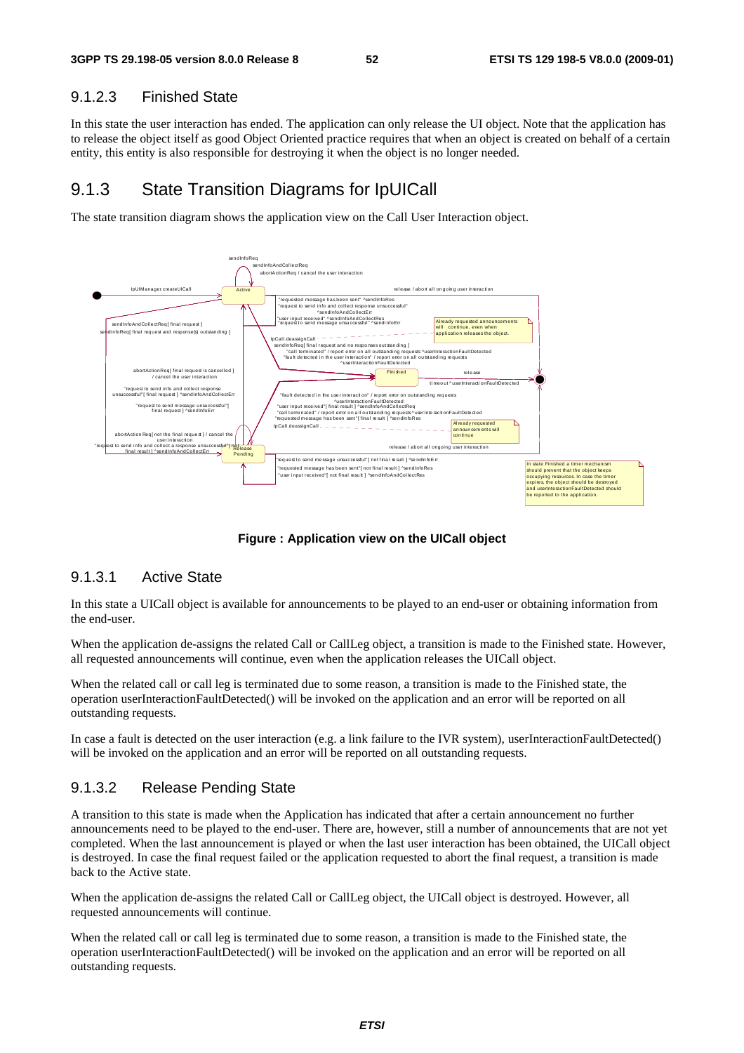### 9.1.2.3 Finished State

In this state the user interaction has ended. The application can only release the UI object. Note that the application has to release the object itself as good Object Oriented practice requires that when an object is created on behalf of a certain entity, this entity is also responsible for destroying it when the object is no longer needed.

## 9.1.3 State Transition Diagrams for IpUICall

The state transition diagram shows the application view on the Call User Interaction object.

**Figure : Application view on the UICall object**

### 9.1.3.1 Active State

In this state a UICall object is available for announcements to be played to an end-user or obtaining information from the end-user.

When the application de-assigns the related Call or CallLeg object, a transition is made to the Finished state. However, all requested announcements will continue, even when the application releases the UICall object.

When the related call or call leg is terminated due to some reason, a transition is made to the Finished state, the operation userInteractionFaultDetected() will be invoked on the application and an error will be reported on all outstanding requests.

In case a fault is detected on the user interaction (e.g. a link failure to the IVR system), userInteractionFaultDetected() will be invoked on the application and an error will be reported on all outstanding requests.

### 9.1.3.2 Release Pending State

A transition to this state is made when the Application has indicated that after a certain announcement no further announcements need to be played to the end-user. There are, however, still a number of announcements that are not yet completed. When the last announcement is played or when the last user interaction has been obtained, the UICall object is destroyed. In case the final request failed or the application requested to abort the final request, a transition is made back to the Active state.

When the application de-assigns the related Call or CallLeg object, the UICall object is destroyed. However, all requested announcements will continue.

When the related call or call leg is terminated due to some reason, a transition is made to the Finished state, the operation userInteractionFaultDetected() will be invoked on the application and an error will be reported on all outstanding requests.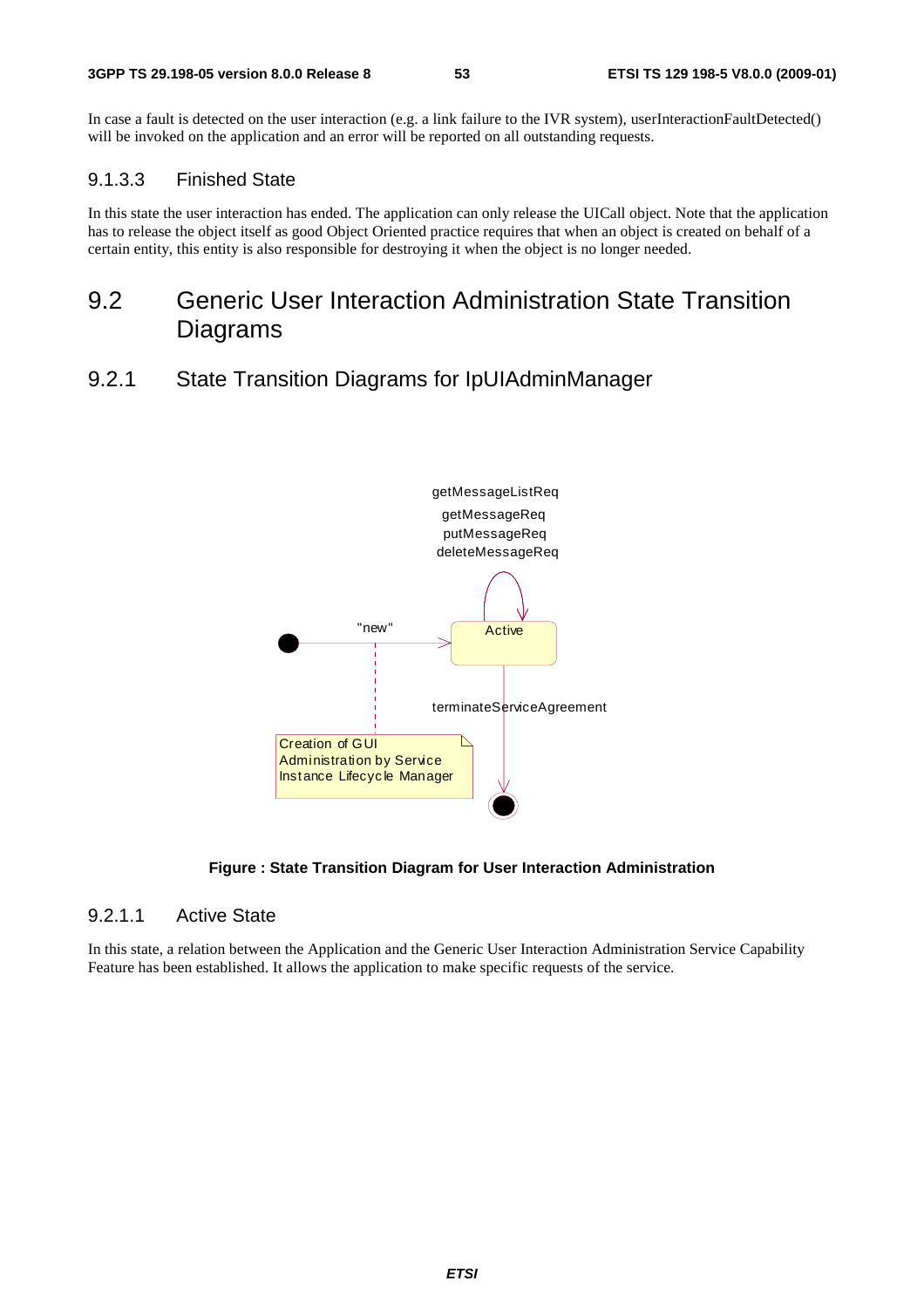In case a fault is detected on the user interaction (e.g. a link failure to the IVR system), userInteractionFaultDetected() will be invoked on the application and an error will be reported on all outstanding requests.

#### 9.1.3.3 Finished State

In this state the user interaction has ended. The application can only release the UICall object. Note that the application has to release the object itself as good Object Oriented practice requires that when an object is created on behalf of a certain entity, this entity is also responsible for destroying it when the object is no longer needed.

## 9.2 Generic User Interaction Administration State Transition Diagrams

### 9.2.1 State Transition Diagrams for IpUIAdminManager

getMessageListReq
getMessageReq
putMessageReq
deleteMessageReq

"new"

Active

terminateServiceAgreement

Creation of GUI Administration by Service Instance Lifecycle Manager

**Figure : State Transition Diagram for User Interaction Administration**

#### 9.2.1.1 Active State

In this state, a relation between the Application and the Generic User Interaction Administration Service Capability Feature has been established. It allows the application to make specific requests of the service.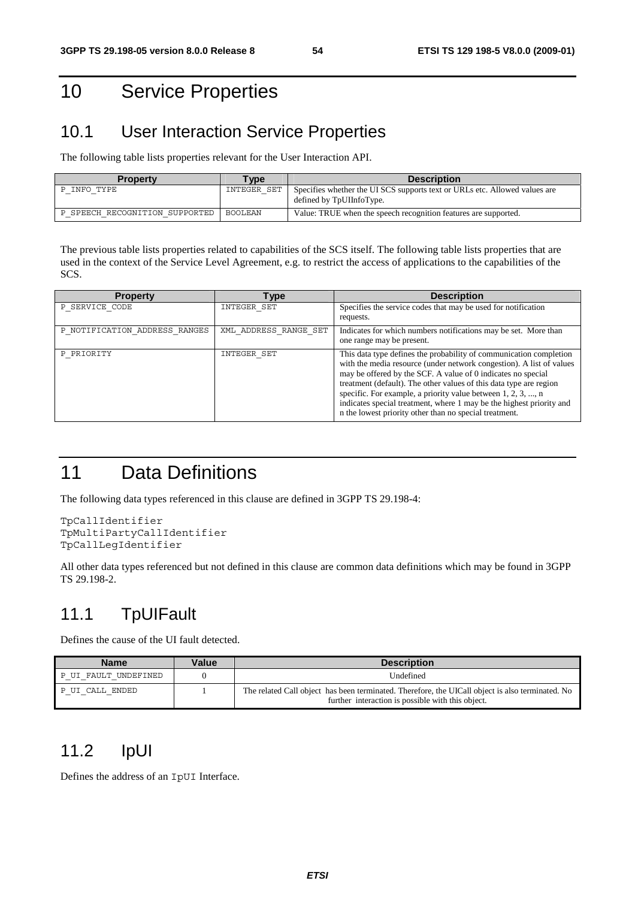# 10 Service Properties

## 10.1 User Interaction Service Properties

The following table lists properties relevant for the User Interaction API.

| Property | Type | Description |
|---|---|---|
| P_INFO_TYPE | INTEGER_SET | Specifies whether the UI SCS supports text or URLs etc. Allowed values are defined by TpUIInfoType. |
| P_SPEECH_RECOGNITION_SUPPORTED | BOOLEAN | Value: TRUE when the speech recognition features are supported. |

The previous table lists properties related to capabilities of the SCS itself. The following table lists properties that are used in the context of the Service Level Agreement, e.g. to restrict the access of applications to the capabilities of the SCS.

| Property | Type | Description |
|---|---|---|
| P_SERVICE_CODE | INTEGER_SET | Specifies the service codes that may be used for notification requests. |
| P_NOTIFICATION_ADDRESS_RANGES | XML_ADDRESS_RANGE_SET | Indicates for which numbers notifications may be set. More than one range may be present. |
| P_PRIORITY | INTEGER_SET | This data type defines the probability of communication completion with the media resource (under network congestion). A list of values may be offered by the SCF. A value of 0 indicates no special treatment (default). The other values of this data type are region specific. For example, a priority value between 1, 2, 3, ..., n indicates special treatment, where 1 may be the highest priority and n the lowest priority other than no special treatment. |

# 11 Data Definitions

The following data types referenced in this clause are defined in 3GPP TS 29.198-4:

```
TpCallIdentifier
TpMultiPartyCallIdentifier
TpCallLegIdentifier
```

All other data types referenced but not defined in this clause are common data definitions which may be found in 3GPP TS 29.198-2.

## 11.1 TpUIFault

Defines the cause of the UI fault detected.

| Name | Value | Description |
|---|---|---|
| P_UI_FAULT_UNDEFINED | 0 | Undefined |
| P_UI_CALL_ENDED | 1 | The related Call object has been terminated. Therefore, the UICall object is also terminated. No further interaction is possible with this object. |

## 11.2 IpUI

Defines the address of an IpUI Interface.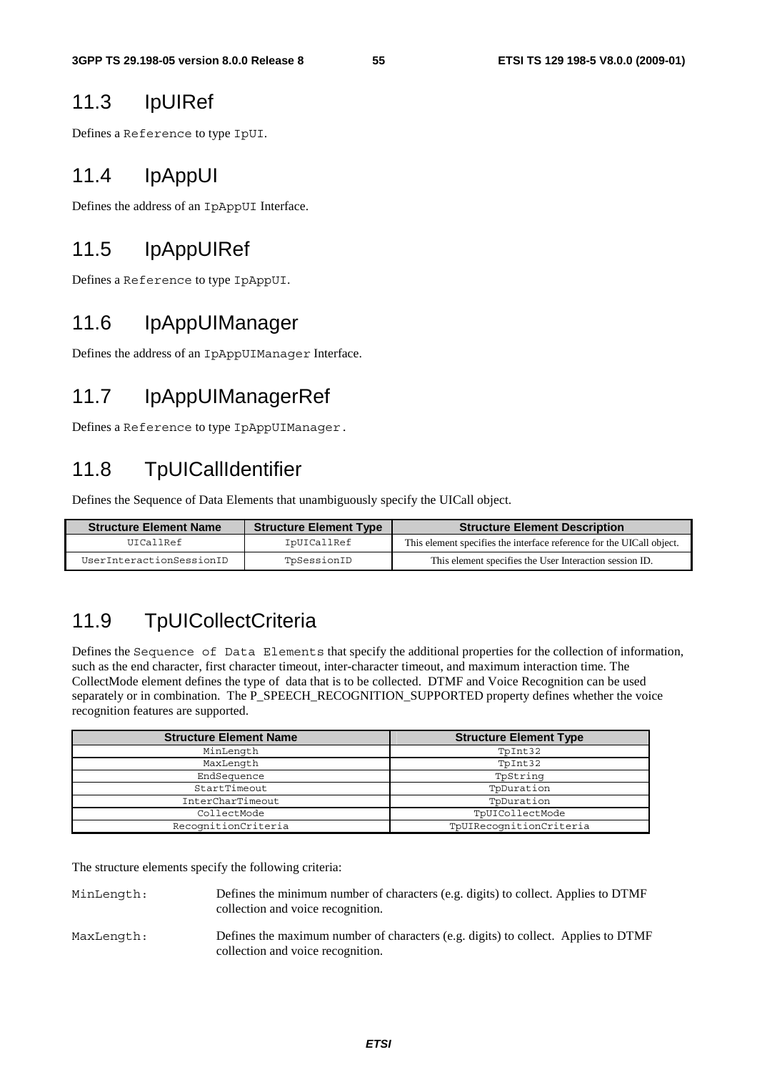## 11.3 IpUIRef

Defines a `Reference` to type `IpUI`.

## 11.4 IpAppUI

Defines the address of an `IpAppUI` Interface.

## 11.5 IpAppUIRef

Defines a `Reference` to type `IpAppUI`.

## 11.6 IpAppUIManager

Defines the address of an `IpAppUIManager` Interface.

## 11.7 IpAppUIManagerRef

Defines a `Reference` to type `IpAppUIManager`.

## 11.8 TpUICallIdentifier

Defines the Sequence of Data Elements that unambiguously specify the UICall object.

| Structure Element Name | Structure Element Type | Structure Element Description |
|---|---|---|
| UICallRef | IpUICallRef | This element specifies the interface reference for the UICall object. |
| UserInteractionSessionID | TpSessionID | This element specifies the User Interaction session ID. |

## 11.9 TpUICollectCriteria

Defines the `Sequence of Data Elements` that specify the additional properties for the collection of information, such as the end character, first character timeout, inter-character timeout, and maximum interaction time. The CollectMode element defines the type of data that is to be collected. DTMF and Voice Recognition can be used separately or in combination. The P_SPEECH_RECOGNITION_SUPPORTED property defines whether the voice recognition features are supported.

| Structure Element Name | Structure Element Type |
|---|---|
| MinLength | TpInt32 |
| MaxLength | TpInt32 |
| EndSequence | TpString |
| StartTimeout | TpDuration |
| InterCharTimeout | TpDuration |
| CollectMode | TpUICollectMode |
| RecognitionCriteria | TpUIRecognitionCriteria |

The structure elements specify the following criteria:

`MinLength`: Defines the minimum number of characters (e.g. digits) to collect. Applies to DTMF collection and voice recognition.

`MaxLength`: Defines the maximum number of characters (e.g. digits) to collect. Applies to DTMF collection and voice recognition.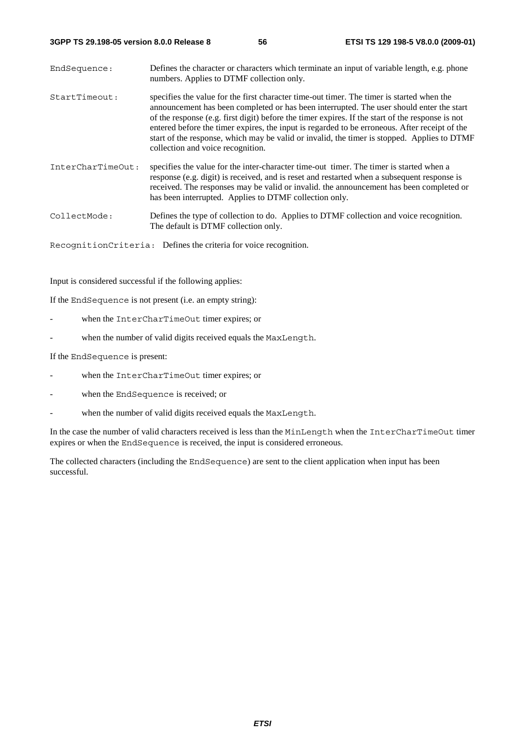`EndSequence`: Defines the character or characters which terminate an input of variable length, e.g. phone numbers. Applies to DTMF collection only.

`StartTimeout`: specifies the value for the first character time-out timer. The timer is started when the announcement has been completed or has been interrupted. The user should enter the start of the response (e.g. first digit) before the timer expires. If the start of the response is not entered before the timer expires, the input is regarded to be erroneous. After receipt of the start of the response, which may be valid or invalid, the timer is stopped. Applies to DTMF collection and voice recognition.

`InterCharTimeOut`: specifies the value for the inter-character time-out timer. The timer is started when a response (e.g. digit) is received, and is reset and restarted when a subsequent response is received. The responses may be valid or invalid. the announcement has been completed or has been interrupted. Applies to DTMF collection only.

`CollectMode`: Defines the type of collection to do. Applies to DTMF collection and voice recognition. The default is DTMF collection only.

`RecognitionCriteria`: Defines the criteria for voice recognition.

Input is considered successful if the following applies:

If the `EndSequence` is not present (i.e. an empty string):

- when the `InterCharTimeOut` timer expires; or
- when the number of valid digits received equals the `MaxLength`.

If the `EndSequence` is present:

- when the `InterCharTimeOut` timer expires; or
- when the `EndSequence` is received; or
- when the number of valid digits received equals the `MaxLength`.

In the case the number of valid characters received is less than the `MinLength` when the `InterCharTimeOut` timer expires or when the `EndSequence` is received, the input is considered erroneous.

The collected characters (including the `EndSequence`) are sent to the client application when input has been successful.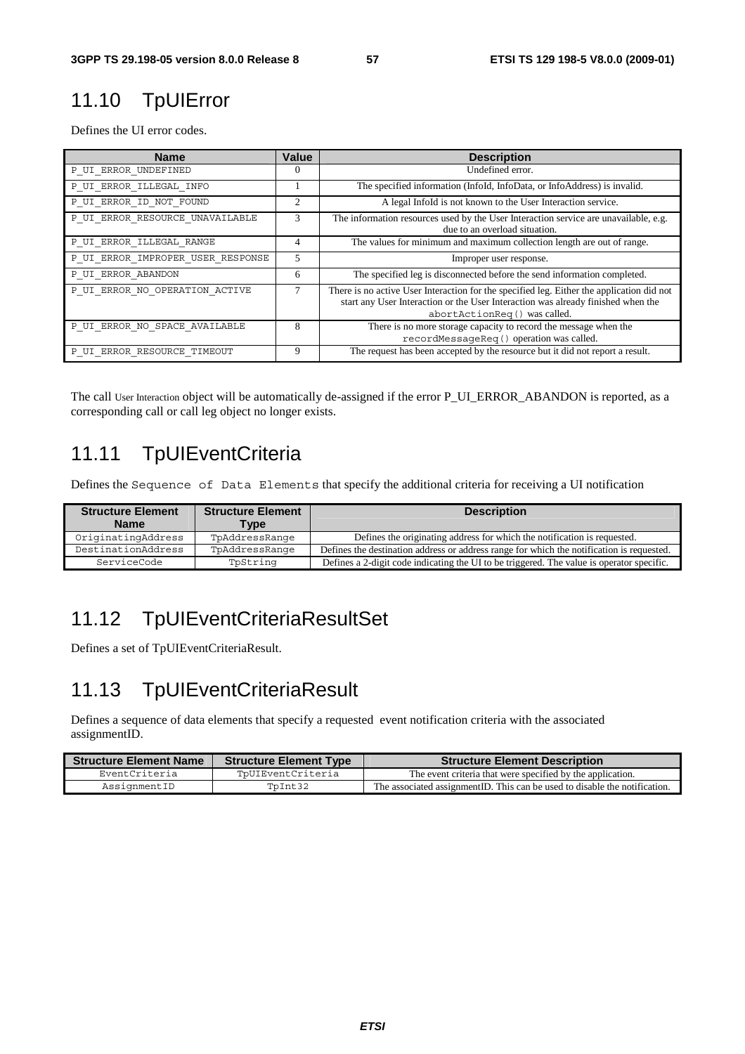# 11.10 TpUIError

Defines the UI error codes.

| Name | Value | Description |
|---|---|---|
| P_UI_ERROR_UNDEFINED | 0 | Undefined error. |
| P_UI_ERROR_ILLEGAL_INFO | 1 | The specified information (InfoId, InfoData, or InfoAddress) is invalid. |
| P_UI_ERROR_ID_NOT_FOUND | 2 | A legal InfoId is not known to the User Interaction service. |
| P_UI_ERROR_RESOURCE_UNAVAILABLE | 3 | The information resources used by the User Interaction service are unavailable, e.g. due to an overload situation. |
| P_UI_ERROR_ILLEGAL_RANGE | 4 | The values for minimum and maximum collection length are out of range. |
| P_UI_ERROR_IMPROPER_USER_RESPONSE | 5 | Improper user response. |
| P_UI_ERROR_ABANDON | 6 | The specified leg is disconnected before the send information completed. |
| P_UI_ERROR_NO_OPERATION_ACTIVE | 7 | There is no active User Interaction for the specified leg. Either the application did not start any User Interaction or the User Interaction was already finished when the abortActionReq() was called. |
| P_UI_ERROR_NO_SPACE_AVAILABLE | 8 | There is no more storage capacity to record the message when the recordMessageReq() operation was called. |
| P_UI_ERROR_RESOURCE_TIMEOUT | 9 | The request has been accepted by the resource but it did not report a result. |

The call User Interaction object will be automatically de-assigned if the error P_UI_ERROR_ABANDON is reported, as a corresponding call or call leg object no longer exists.

# 11.11 TpUIEventCriteria

Defines the Sequence of Data Elements that specify the additional criteria for receiving a UI notification

| Structure Element Name | Structure Element Type | Description |
|---|---|---|
| OriginatingAddress | TpAddressRange | Defines the originating address for which the notification is requested. |
| DestinationAddress | TpAddressRange | Defines the destination address or address range for which the notification is requested. |
| ServiceCode | TpString | Defines a 2-digit code indicating the UI to be triggered. The value is operator specific. |

# 11.12 TpUIEventCriteriaResultSet

Defines a set of TpUIEventCriteriaResult.

# 11.13 TpUIEventCriteriaResult

Defines a sequence of data elements that specify a requested event notification criteria with the associated assignmentID.

| Structure Element Name | Structure Element Type | Structure Element Description |
|---|---|---|
| EventCriteria | TpUIEventCriteria | The event criteria that were specified by the application. |
| AssignmentID | TpInt32 | The associated assignmentID. This can be used to disable the notification. |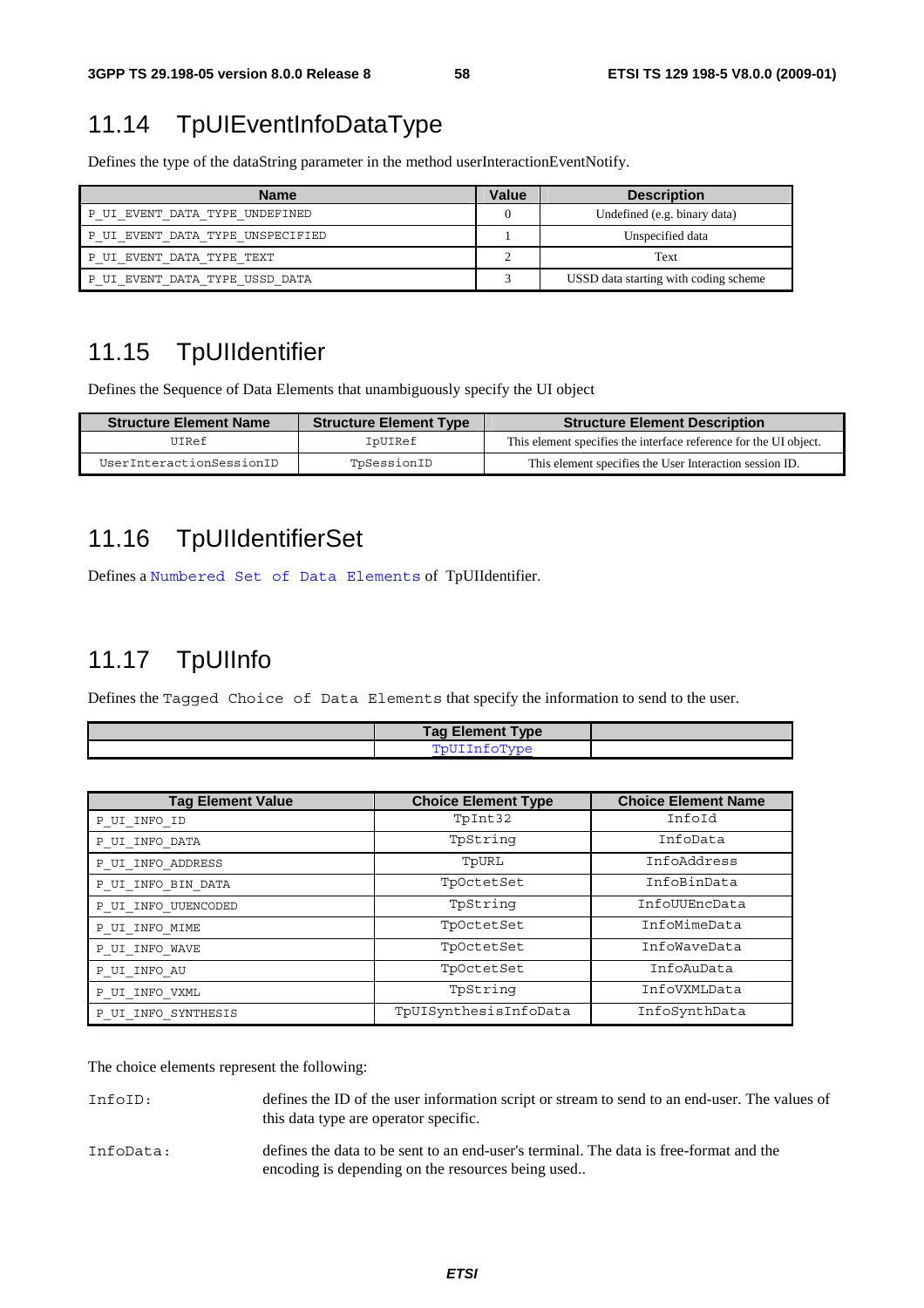## 11.14 TpUIEventInfoDataType

Defines the type of the dataString parameter in the method userInteractionEventNotify.

| Name | Value | Description |
| --- | --- | --- |
| P_UI_EVENT_DATA_TYPE_UNDEFINED | 0 | Undefined (e.g. binary data) |
| P_UI_EVENT_DATA_TYPE_UNSPECIFIED | 1 | Unspecified data |
| P_UI_EVENT_DATA_TYPE_TEXT | 2 | Text |
| P_UI_EVENT_DATA_TYPE_USSD_DATA | 3 | USSD data starting with coding scheme |

## 11.15 TpUIIdentifier

Defines the Sequence of Data Elements that unambiguously specify the UI object

| Structure Element Name | Structure Element Type | Structure Element Description |
| --- | --- | --- |
| UIRef | IpUIRef | This element specifies the interface reference for the UI object. |
| UserInteractionSessionID | TpSessionID | This element specifies the User Interaction session ID. |

## 11.16 TpUIIdentifierSet

Defines a Numbered Set of Data Elements of TpUIIdentifier.

## 11.17 TpUIInfo

Defines the Tagged Choice of Data Elements that specify the information to send to the user.

| | Tag Element Type | |
| --- | --- | --- |
| | TpUIInfoType | |

| Tag Element Value | Choice Element Type | Choice Element Name |
| --- | --- | --- |
| P_UI_INFO_ID | TpInt32 | InfoId |
| P_UI_INFO_DATA | TpString | InfoData |
| P_UI_INFO_ADDRESS | TpURL | InfoAddress |
| P_UI_INFO_BIN_DATA | TpOctetSet | InfoBinData |
| P_UI_INFO_UUENCODED | TpString | InfoUUEncData |
| P_UI_INFO_MIME | TpOctetSet | InfoMimeData |
| P_UI_INFO_WAVE | TpOctetSet | InfoWaveData |
| P_UI_INFO_AU | TpOctetSet | InfoAuData |
| P_UI_INFO_VXML | TpString | InfoVXMLData |
| P_UI_INFO_SYNTHESIS | TpUISynthesisInfoData | InfoSynthData |

The choice elements represent the following:

InfoID: defines the ID of the user information script or stream to send to an end-user. The values of this data type are operator specific.

InfoData: defines the data to be sent to an end-user's terminal. The data is free-format and the encoding is depending on the resources being used..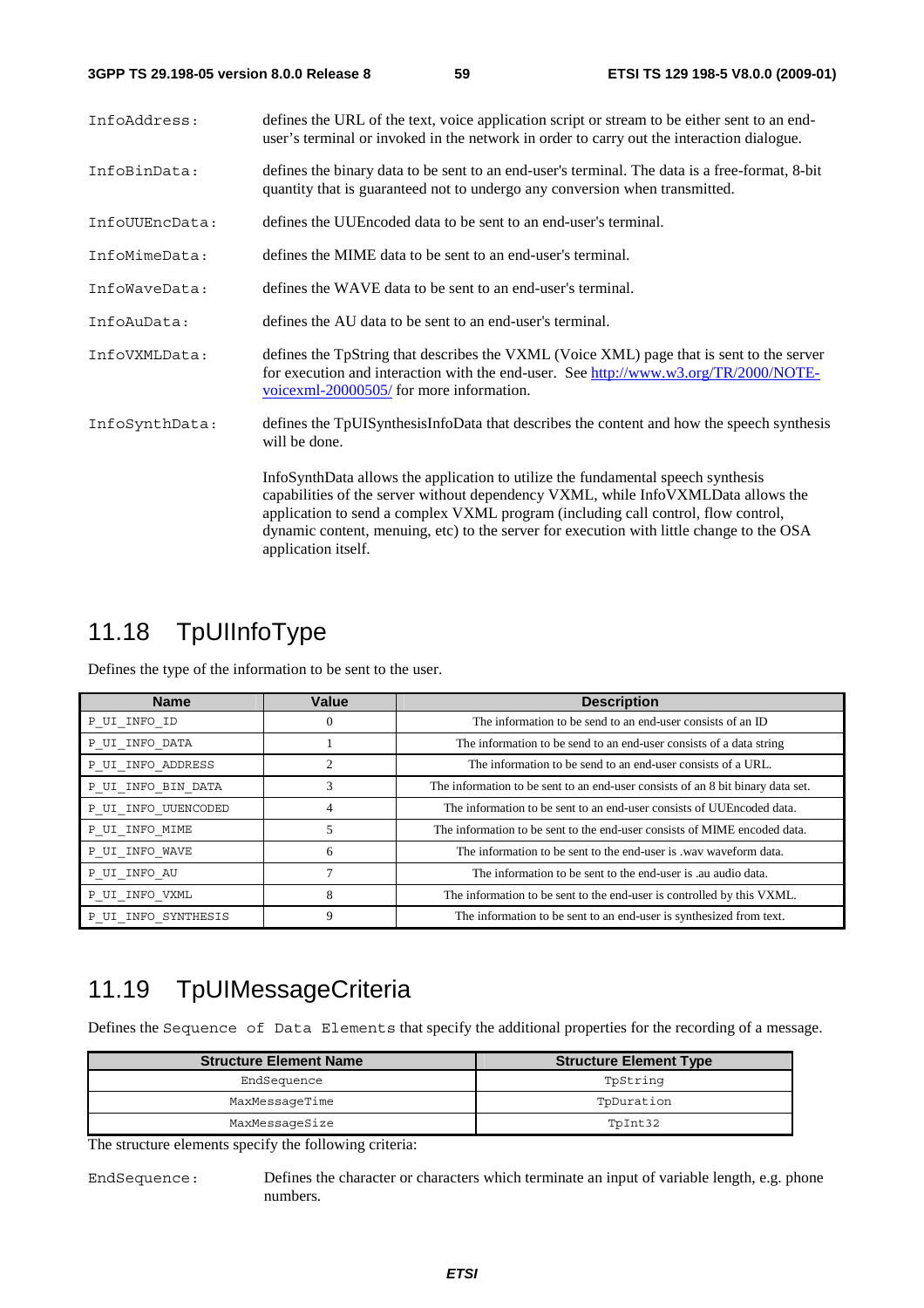InfoAddress: defines the URL of the text, voice application script or stream to be either sent to an end-user's terminal or invoked in the network in order to carry out the interaction dialogue.

InfoBinData: defines the binary data to be sent to an end-user's terminal. The data is a free-format, 8-bit quantity that is guaranteed not to undergo any conversion when transmitted.

InfoUUEncData: defines the UUEncoded data to be sent to an end-user's terminal.

InfoMimeData: defines the MIME data to be sent to an end-user's terminal.

InfoWaveData: defines the WAVE data to be sent to an end-user's terminal.

InfoAuData: defines the AU data to be sent to an end-user's terminal.

InfoVXMLData: defines the TpString that describes the VXML (Voice XML) page that is sent to the server for execution and interaction with the end-user. See http://www.w3.org/TR/2000/NOTE-voicexml-20000505/ for more information.

InfoSynthData: defines the TpUISynthesisInfoData that describes the content and how the speech synthesis will be done.

InfoSynthData allows the application to utilize the fundamental speech synthesis capabilities of the server without dependency VXML, while InfoVXMLData allows the application to send a complex VXML program (including call control, flow control, dynamic content, menuing, etc) to the server for execution with little change to the OSA application itself.

## 11.18 TpUIInfoType

Defines the type of the information to be sent to the user.

| Name | Value | Description |
|---|---|---|
| P_UI_INFO_ID | 0 | The information to be send to an end-user consists of an ID |
| P_UI_INFO_DATA | 1 | The information to be send to an end-user consists of a data string |
| P_UI_INFO_ADDRESS | 2 | The information to be send to an end-user consists of a URL. |
| P_UI_INFO_BIN_DATA | 3 | The information to be sent to an end-user consists of an 8 bit binary data set. |
| P_UI_INFO_UUENCODED | 4 | The information to be sent to an end-user consists of UUEncoded data. |
| P_UI_INFO_MIME | 5 | The information to be sent to the end-user consists of MIME encoded data. |
| P_UI_INFO_WAVE | 6 | The information to be sent to the end-user is .wav waveform data. |
| P_UI_INFO_AU | 7 | The information to be sent to the end-user is .au audio data. |
| P_UI_INFO_VXML | 8 | The information to be sent to the end-user is controlled by this VXML. |
| P_UI_INFO_SYNTHESIS | 9 | The information to be sent to an end-user is synthesized from text. |

## 11.19 TpUIMessageCriteria

Defines the Sequence of Data Elements that specify the additional properties for the recording of a message.

| Structure Element Name | Structure Element Type |
|---|---|
| EndSequence | TpString |
| MaxMessageTime | TpDuration |
| MaxMessageSize | TpInt32 |

The structure elements specify the following criteria:

EndSequence: Defines the character or characters which terminate an input of variable length, e.g. phone numbers.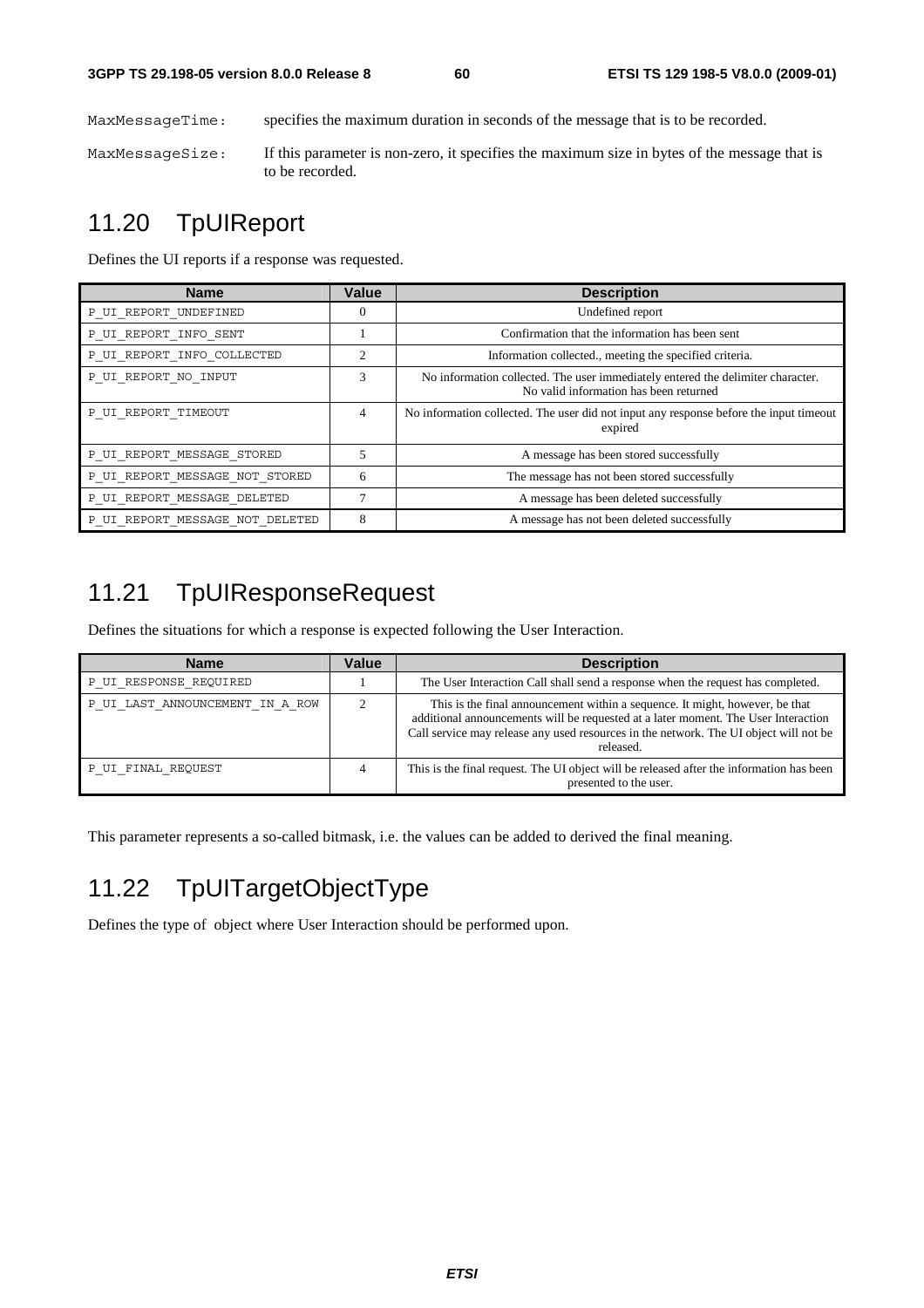MaxMessageTime: specifies the maximum duration in seconds of the message that is to be recorded.

MaxMessageSize: If this parameter is non-zero, it specifies the maximum size in bytes of the message that is to be recorded.

## 11.20 TpUIReport

Defines the UI reports if a response was requested.

| Name | Value | Description |
|---|---|---|
| P_UI_REPORT_UNDEFINED | 0 | Undefined report |
| P_UI_REPORT_INFO_SENT | 1 | Confirmation that the information has been sent |
| P_UI_REPORT_INFO_COLLECTED | 2 | Information collected., meeting the specified criteria. |
| P_UI_REPORT_NO_INPUT | 3 | No information collected. The user immediately entered the delimiter character. No valid information has been returned |
| P_UI_REPORT_TIMEOUT | 4 | No information collected. The user did not input any response before the input timeout expired |
| P_UI_REPORT_MESSAGE_STORED | 5 | A message has been stored successfully |
| P_UI_REPORT_MESSAGE_NOT_STORED | 6 | The message has not been stored successfully |
| P_UI_REPORT_MESSAGE_DELETED | 7 | A message has been deleted successfully |
| P_UI_REPORT_MESSAGE_NOT_DELETED | 8 | A message has not been deleted successfully |

## 11.21 TpUIResponseRequest

Defines the situations for which a response is expected following the User Interaction.

| Name | Value | Description |
|---|---|---|
| P_UI_RESPONSE_REQUIRED | 1 | The User Interaction Call shall send a response when the request has completed. |
| P_UI_LAST_ANNOUNCEMENT_IN_A_ROW | 2 | This is the final announcement within a sequence. It might, however, be that additional announcements will be requested at a later moment. The User Interaction Call service may release any used resources in the network. The UI object will not be released. |
| P_UI_FINAL_REQUEST | 4 | This is the final request. The UI object will be released after the information has been presented to the user. |

This parameter represents a so-called bitmask, i.e. the values can be added to derived the final meaning.

## 11.22 TpUITargetObjectType

Defines the type of object where User Interaction should be performed upon.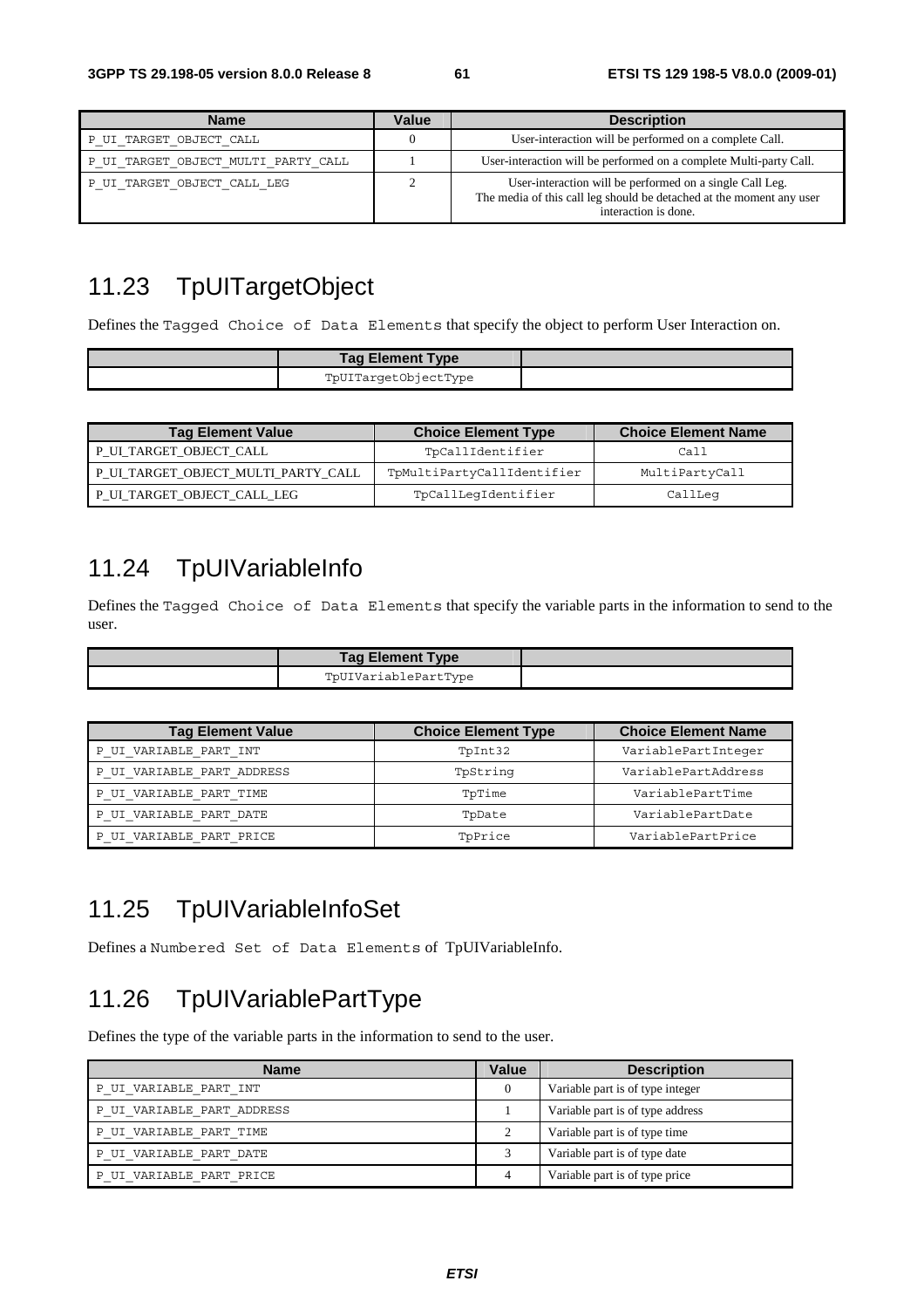| Name | Value | Description |
| --- | --- | --- |
| P_UI_TARGET_OBJECT_CALL | 0 | User-interaction will be performed on a complete Call. |
| P_UI_TARGET_OBJECT_MULTI_PARTY_CALL | 1 | User-interaction will be performed on a complete Multi-party Call. |
| P_UI_TARGET_OBJECT_CALL_LEG | 2 | User-interaction will be performed on a single Call Leg. The media of this call leg should be detached at the moment any user interaction is done. |

## 11.23 TpUITargetObject

Defines the Tagged Choice of Data Elements that specify the object to perform User Interaction on.

| | Tag Element Type | |
| --- | --- | --- |
| | TpUITargetObjectType | |

| Tag Element Value | Choice Element Type | Choice Element Name |
| --- | --- | --- |
| P_UI_TARGET_OBJECT_CALL | TpCallIdentifier | Call |
| P_UI_TARGET_OBJECT_MULTI_PARTY_CALL | TpMultiPartyCallIdentifier | MultiPartyCall |
| P_UI_TARGET_OBJECT_CALL_LEG | TpCallLegIdentifier | CallLeg |

## 11.24 TpUIVariableInfo

Defines the Tagged Choice of Data Elements that specify the variable parts in the information to send to the user.

| | Tag Element Type | |
| --- | --- | --- |
| | TpUIVariablePartType | |

| Tag Element Value | Choice Element Type | Choice Element Name |
| --- | --- | --- |
| P_UI_VARIABLE_PART_INT | TpInt32 | VariablePartInteger |
| P_UI_VARIABLE_PART_ADDRESS | TpString | VariablePartAddress |
| P_UI_VARIABLE_PART_TIME | TpTime | VariablePartTime |
| P_UI_VARIABLE_PART_DATE | TpDate | VariablePartDate |
| P_UI_VARIABLE_PART_PRICE | TpPrice | VariablePartPrice |

## 11.25 TpUIVariableInfoSet

Defines a Numbered Set of Data Elements of TpUIVariableInfo.

## 11.26 TpUIVariablePartType

Defines the type of the variable parts in the information to send to the user.

| Name | Value | Description |
| --- | --- | --- |
| P_UI_VARIABLE_PART_INT | 0 | Variable part is of type integer |
| P_UI_VARIABLE_PART_ADDRESS | 1 | Variable part is of type address |
| P_UI_VARIABLE_PART_TIME | 2 | Variable part is of type time |
| P_UI_VARIABLE_PART_DATE | 3 | Variable part is of type date |
| P_UI_VARIABLE_PART_PRICE | 4 | Variable part is of type price |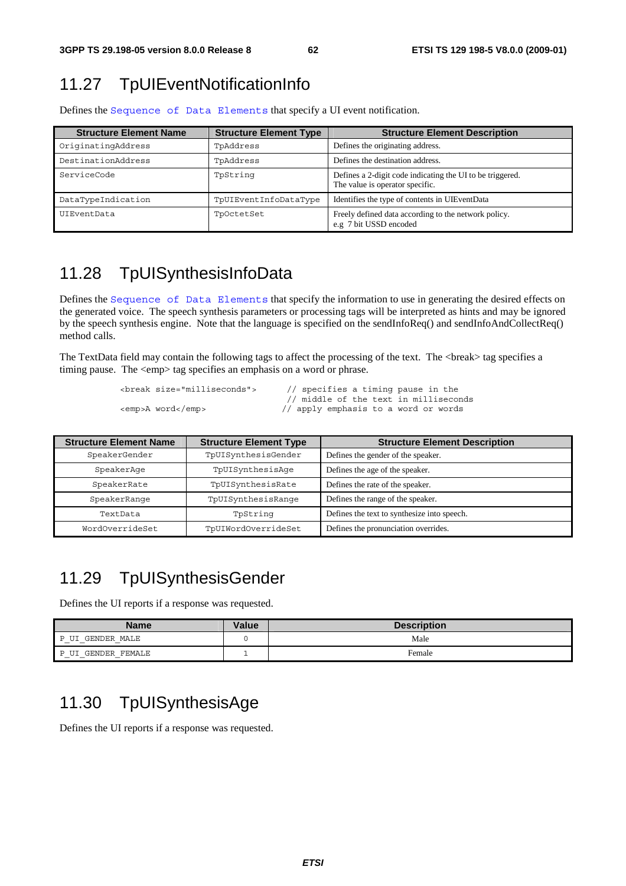## 11.27 TpUIEventNotificationInfo

Defines the `Sequence of Data Elements` that specify a UI event notification.

| Structure Element Name | Structure Element Type | Structure Element Description |
|---|---|---|
| OriginatingAddress | TpAddress | Defines the originating address. |
| DestinationAddress | TpAddress | Defines the destination address. |
| ServiceCode | TpString | Defines a 2-digit code indicating the UI to be triggered. The value is operator specific. |
| DataTypeIndication | TpUIEventInfoDataType | Identifies the type of contents in UIEventData |
| UIEventData | TpOctetSet | Freely defined data according to the network policy. e.g 7 bit USSD encoded |

## 11.28 TpUISynthesisInfoData

Defines the `Sequence of Data Elements` that specify the information to use in generating the desired effects on the generated voice. The speech synthesis parameters or processing tags will be interpreted as hints and may be ignored by the speech synthesis engine. Note that the language is specified on the sendInfoReq() and sendInfoAndCollectReq() method calls.

The TextData field may contain the following tags to affect the processing of the text. The <break> tag specifies a timing pause. The <emp> tag specifies an emphasis on a word or phrase.

```
<break size="milliseconds">     // specifies a timing pause in the
                                // middle of the text in milliseconds
<emp>A word</emp>              // apply emphasis to a word or words
```

| Structure Element Name | Structure Element Type | Structure Element Description |
|---|---|---|
| SpeakerGender | TpUISynthesisGender | Defines the gender of the speaker. |
| SpeakerAge | TpUISynthesisAge | Defines the age of the speaker. |
| SpeakerRate | TpUISynthesisRate | Defines the rate of the speaker. |
| SpeakerRange | TpUISynthesisRange | Defines the range of the speaker. |
| TextData | TpString | Defines the text to synthesize into speech. |
| WordOverrideSet | TpUIWordOverrideSet | Defines the pronunciation overrides. |

## 11.29 TpUISynthesisGender

Defines the UI reports if a response was requested.

| Name | Value | Description |
|---|---|---|
| P_UI_GENDER_MALE | 0 | Male |
| P_UI_GENDER_FEMALE | 1 | Female |

## 11.30 TpUISynthesisAge

Defines the UI reports if a response was requested.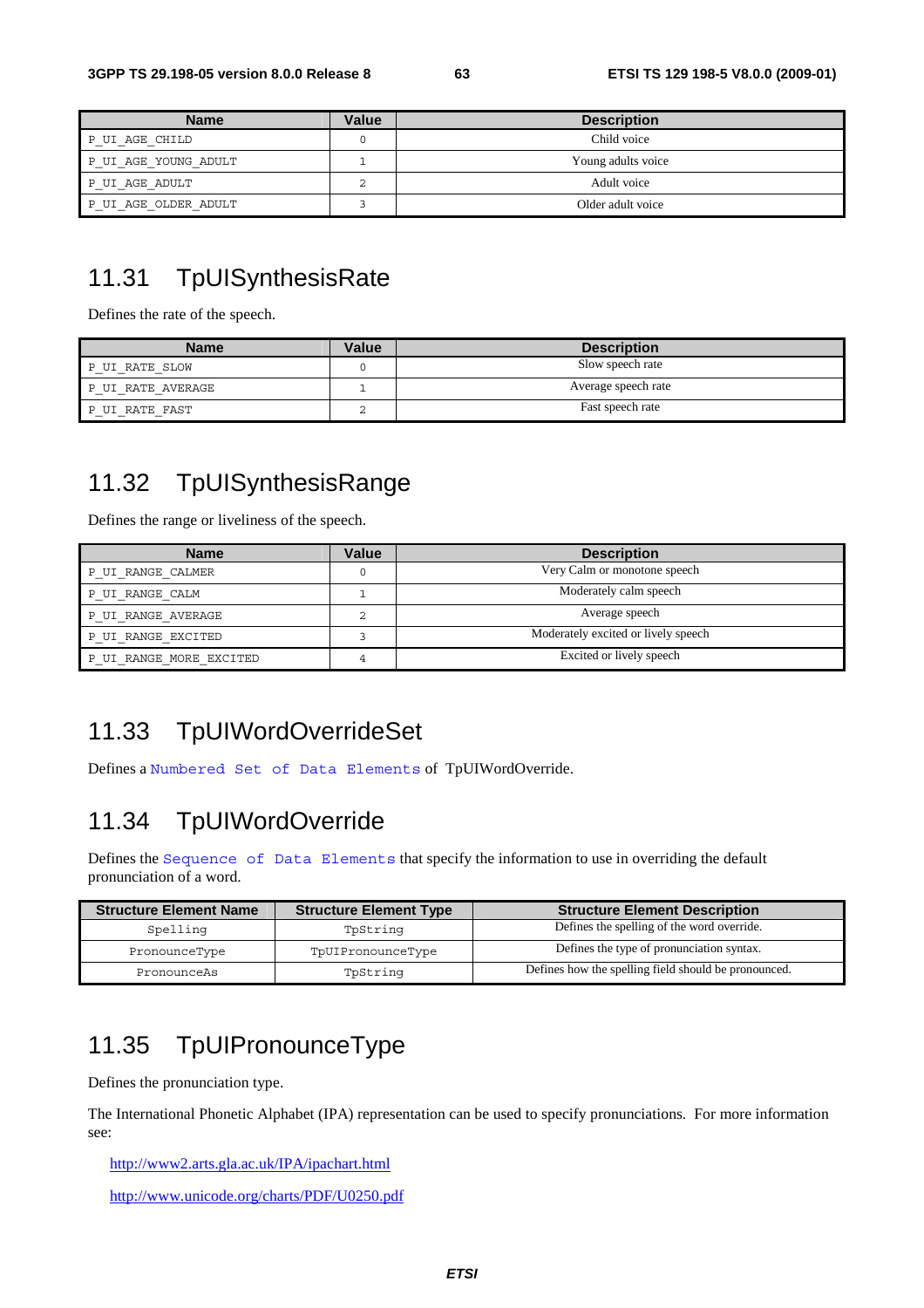| Name | Value | Description |
|---|---|---|
| P_UI_AGE_CHILD | 0 | Child voice |
| P_UI_AGE_YOUNG_ADULT | 1 | Young adults voice |
| P_UI_AGE_ADULT | 2 | Adult voice |
| P_UI_AGE_OLDER_ADULT | 3 | Older adult voice |

## 11.31 TpUISynthesisRate

Defines the rate of the speech.

| Name | Value | Description |
|---|---|---|
| P_UI_RATE_SLOW | 0 | Slow speech rate |
| P_UI_RATE_AVERAGE | 1 | Average speech rate |
| P_UI_RATE_FAST | 2 | Fast speech rate |

## 11.32 TpUISynthesisRange

Defines the range or liveliness of the speech.

| Name | Value | Description |
|---|---|---|
| P_UI_RANGE_CALMER | 0 | Very Calm or monotone speech |
| P_UI_RANGE_CALM | 1 | Moderately calm speech |
| P_UI_RANGE_AVERAGE | 2 | Average speech |
| P_UI_RANGE_EXCITED | 3 | Moderately excited or lively speech |
| P_UI_RANGE_MORE_EXCITED | 4 | Excited or lively speech |

## 11.33 TpUIWordOverrideSet

Defines a Numbered Set of Data Elements of TpUIWordOverride.

## 11.34 TpUIWordOverride

Defines the Sequence of Data Elements that specify the information to use in overriding the default pronunciation of a word.

| Structure Element Name | Structure Element Type | Structure Element Description |
|---|---|---|
| Spelling | TpString | Defines the spelling of the word override. |
| PronounceType | TpUIPronounceType | Defines the type of pronunciation syntax. |
| PronounceAs | TpString | Defines how the spelling field should be pronounced. |

## 11.35 TpUIPronounceType

Defines the pronunciation type.

The International Phonetic Alphabet (IPA) representation can be used to specify pronunciations. For more information see:

http://www2.arts.gla.ac.uk/IPA/ipachart.html

http://www.unicode.org/charts/PDF/U0250.pdf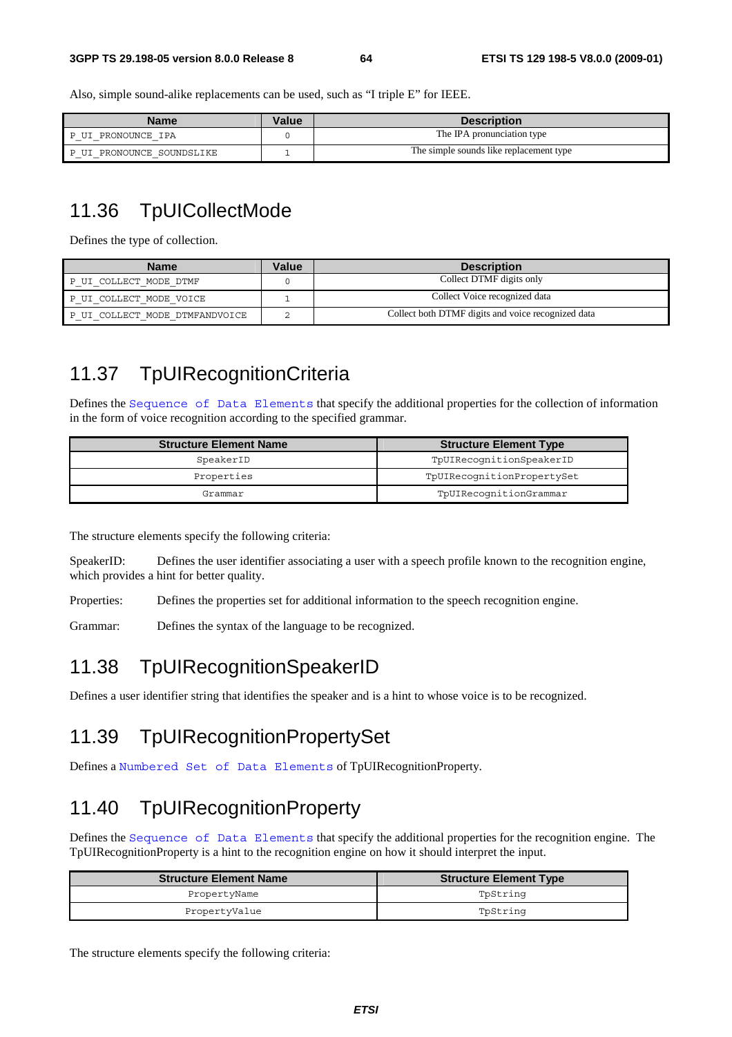Also, simple sound-alike replacements can be used, such as "I triple E" for IEEE.

| Name | Value | Description |
| --- | --- | --- |
| P_UI_PRONOUNCE_IPA | 0 | The IPA pronunciation type |
| P_UI_PRONOUNCE_SOUNDSLIKE | 1 | The simple sounds like replacement type |

## 11.36 TpUICollectMode

Defines the type of collection.

| Name | Value | Description |
| --- | --- | --- |
| P_UI_COLLECT_MODE_DTMF | 0 | Collect DTMF digits only |
| P_UI_COLLECT_MODE_VOICE | 1 | Collect Voice recognized data |
| P_UI_COLLECT_MODE_DTMFANDVOICE | 2 | Collect both DTMF digits and voice recognized data |

## 11.37 TpUIRecognitionCriteria

Defines the `Sequence of Data Elements` that specify the additional properties for the collection of information in the form of voice recognition according to the specified grammar.

| Structure Element Name | Structure Element Type |
| --- | --- |
| SpeakerID | TpUIRecognitionSpeakerID |
| Properties | TpUIRecognitionPropertySet |
| Grammar | TpUIRecognitionGrammar |

The structure elements specify the following criteria:

SpeakerID: Defines the user identifier associating a user with a speech profile known to the recognition engine, which provides a hint for better quality.

Properties: Defines the properties set for additional information to the speech recognition engine.

Grammar: Defines the syntax of the language to be recognized.

## 11.38 TpUIRecognitionSpeakerID

Defines a user identifier string that identifies the speaker and is a hint to whose voice is to be recognized.

## 11.39 TpUIRecognitionPropertySet

Defines a `Numbered Set of Data Elements` of TpUIRecognitionProperty.

## 11.40 TpUIRecognitionProperty

Defines the `Sequence of Data Elements` that specify the additional properties for the recognition engine. The TpUIRecognitionProperty is a hint to the recognition engine on how it should interpret the input.

| Structure Element Name | Structure Element Type |
| --- | --- |
| PropertyName | TpString |
| PropertyValue | TpString |

The structure elements specify the following criteria: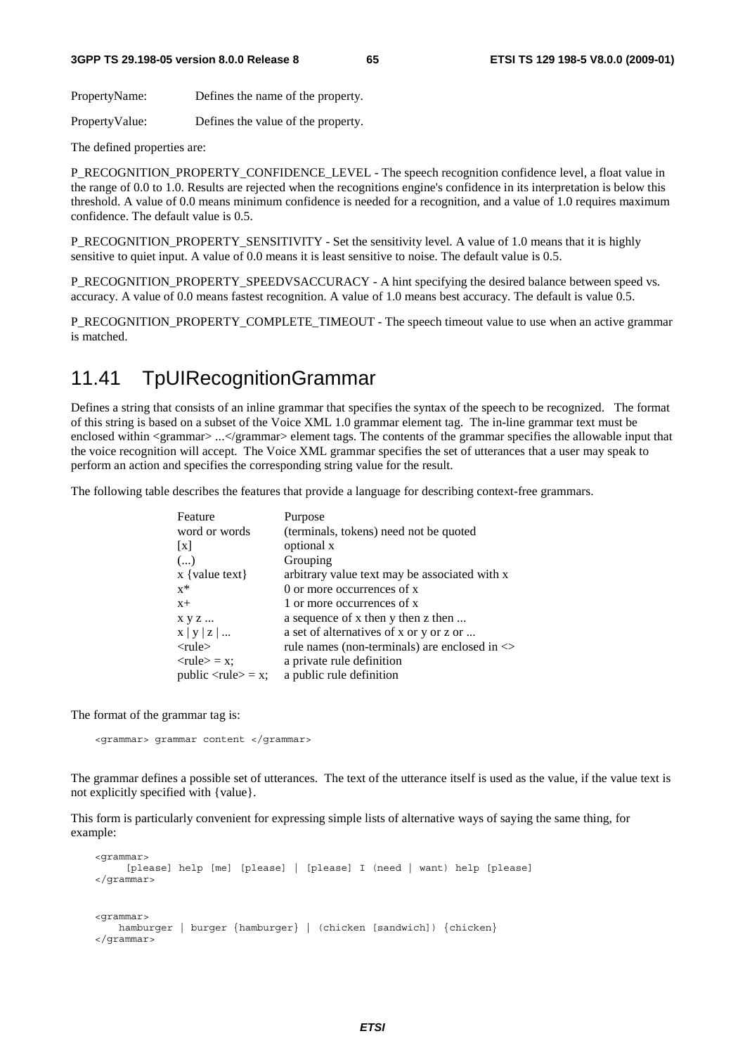PropertyName: Defines the name of the property.

PropertyValue: Defines the value of the property.

The defined properties are:

P_RECOGNITION_PROPERTY_CONFIDENCE_LEVEL - The speech recognition confidence level, a float value in the range of 0.0 to 1.0. Results are rejected when the recognitions engine's confidence in its interpretation is below this threshold. A value of 0.0 means minimum confidence is needed for a recognition, and a value of 1.0 requires maximum confidence. The default value is 0.5.

P_RECOGNITION_PROPERTY_SENSITIVITY - Set the sensitivity level. A value of 1.0 means that it is highly sensitive to quiet input. A value of 0.0 means it is least sensitive to noise. The default value is 0.5.

P_RECOGNITION_PROPERTY_SPEEDVSACCURACY - A hint specifying the desired balance between speed vs. accuracy. A value of 0.0 means fastest recognition. A value of 1.0 means best accuracy. The default is value 0.5.

P_RECOGNITION_PROPERTY_COMPLETE_TIMEOUT - The speech timeout value to use when an active grammar is matched.

## 11.41 TpUIRecognitionGrammar

Defines a string that consists of an inline grammar that specifies the syntax of the speech to be recognized. The format of this string is based on a subset of the Voice XML 1.0 grammar element tag. The in-line grammar text must be enclosed within <grammar> ...</grammar> element tags. The contents of the grammar specifies the allowable input that the voice recognition will accept. The Voice XML grammar specifies the set of utterances that a user may speak to perform an action and specifies the corresponding string value for the result.

The following table describes the features that provide a language for describing context-free grammars.

| Feature | Purpose |
|---|---|
| word or words | (terminals, tokens) need not be quoted |
| [x] | optional x |
| (...) | Grouping |
| x {value text} | arbitrary value text may be associated with x |
| x* | 0 or more occurrences of x |
| x+ | 1 or more occurrences of x |
| x y z ... | a sequence of x then y then z then ... |
| x \| y \| z \| ... | a set of alternatives of x or y or z or ... |
| <rule> | rule names (non-terminals) are enclosed in <> |
| <rule> = x; | a private rule definition |
| public <rule> = x; | a public rule definition |

The format of the grammar tag is:

```
<grammar> grammar content </grammar>
```

The grammar defines a possible set of utterances. The text of the utterance itself is used as the value, if the value text is not explicitly specified with {value}.

This form is particularly convenient for expressing simple lists of alternative ways of saying the same thing, for example:

```
<grammar>
     [please] help [me] [please] | [please] I (need | want) help [please]
</grammar>


<grammar>
    hamburger | burger {hamburger} | (chicken [sandwich]) {chicken}
</grammar>
```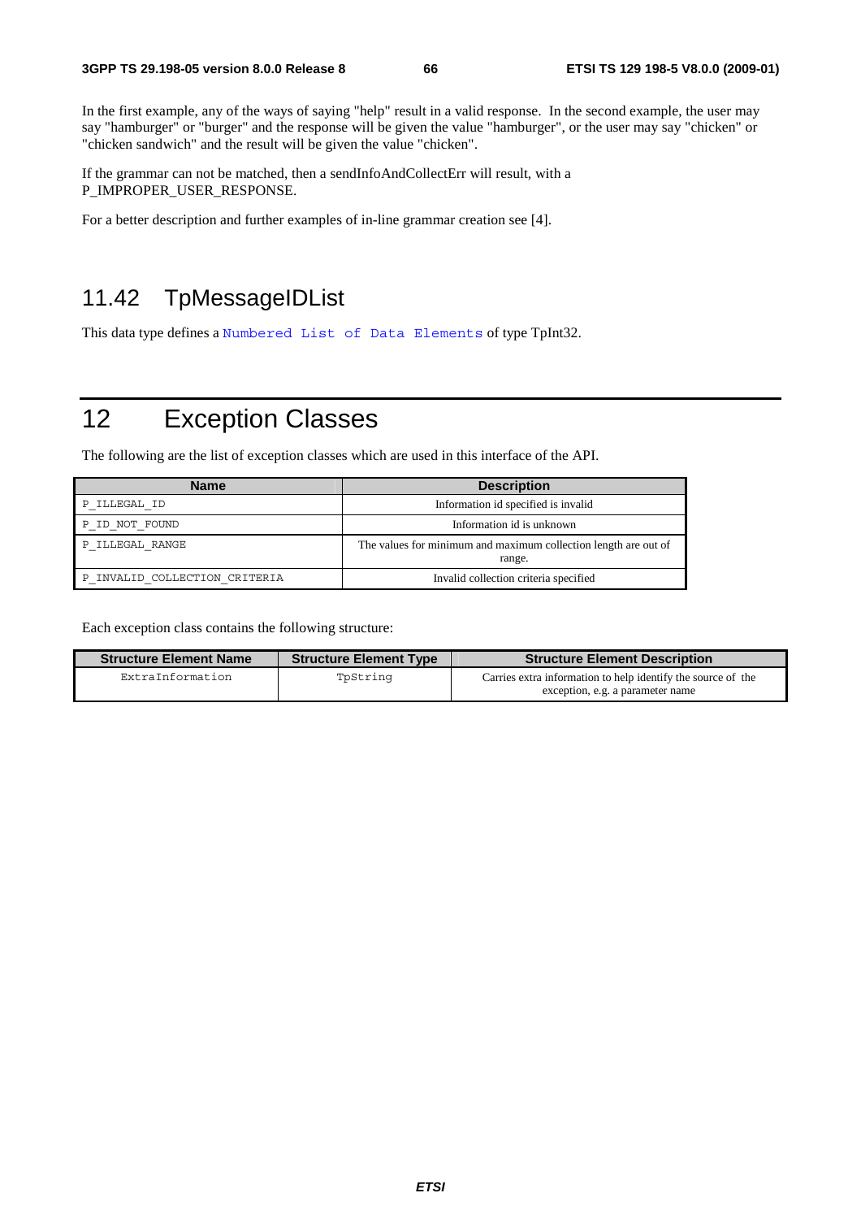In the first example, any of the ways of saying "help" result in a valid response. In the second example, the user may say "hamburger" or "burger" and the response will be given the value "hamburger", or the user may say "chicken" or "chicken sandwich" and the result will be given the value "chicken".

If the grammar can not be matched, then a sendInfoAndCollectErr will result, with a P_IMPROPER_USER_RESPONSE.

For a better description and further examples of in-line grammar creation see [4].

## 11.42 TpMessageIDList

This data type defines a Numbered List of Data Elements of type TpInt32.

# 12 Exception Classes

The following are the list of exception classes which are used in this interface of the API.

| Name | Description |
|---|---|
| P_ILLEGAL_ID | Information id specified is invalid |
| P_ID_NOT_FOUND | Information id is unknown |
| P_ILLEGAL_RANGE | The values for minimum and maximum collection length are out of range. |
| P_INVALID_COLLECTION_CRITERIA | Invalid collection criteria specified |

Each exception class contains the following structure:

| Structure Element Name | Structure Element Type | Structure Element Description |
|---|---|---|
| ExtraInformation | TpString | Carries extra information to help identify the source of the exception, e.g. a parameter name |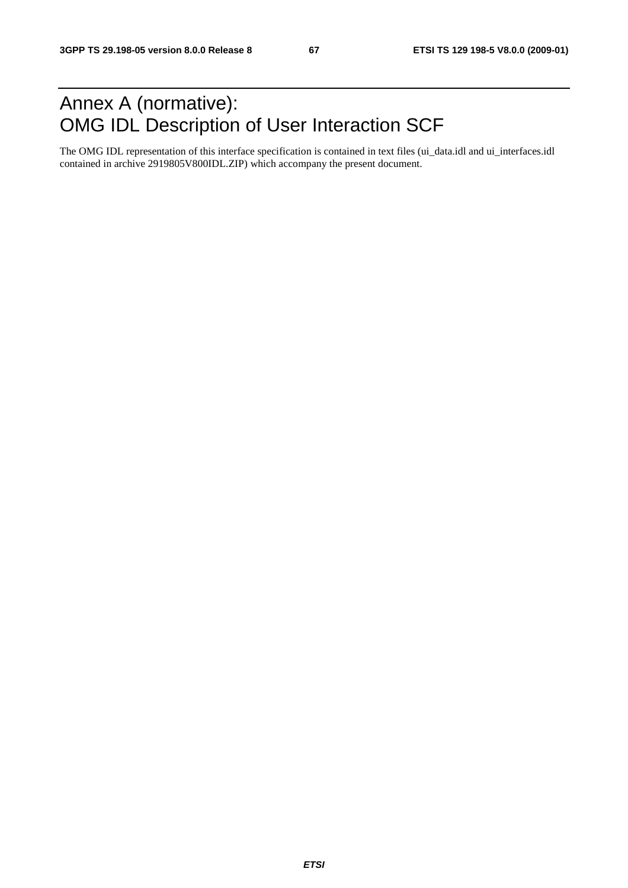# Annex A (normative): OMG IDL Description of User Interaction SCF

The OMG IDL representation of this interface specification is contained in text files (ui_data.idl and ui_interfaces.idl contained in archive 2919805V800IDL.ZIP) which accompany the present document.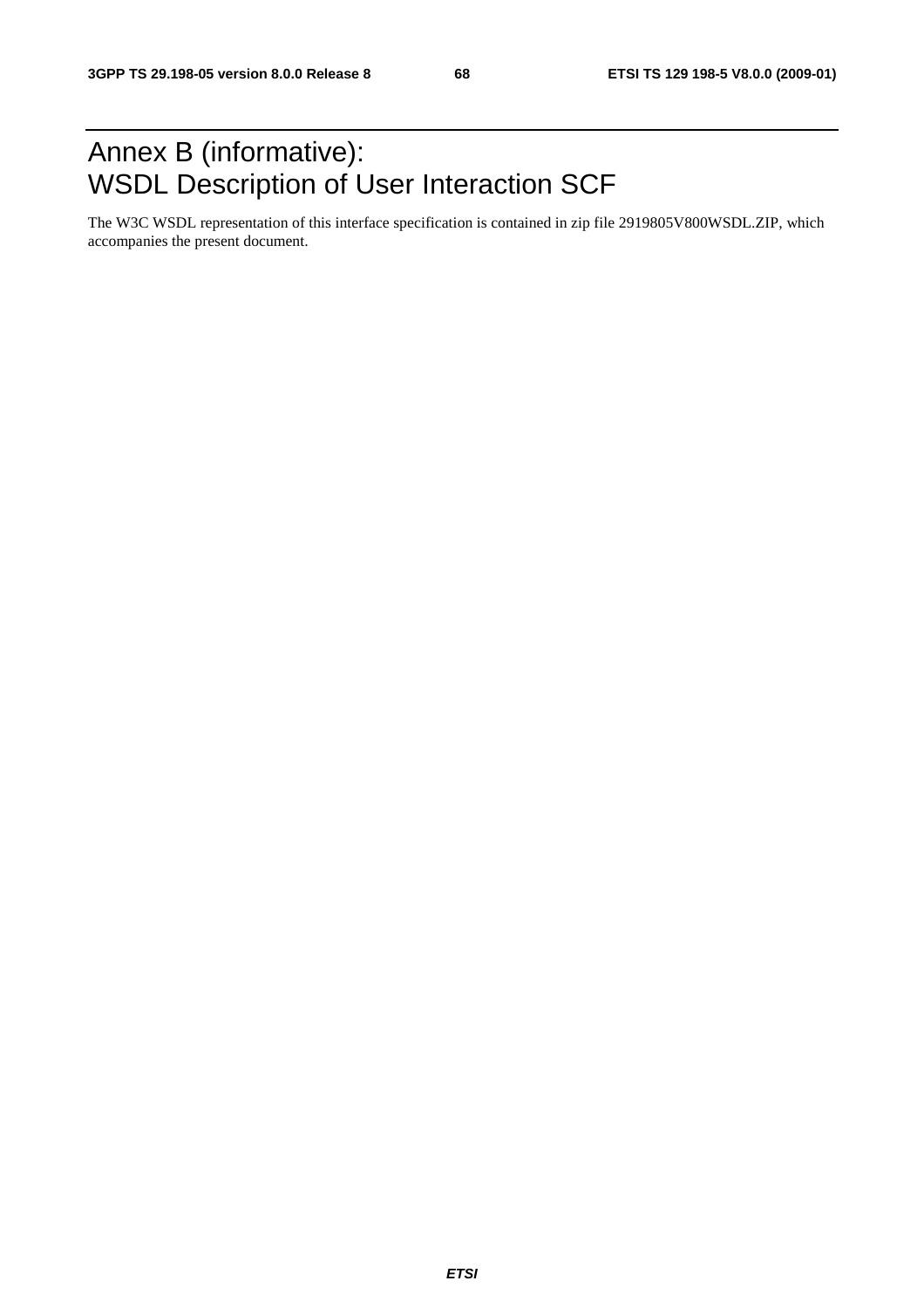# Annex B (informative): WSDL Description of User Interaction SCF

The W3C WSDL representation of this interface specification is contained in zip file 2919805V800WSDL.ZIP, which accompanies the present document.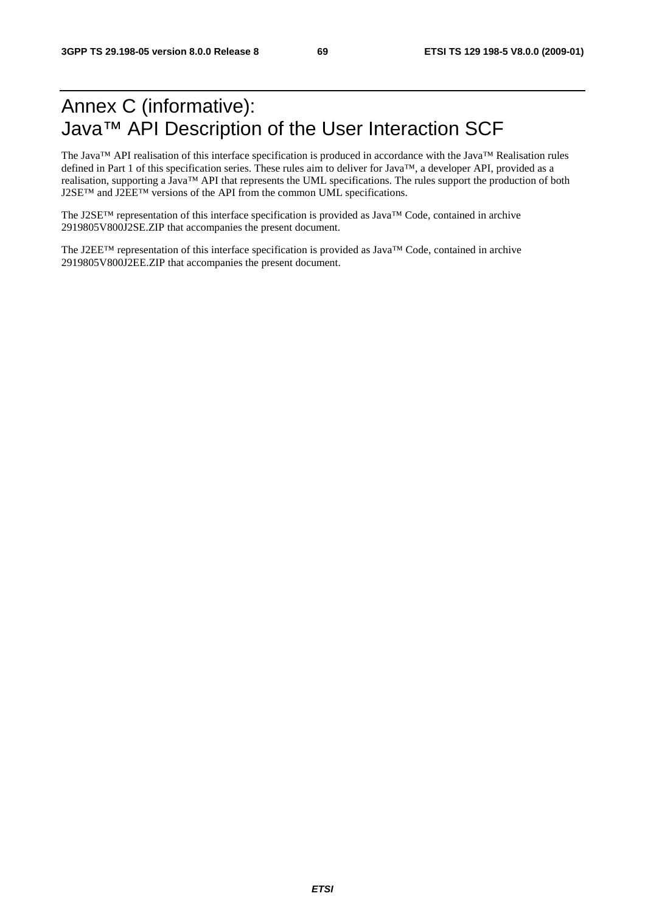# Annex C (informative): Java™ API Description of the User Interaction SCF

The Java™ API realisation of this interface specification is produced in accordance with the Java™ Realisation rules defined in Part 1 of this specification series. These rules aim to deliver for Java™, a developer API, provided as a realisation, supporting a Java™ API that represents the UML specifications. The rules support the production of both J2SE™ and J2EE™ versions of the API from the common UML specifications.

The J2SE™ representation of this interface specification is provided as Java™ Code, contained in archive 2919805V800J2SE.ZIP that accompanies the present document.

The J2EE™ representation of this interface specification is provided as Java™ Code, contained in archive 2919805V800J2EE.ZIP that accompanies the present document.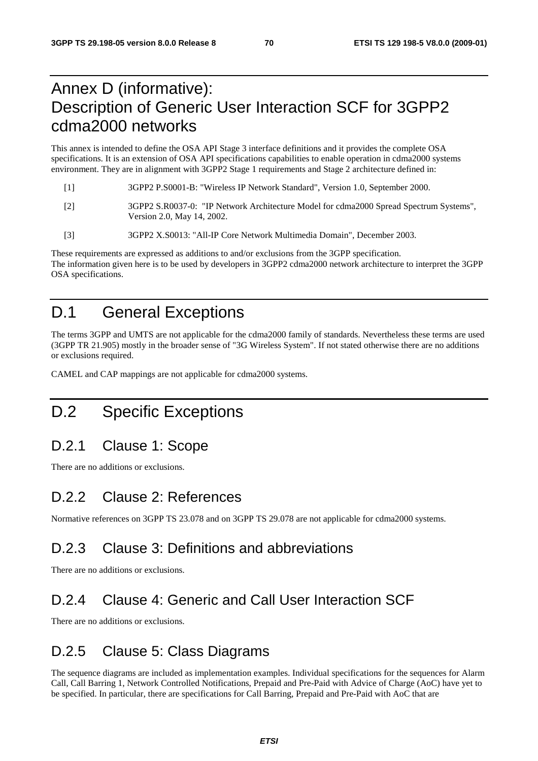# Annex D (informative): Description of Generic User Interaction SCF for 3GPP2 cdma2000 networks

This annex is intended to define the OSA API Stage 3 interface definitions and it provides the complete OSA specifications. It is an extension of OSA API specifications capabilities to enable operation in cdma2000 systems environment. They are in alignment with 3GPP2 Stage 1 requirements and Stage 2 architecture defined in:

[1] 3GPP2 P.S0001-B: "Wireless IP Network Standard", Version 1.0, September 2000.

[2] 3GPP2 S.R0037-0: "IP Network Architecture Model for cdma2000 Spread Spectrum Systems", Version 2.0, May 14, 2002.

[3] 3GPP2 X.S0013: "All-IP Core Network Multimedia Domain", December 2003.

These requirements are expressed as additions to and/or exclusions from the 3GPP specification.
The information given here is to be used by developers in 3GPP2 cdma2000 network architecture to interpret the 3GPP OSA specifications.

# D.1 General Exceptions

The terms 3GPP and UMTS are not applicable for the cdma2000 family of standards. Nevertheless these terms are used (3GPP TR 21.905) mostly in the broader sense of "3G Wireless System". If not stated otherwise there are no additions or exclusions required.

CAMEL and CAP mappings are not applicable for cdma2000 systems.

# D.2 Specific Exceptions

## D.2.1 Clause 1: Scope

There are no additions or exclusions.

## D.2.2 Clause 2: References

Normative references on 3GPP TS 23.078 and on 3GPP TS 29.078 are not applicable for cdma2000 systems.

## D.2.3 Clause 3: Definitions and abbreviations

There are no additions or exclusions.

## D.2.4 Clause 4: Generic and Call User Interaction SCF

There are no additions or exclusions.

## D.2.5 Clause 5: Class Diagrams

The sequence diagrams are included as implementation examples. Individual specifications for the sequences for Alarm Call, Call Barring 1, Network Controlled Notifications, Prepaid and Pre-Paid with Advice of Charge (AoC) have yet to be specified. In particular, there are specifications for Call Barring, Prepaid and Pre-Paid with AoC that are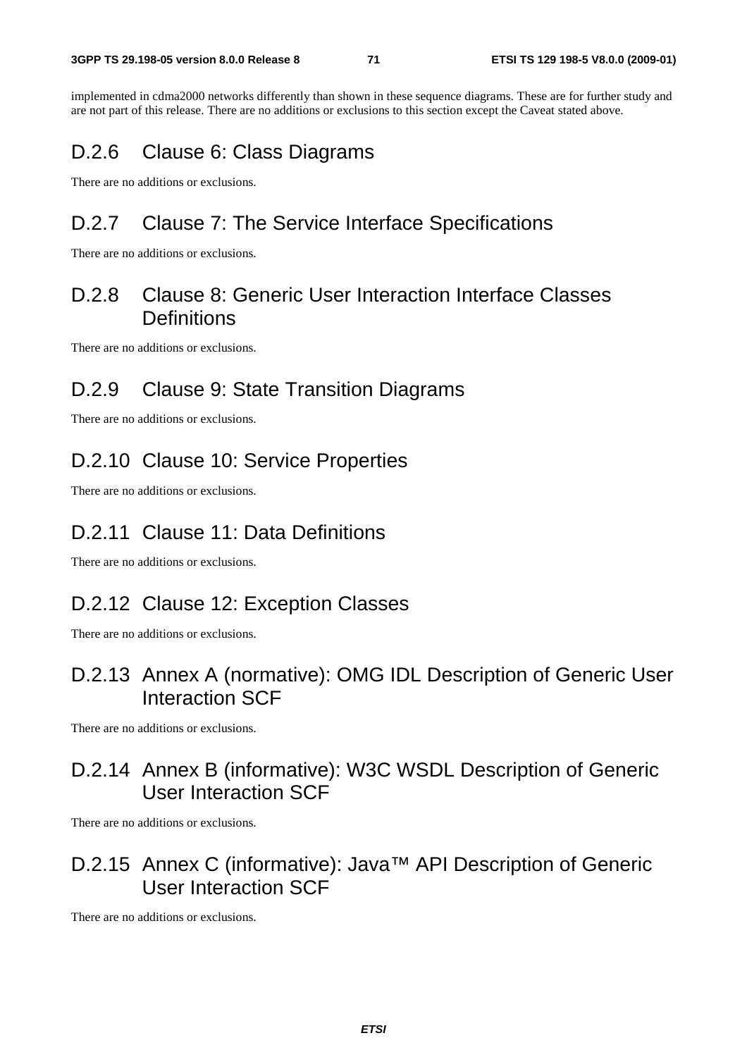implemented in cdma2000 networks differently than shown in these sequence diagrams. These are for further study and are not part of this release. There are no additions or exclusions to this section except the Caveat stated above.

### D.2.6 Clause 6: Class Diagrams

There are no additions or exclusions.

### D.2.7 Clause 7: The Service Interface Specifications

There are no additions or exclusions.

### D.2.8 Clause 8: Generic User Interaction Interface Classes Definitions

There are no additions or exclusions.

### D.2.9 Clause 9: State Transition Diagrams

There are no additions or exclusions.

### D.2.10 Clause 10: Service Properties

There are no additions or exclusions.

### D.2.11 Clause 11: Data Definitions

There are no additions or exclusions.

### D.2.12 Clause 12: Exception Classes

There are no additions or exclusions.

### D.2.13 Annex A (normative): OMG IDL Description of Generic User Interaction SCF

There are no additions or exclusions.

### D.2.14 Annex B (informative): W3C WSDL Description of Generic User Interaction SCF

There are no additions or exclusions.

### D.2.15 Annex C (informative): Java™ API Description of Generic User Interaction SCF

There are no additions or exclusions.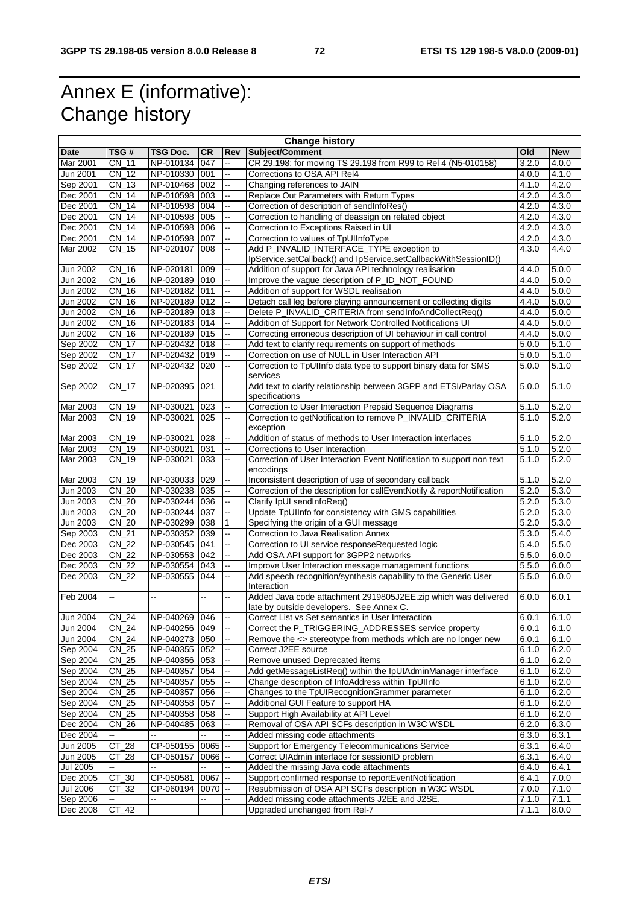# Annex E (informative): Change history

| Change history | | | | | | | |
|---|---|---|---|---|---|---|---|
| **Date** | **TSG #** | **TSG Doc.** | **CR** | **Rev** | **Subject/Comment** | **Old** | **New** |
| Mar 2001 | CN_11 | NP-010134 | 047 | -- | CR 29.198: for moving TS 29.198 from R99 to Rel 4 (N5-010158) | 3.2.0 | 4.0.0 |
| Jun 2001 | CN_12 | NP-010330 | 001 | -- | Corrections to OSA API Rel4 | 4.0.0 | 4.1.0 |
| Sep 2001 | CN_13 | NP-010468 | 002 | -- | Changing references to JAIN | 4.1.0 | 4.2.0 |
| Dec 2001 | CN_14 | NP-010598 | 003 | -- | Replace Out Parameters with Return Types | 4.2.0 | 4.3.0 |
| Dec 2001 | CN_14 | NP-010598 | 004 | -- | Correction of description of sendInfoRes() | 4.2.0 | 4.3.0 |
| Dec 2001 | CN_14 | NP-010598 | 005 | -- | Correction to handling of deassign on related object | 4.2.0 | 4.3.0 |
| Dec 2001 | CN_14 | NP-010598 | 006 | -- | Correction to Exceptions Raised in UI | 4.2.0 | 4.3.0 |
| Dec 2001 | CN_14 | NP-010598 | 007 | -- | Correction to values of TpUIInfoType | 4.2.0 | 4.3.0 |
| Mar 2002 | CN_15 | NP-020107 | 008 | -- | Add P_INVALID_INTERFACE_TYPE exception to IpService.setCallback() and IpService.setCallbackWithSessionID() | 4.3.0 | 4.4.0 |
| Jun 2002 | CN_16 | NP-020181 | 009 | -- | Addition of support for Java API technology realisation | 4.4.0 | 5.0.0 |
| Jun 2002 | CN_16 | NP-020189 | 010 | -- | Improve the vague description of P_ID_NOT_FOUND | 4.4.0 | 5.0.0 |
| Jun 2002 | CN_16 | NP-020182 | 011 | -- | Addition of support for WSDL realisation | 4.4.0 | 5.0.0 |
| Jun 2002 | CN_16 | NP-020189 | 012 | -- | Detach call leg before playing announcement or collecting digits | 4.4.0 | 5.0.0 |
| Jun 2002 | CN_16 | NP-020189 | 013 | -- | Delete P_INVALID_CRITERIA from sendInfoAndCollectReq() | 4.4.0 | 5.0.0 |
| Jun 2002 | CN_16 | NP-020183 | 014 | -- | Addition of Support for Network Controlled Notifications UI | 4.4.0 | 5.0.0 |
| Jun 2002 | CN_16 | NP-020189 | 015 | -- | Correcting erroneous description of UI behaviour in call control | 4.4.0 | 5.0.0 |
| Sep 2002 | CN_17 | NP-020432 | 018 | -- | Add text to clarify requirements on support of methods | 5.0.0 | 5.1.0 |
| Sep 2002 | CN_17 | NP-020432 | 019 | -- | Correction on use of NULL in User Interaction API | 5.0.0 | 5.1.0 |
| Sep 2002 | CN_17 | NP-020432 | 020 | -- | Correction to TpUIInfo data type to support binary data for SMS services | 5.0.0 | 5.1.0 |
| Sep 2002 | CN_17 | NP-020395 | 021 | | Add text to clarify relationship between 3GPP and ETSI/Parlay OSA specifications | 5.0.0 | 5.1.0 |
| Mar 2003 | CN_19 | NP-030021 | 023 | -- | Correction to User Interaction Prepaid Sequence Diagrams | 5.1.0 | 5.2.0 |
| Mar 2003 | CN_19 | NP-030021 | 025 | -- | Correction to getNotification to remove P_INVALID_CRITERIA exception | 5.1.0 | 5.2.0 |
| Mar 2003 | CN_19 | NP-030021 | 028 | -- | Addition of status of methods to User Interaction interfaces | 5.1.0 | 5.2.0 |
| Mar 2003 | CN_19 | NP-030021 | 031 | -- | Corrections to User Interaction | 5.1.0 | 5.2.0 |
| Mar 2003 | CN_19 | NP-030021 | 033 | -- | Correction of User Interaction Event Notification to support non text encodings | 5.1.0 | 5.2.0 |
| Mar 2003 | CN_19 | NP-030033 | 029 | -- | Inconsistent description of use of secondary callback | 5.1.0 | 5.2.0 |
| Jun 2003 | CN_20 | NP-030238 | 035 | -- | Correction of the description for callEventNotify & reportNotification | 5.2.0 | 5.3.0 |
| Jun 2003 | CN_20 | NP-030244 | 036 | -- | Clarify IpUI sendInfoReq() | 5.2.0 | 5.3.0 |
| Jun 2003 | CN_20 | NP-030244 | 037 | -- | Update TpUIInfo for consistency with GMS capabilities | 5.2.0 | 5.3.0 |
| Jun 2003 | CN_20 | NP-030299 | 038 | 1 | Specifying the origin of a GUI message | 5.2.0 | 5.3.0 |
| Sep 2003 | CN_21 | NP-030352 | 039 | -- | Correction to Java Realisation Annex | 5.3.0 | 5.4.0 |
| Dec 2003 | CN_22 | NP-030545 | 041 | -- | Correction to UI service responseRequested logic | 5.4.0 | 5.5.0 |
| Dec 2003 | CN_22 | NP-030553 | 042 | -- | Add OSA API support for 3GPP2 networks | 5.5.0 | 6.0.0 |
| Dec 2003 | CN_22 | NP-030554 | 043 | -- | Improve User Interaction message management functions | 5.5.0 | 6.0.0 |
| Dec 2003 | CN_22 | NP-030555 | 044 | -- | Add speech recognition/synthesis capability to the Generic User Interaction | 5.5.0 | 6.0.0 |
| Feb 2004 | -- | -- | -- | -- | Added Java code attachment 2919805J2EE.zip which was delivered late by outside developers. See Annex C. | 6.0.0 | 6.0.1 |
| Jun 2004 | CN_24 | NP-040269 | 046 | -- | Correct List vs Set semantics in User Interaction | 6.0.1 | 6.1.0 |
| Jun 2004 | CN_24 | NP-040256 | 049 | -- | Correct the P_TRIGGERING_ADDRESSES service property | 6.0.1 | 6.1.0 |
| Jun 2004 | CN_24 | NP-040273 | 050 | -- | Remove the <> stereotype from methods which are no longer new | 6.0.1 | 6.1.0 |
| Sep 2004 | CN_25 | NP-040355 | 052 | -- | Correct J2EE source | 6.1.0 | 6.2.0 |
| Sep 2004 | CN_25 | NP-040356 | 053 | -- | Remove unused Deprecated items | 6.1.0 | 6.2.0 |
| Sep 2004 | CN_25 | NP-040357 | 054 | -- | Add getMessageListReq() within the IpUIAdminManager interface | 6.1.0 | 6.2.0 |
| Sep 2004 | CN_25 | NP-040357 | 055 | -- | Change description of InfoAddress within TpUIInfo | 6.1.0 | 6.2.0 |
| Sep 2004 | CN_25 | NP-040357 | 056 | -- | Changes to the TpUIRecognitionGrammer parameter | 6.1.0 | 6.2.0 |
| Sep 2004 | CN_25 | NP-040358 | 057 | -- | Additional GUI Feature to support HA | 6.1.0 | 6.2.0 |
| Sep 2004 | CN_25 | NP-040358 | 058 | -- | Support High Availability at API Level | 6.1.0 | 6.2.0 |
| Dec 2004 | CN_26 | NP-040485 | 063 | -- | Removal of OSA API SCFs description in W3C WSDL | 6.2.0 | 6.3.0 |
| Dec 2004 | -- | -- | -- | -- | Added missing code attachments | 6.3.0 | 6.3.1 |
| Jun 2005 | CT_28 | CP-050155 | 0065 | -- | Support for Emergency Telecommunications Service | 6.3.1 | 6.4.0 |
| Jun 2005 | CT_28 | CP-050157 | 0066 | -- | Correct UIAdmin interface for sessionID problem | 6.3.1 | 6.4.0 |
| Jul 2005 | -- | -- | -- | -- | Added the missing Java code attachments | 6.4.0 | 6.4.1 |
| Dec 2005 | CT_30 | CP-050581 | 0067 | -- | Support confirmed response to reportEventNotification | 6.4.1 | 7.0.0 |
| Jul 2006 | CT_32 | CP-060194 | 0070 | -- | Resubmission of OSA API SCFs description in W3C WSDL | 7.0.0 | 7.1.0 |
| Sep 2006 | -- | -- | -- | -- | Added missing code attachments J2EE and J2SE. | 7.1.0 | 7.1.1 |
| Dec 2008 | CT_42 | | | | Upgraded unchanged from Rel-7 | 7.1.1 | 8.0.0 |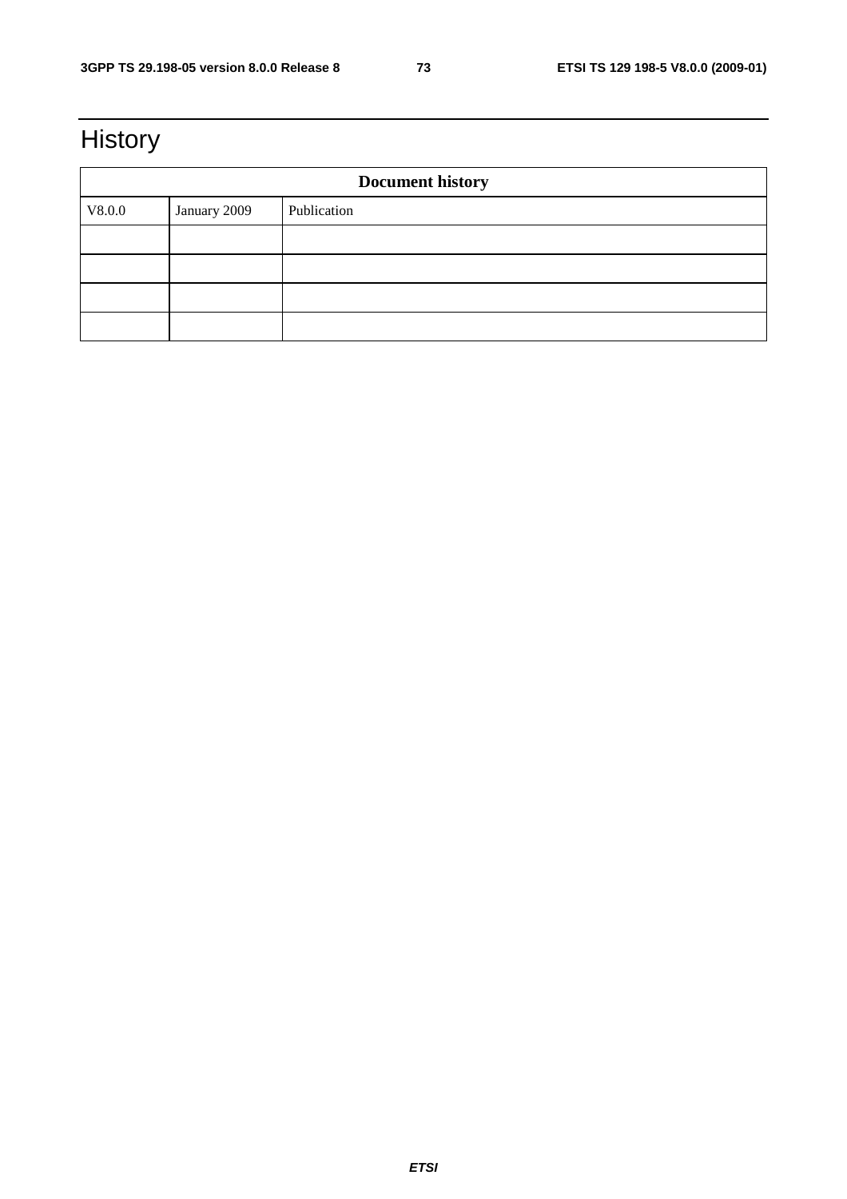# History

| Document history | | |
|---|---|---|
| V8.0.0 | January 2009 | Publication |
| | | |
| | | |
| | | |
| | | |